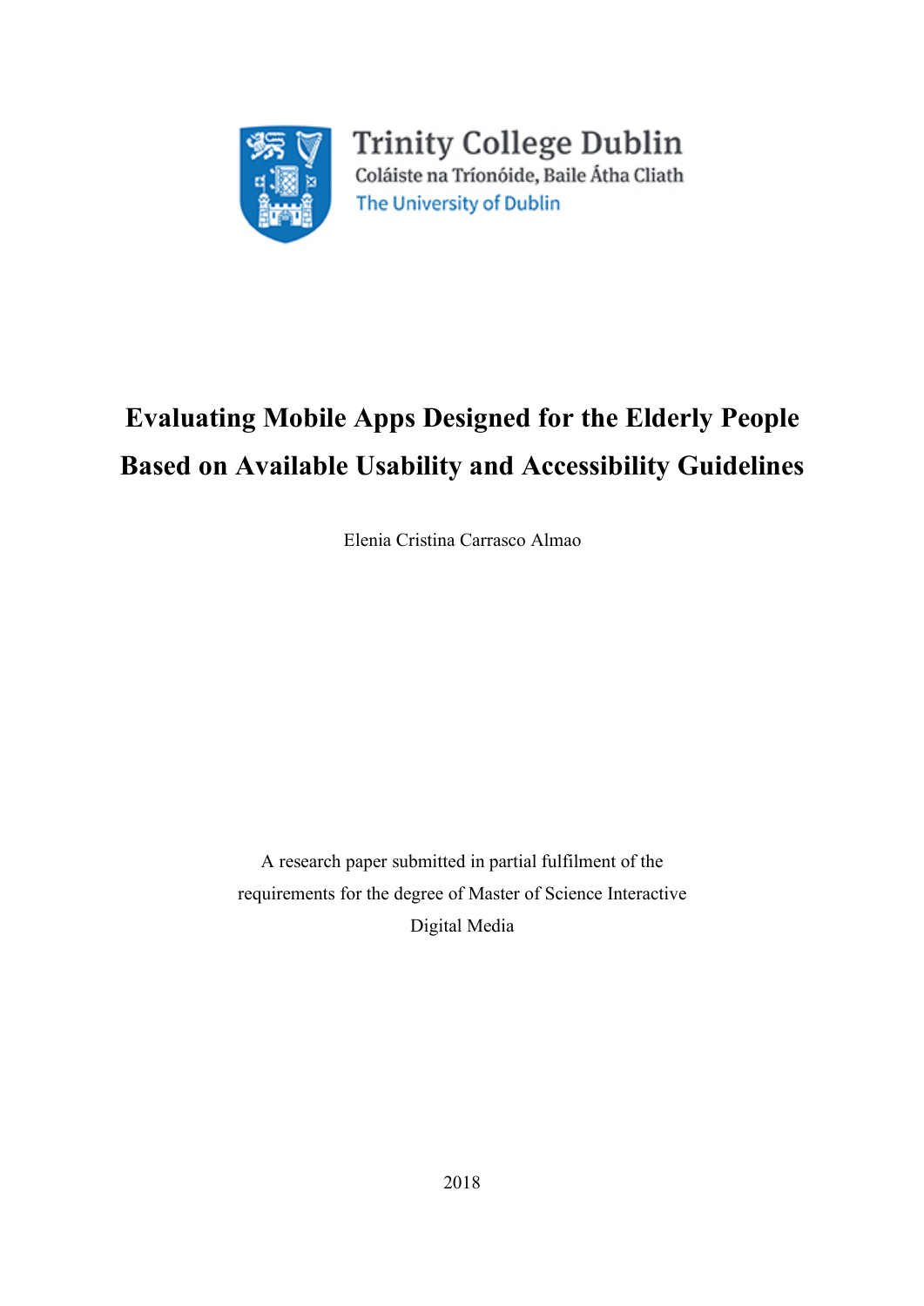Trinity College Dublin
Coláiste na Tríonóide, Baile Átha Cliath
The University of Dublin

# Evaluating Mobile Apps Designed for the Elderly People Based on Available Usability and Accessibility Guidelines

Elenia Cristina Carrasco Almao

A research paper submitted in partial fulfilment of the requirements for the degree of Master of Science Interactive Digital Media

2018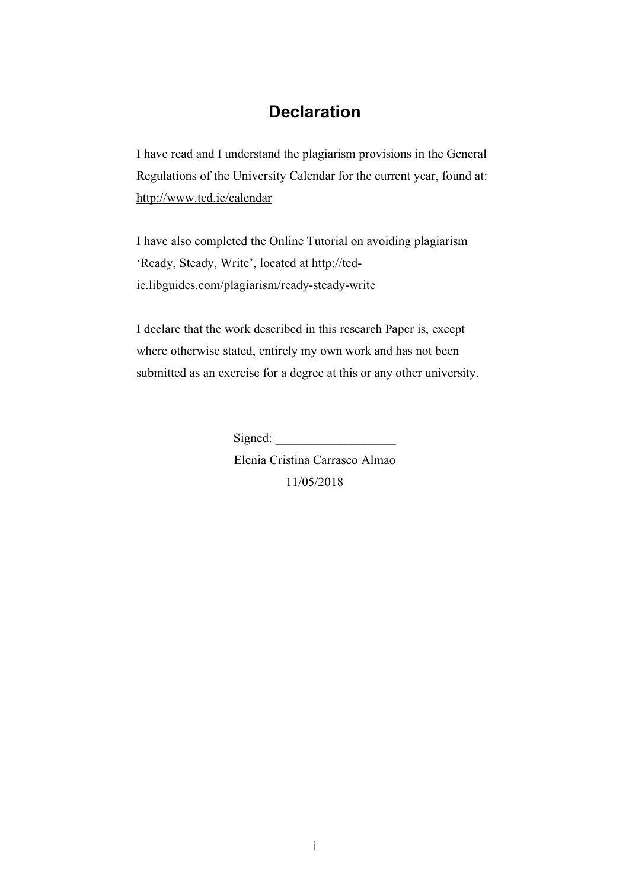# Declaration

I have read and I understand the plagiarism provisions in the General Regulations of the University Calendar for the current year, found at: http://www.tcd.ie/calendar

I have also completed the Online Tutorial on avoiding plagiarism 'Ready, Steady, Write', located at http://tcd-ie.libguides.com/plagiarism/ready-steady-write

I declare that the work described in this research Paper is, except where otherwise stated, entirely my own work and has not been submitted as an exercise for a degree at this or any other university.

Signed: ___________________

Elenia Cristina Carrasco Almao

11/05/2018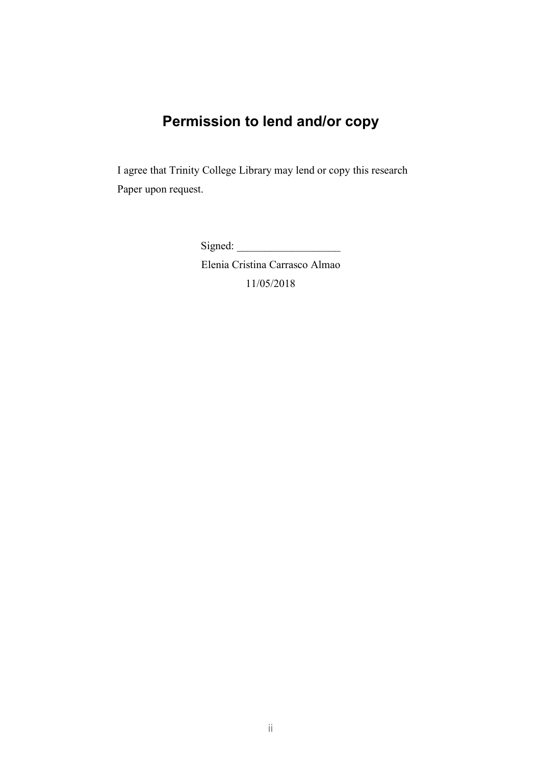# Permission to lend and/or copy

I agree that Trinity College Library may lend or copy this research Paper upon request.

Signed: ___________________

Elenia Cristina Carrasco Almao

11/05/2018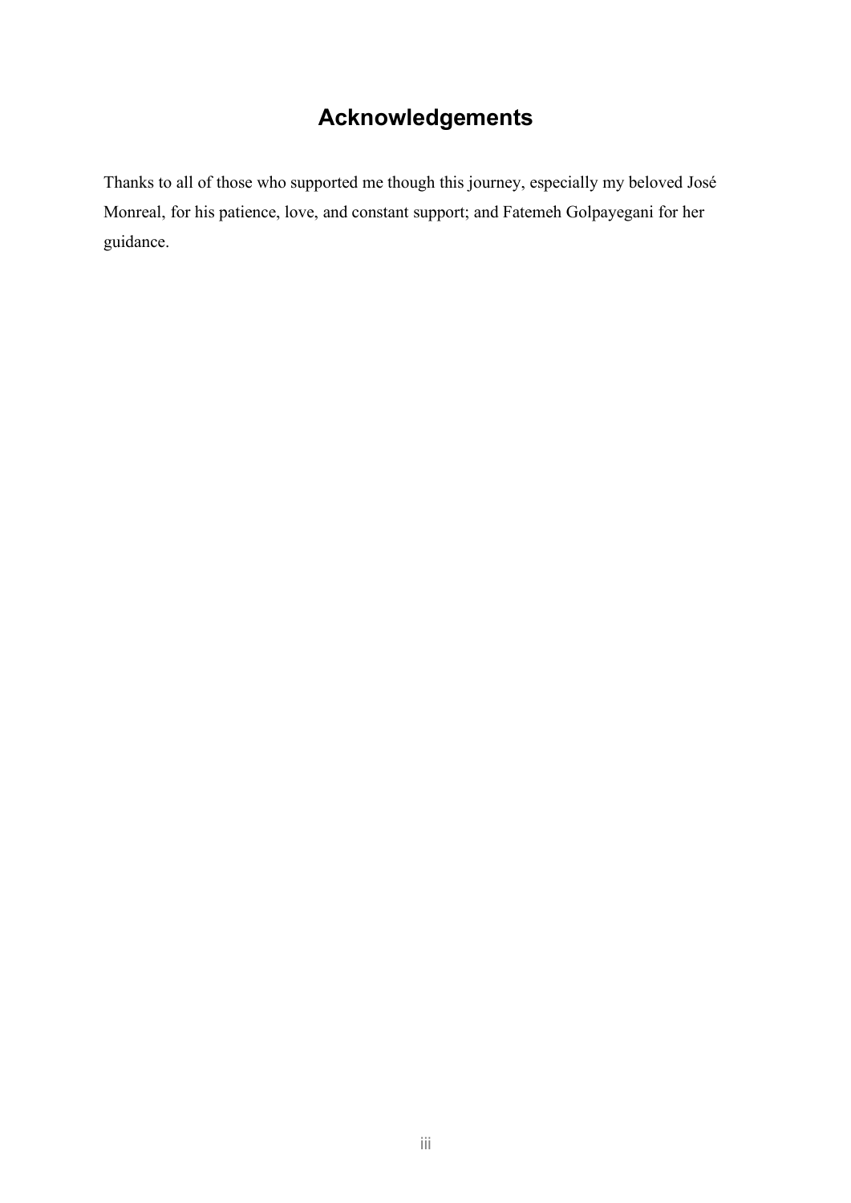# Acknowledgements

Thanks to all of those who supported me though this journey, especially my beloved José Monreal, for his patience, love, and constant support; and Fatemeh Golpayegani for her guidance.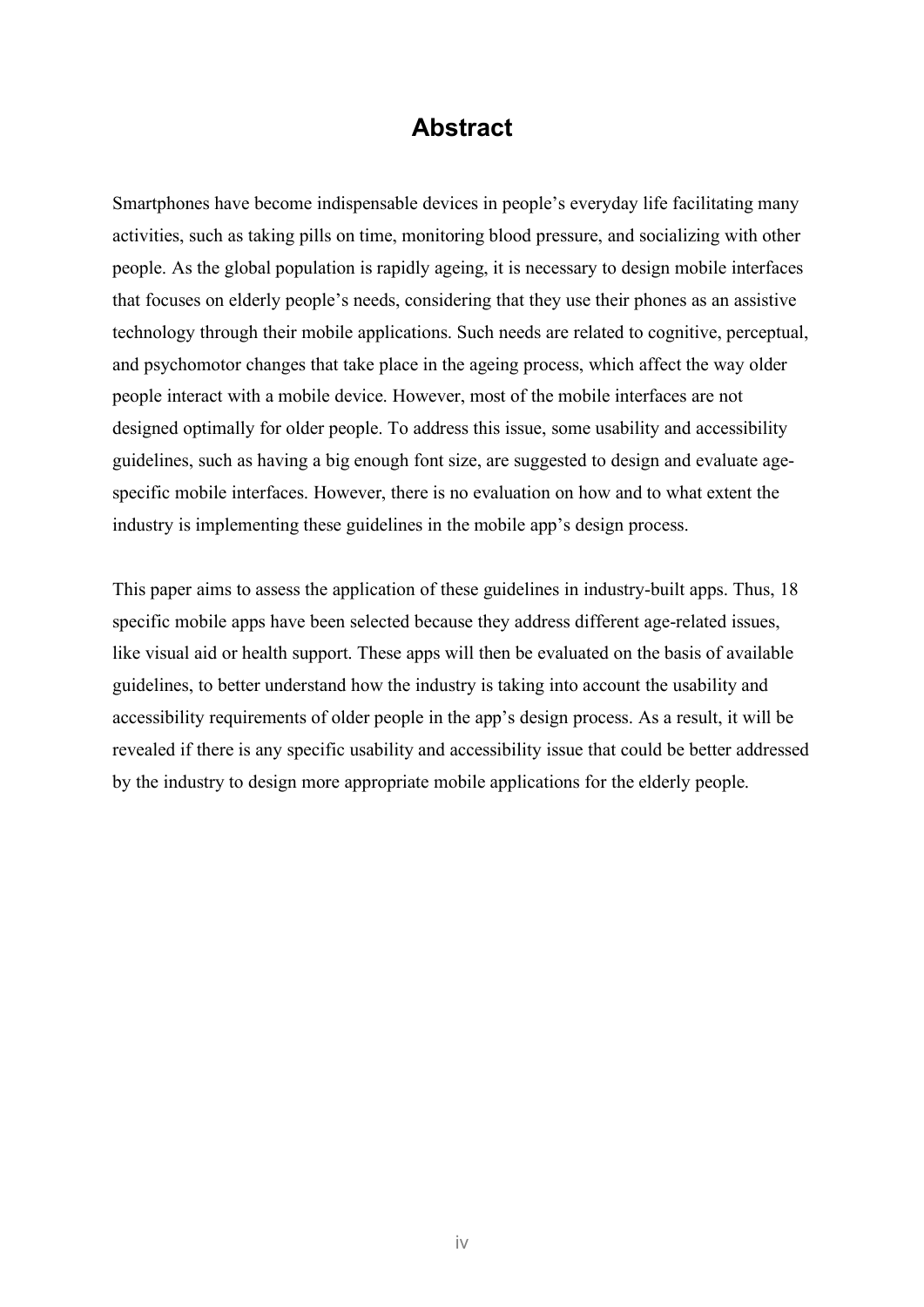# Abstract

Smartphones have become indispensable devices in people's everyday life facilitating many activities, such as taking pills on time, monitoring blood pressure, and socializing with other people. As the global population is rapidly ageing, it is necessary to design mobile interfaces that focuses on elderly people's needs, considering that they use their phones as an assistive technology through their mobile applications. Such needs are related to cognitive, perceptual, and psychomotor changes that take place in the ageing process, which affect the way older people interact with a mobile device. However, most of the mobile interfaces are not designed optimally for older people. To address this issue, some usability and accessibility guidelines, such as having a big enough font size, are suggested to design and evaluate age-specific mobile interfaces. However, there is no evaluation on how and to what extent the industry is implementing these guidelines in the mobile app's design process.

This paper aims to assess the application of these guidelines in industry-built apps. Thus, 18 specific mobile apps have been selected because they address different age-related issues, like visual aid or health support. These apps will then be evaluated on the basis of available guidelines, to better understand how the industry is taking into account the usability and accessibility requirements of older people in the app's design process. As a result, it will be revealed if there is any specific usability and accessibility issue that could be better addressed by the industry to design more appropriate mobile applications for the elderly people.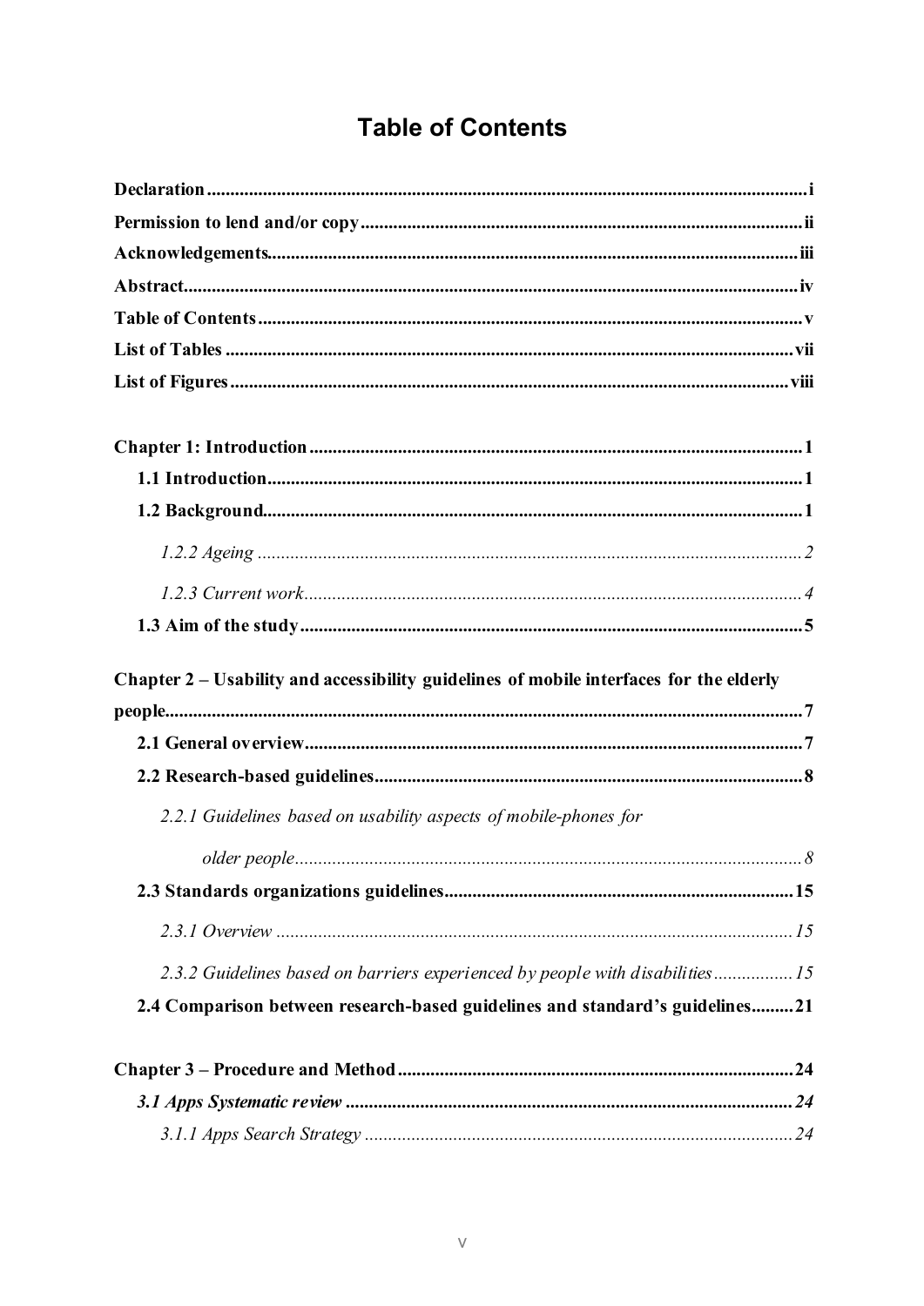# Table of Contents

**Declaration** ........ i

**Permission to lend and/or copy** ........ ii

**Acknowledgements** ........ iii

**Abstract** ........ iv

**Table of Contents** ........ v

**List of Tables** ........ vii

**List of Figures** ........ viii

**Chapter 1: Introduction** ........ 1

**1.1 Introduction** ........ 1

**1.2 Background** ........ 1

*1.2.2 Ageing* ........ 2

*1.2.3 Current work* ........ 4

**1.3 Aim of the study** ........ 5

**Chapter 2 – Usability and accessibility guidelines of mobile interfaces for the elderly people** ........ 7

**2.1 General overview** ........ 7

**2.2 Research-based guidelines** ........ 8

*2.2.1 Guidelines based on usability aspects of mobile-phones for older people* ........ 8

**2.3 Standards organizations guidelines** ........ 15

*2.3.1 Overview* ........ 15

*2.3.2 Guidelines based on barriers experienced by people with disabilities* ........ 15

**2.4 Comparison between research-based guidelines and standard's guidelines** ........ 21

**Chapter 3 – Procedure and Method** ........ 24

***3.1 Apps Systematic review*** ........ 24

*3.1.1 Apps Search Strategy* ........ 24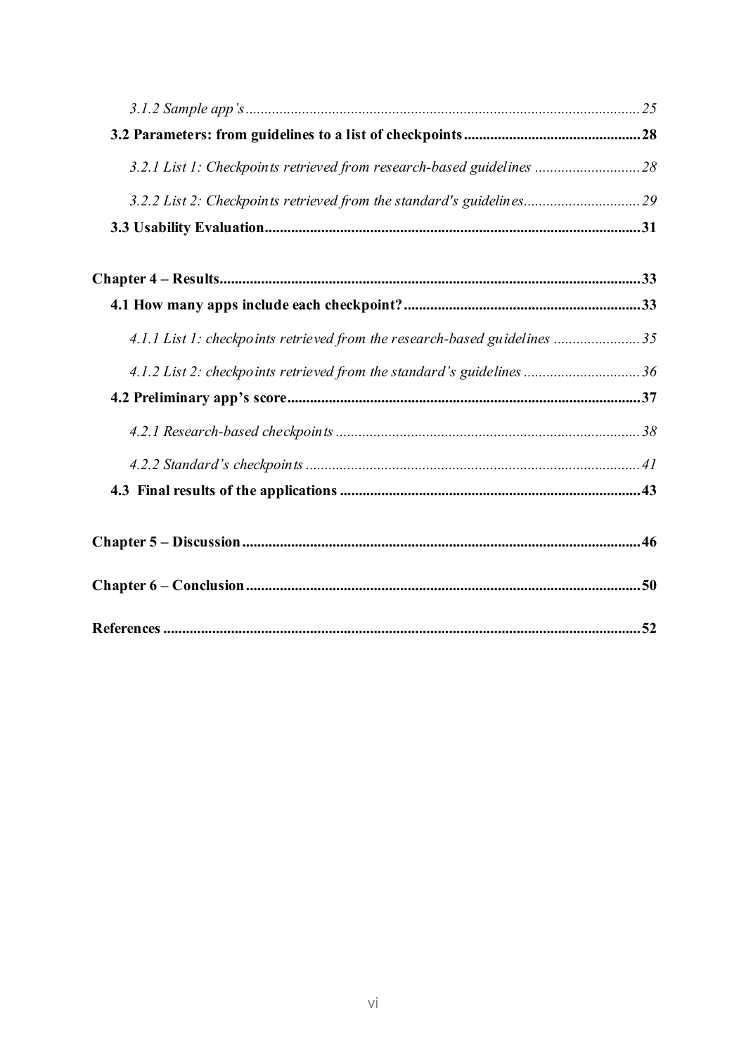*3.1.2 Sample app's* ........................................................................................................ *25*

**3.2 Parameters: from guidelines to a list of checkpoints** ............................................... **28**

*3.2.1 List 1: Checkpoints retrieved from research-based guidelines* ............................ *28*

*3.2.2 List 2: Checkpoints retrieved from the standard's guidelines* ............................... *29*

**3.3 Usability Evaluation** ................................................................................................... **31**

**Chapter 4 – Results** ............................................................................................................ **33**

**4.1 How many apps include each checkpoint?** ............................................................... **33**

*4.1.1 List 1: checkpoints retrieved from the research-based guidelines* ....................... *35*

*4.1.2 List 2: checkpoints retrieved from the standard's guidelines* ............................... *36*

**4.2 Preliminary app's score** .............................................................................................. **37**

*4.2.1 Research-based checkpoints* ................................................................................. *38*

*4.2.2 Standard's checkpoints* ......................................................................................... *41*

**4.3 Final results of the applications** ................................................................................. **43**

**Chapter 5 – Discussion** ...................................................................................................... **46**

**Chapter 6 – Conclusion** ...................................................................................................... **50**

**References** .......................................................................................................................... **52**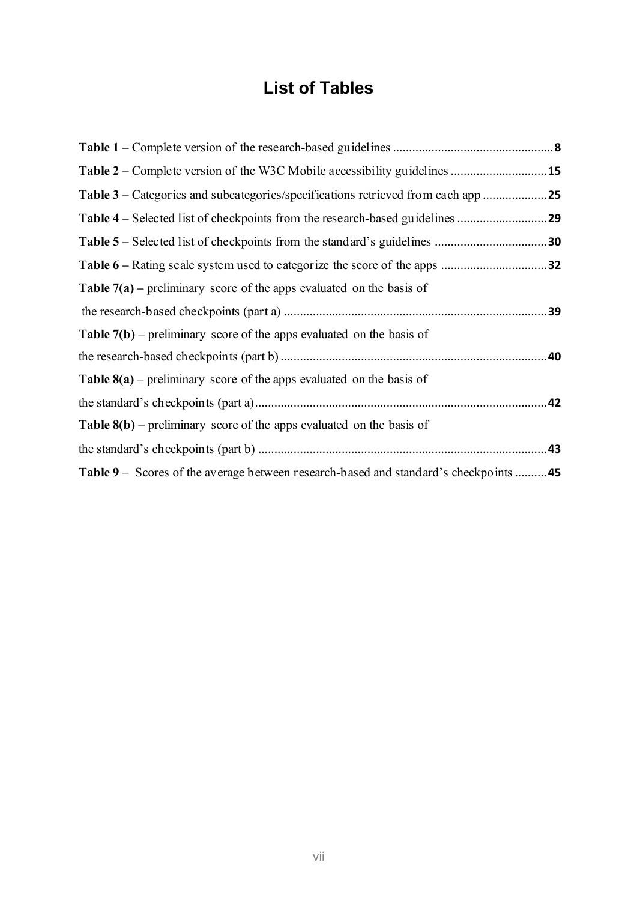# List of Tables

**Table 1 –** Complete version of the research-based guidelines .................................................. **8**

**Table 2 –** Complete version of the W3C Mobile accessibility guidelines .............................. **15**

**Table 3 –** Categories and subcategories/specifications retrieved from each app .................... **25**

**Table 4 –** Selected list of checkpoints from the research-based guidelines ............................ **29**

**Table 5 –** Selected list of checkpoints from the standard's guidelines ................................... **30**

**Table 6 –** Rating scale system used to categorize the score of the apps ................................. **32**

**Table 7(a) –** preliminary score of the apps evaluated on the basis of the research-based checkpoints (part a) .................................................................................. **39**

**Table 7(b)** – preliminary score of the apps evaluated on the basis of the research-based checkpoints (part b) ................................................................................... **40**

**Table 8(a)** – preliminary score of the apps evaluated on the basis of the standard's checkpoints (part a) .......................................................................................... **42**

**Table 8(b)** – preliminary score of the apps evaluated on the basis of the standard's checkpoints (part b) ......................................................................................... **43**

**Table 9** – Scores of the average between research-based and standard's checkpoints .......... **45**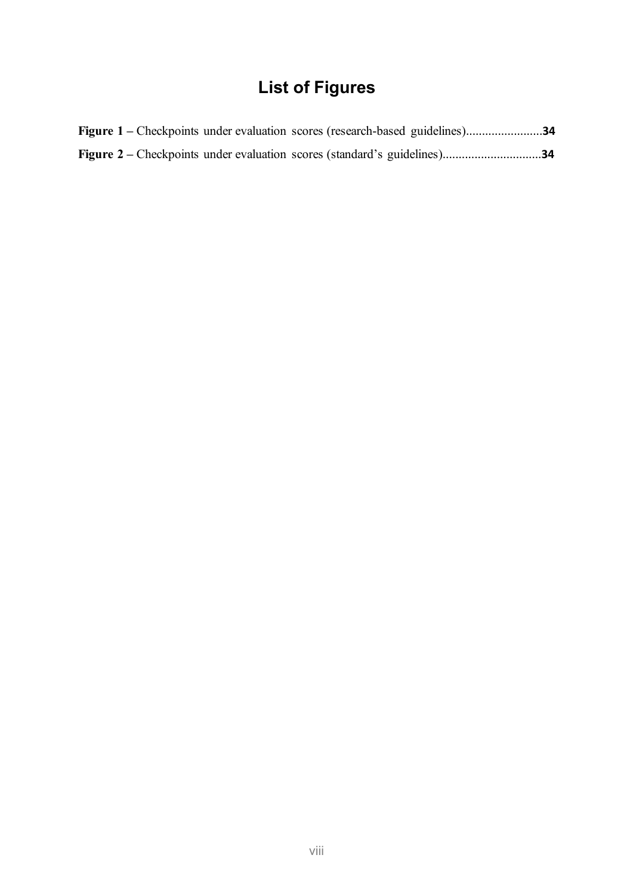# List of Figures

**Figure 1** – Checkpoints under evaluation scores (research-based guidelines)........................**34**

**Figure 2** – Checkpoints under evaluation scores (standard’s guidelines)..............................**34**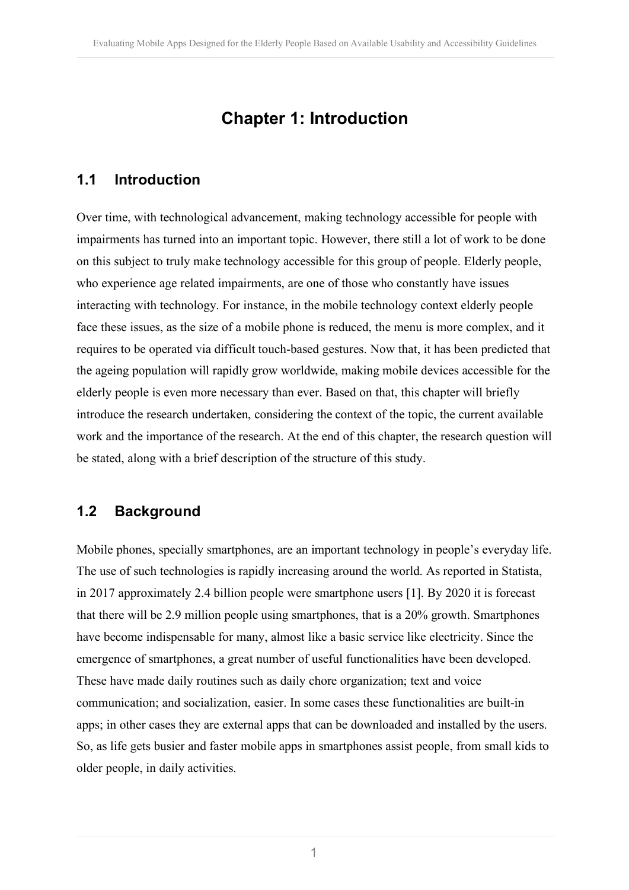# Chapter 1: Introduction

## 1.1 Introduction

Over time, with technological advancement, making technology accessible for people with impairments has turned into an important topic. However, there still a lot of work to be done on this subject to truly make technology accessible for this group of people. Elderly people, who experience age related impairments, are one of those who constantly have issues interacting with technology. For instance, in the mobile technology context elderly people face these issues, as the size of a mobile phone is reduced, the menu is more complex, and it requires to be operated via difficult touch-based gestures. Now that, it has been predicted that the ageing population will rapidly grow worldwide, making mobile devices accessible for the elderly people is even more necessary than ever. Based on that, this chapter will briefly introduce the research undertaken, considering the context of the topic, the current available work and the importance of the research. At the end of this chapter, the research question will be stated, along with a brief description of the structure of this study.

## 1.2 Background

Mobile phones, specially smartphones, are an important technology in people's everyday life. The use of such technologies is rapidly increasing around the world. As reported in Statista, in 2017 approximately 2.4 billion people were smartphone users [1]. By 2020 it is forecast that there will be 2.9 million people using smartphones, that is a 20% growth. Smartphones have become indispensable for many, almost like a basic service like electricity. Since the emergence of smartphones, a great number of useful functionalities have been developed. These have made daily routines such as daily chore organization; text and voice communication; and socialization, easier. In some cases these functionalities are built-in apps; in other cases they are external apps that can be downloaded and installed by the users. So, as life gets busier and faster mobile apps in smartphones assist people, from small kids to older people, in daily activities.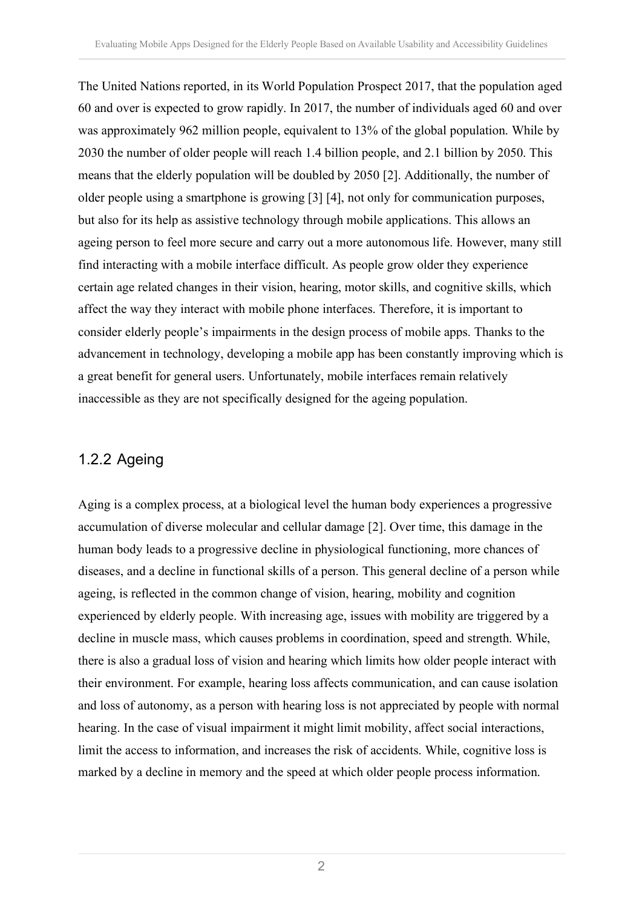The United Nations reported, in its World Population Prospect 2017, that the population aged 60 and over is expected to grow rapidly. In 2017, the number of individuals aged 60 and over was approximately 962 million people, equivalent to 13% of the global population. While by 2030 the number of older people will reach 1.4 billion people, and 2.1 billion by 2050. This means that the elderly population will be doubled by 2050 [2]. Additionally, the number of older people using a smartphone is growing [3] [4], not only for communication purposes, but also for its help as assistive technology through mobile applications. This allows an ageing person to feel more secure and carry out a more autonomous life. However, many still find interacting with a mobile interface difficult. As people grow older they experience certain age related changes in their vision, hearing, motor skills, and cognitive skills, which affect the way they interact with mobile phone interfaces. Therefore, it is important to consider elderly people's impairments in the design process of mobile apps. Thanks to the advancement in technology, developing a mobile app has been constantly improving which is a great benefit for general users. Unfortunately, mobile interfaces remain relatively inaccessible as they are not specifically designed for the ageing population.

### 1.2.2 Ageing

Aging is a complex process, at a biological level the human body experiences a progressive accumulation of diverse molecular and cellular damage [2]. Over time, this damage in the human body leads to a progressive decline in physiological functioning, more chances of diseases, and a decline in functional skills of a person. This general decline of a person while ageing, is reflected in the common change of vision, hearing, mobility and cognition experienced by elderly people. With increasing age, issues with mobility are triggered by a decline in muscle mass, which causes problems in coordination, speed and strength. While, there is also a gradual loss of vision and hearing which limits how older people interact with their environment. For example, hearing loss affects communication, and can cause isolation and loss of autonomy, as a person with hearing loss is not appreciated by people with normal hearing. In the case of visual impairment it might limit mobility, affect social interactions, limit the access to information, and increases the risk of accidents. While, cognitive loss is marked by a decline in memory and the speed at which older people process information.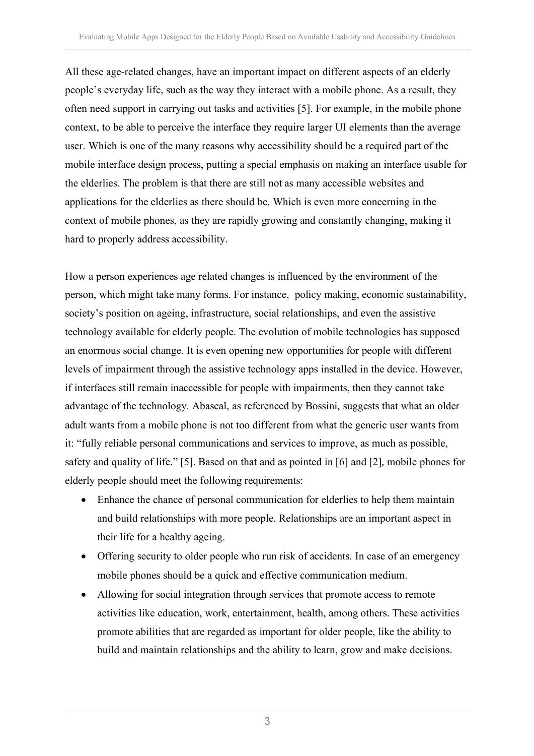All these age-related changes, have an important impact on different aspects of an elderly people's everyday life, such as the way they interact with a mobile phone. As a result, they often need support in carrying out tasks and activities [5]. For example, in the mobile phone context, to be able to perceive the interface they require larger UI elements than the average user. Which is one of the many reasons why accessibility should be a required part of the mobile interface design process, putting a special emphasis on making an interface usable for the elderlies. The problem is that there are still not as many accessible websites and applications for the elderlies as there should be. Which is even more concerning in the context of mobile phones, as they are rapidly growing and constantly changing, making it hard to properly address accessibility.

How a person experiences age related changes is influenced by the environment of the person, which might take many forms. For instance, policy making, economic sustainability, society's position on ageing, infrastructure, social relationships, and even the assistive technology available for elderly people. The evolution of mobile technologies has supposed an enormous social change. It is even opening new opportunities for people with different levels of impairment through the assistive technology apps installed in the device. However, if interfaces still remain inaccessible for people with impairments, then they cannot take advantage of the technology. Abascal, as referenced by Bossini, suggests that what an older adult wants from a mobile phone is not too different from what the generic user wants from it: "fully reliable personal communications and services to improve, as much as possible, safety and quality of life." [5]. Based on that and as pointed in [6] and [2], mobile phones for elderly people should meet the following requirements:

- Enhance the chance of personal communication for elderlies to help them maintain and build relationships with more people. Relationships are an important aspect in their life for a healthy ageing.
- Offering security to older people who run risk of accidents. In case of an emergency mobile phones should be a quick and effective communication medium.
- Allowing for social integration through services that promote access to remote activities like education, work, entertainment, health, among others. These activities promote abilities that are regarded as important for older people, like the ability to build and maintain relationships and the ability to learn, grow and make decisions.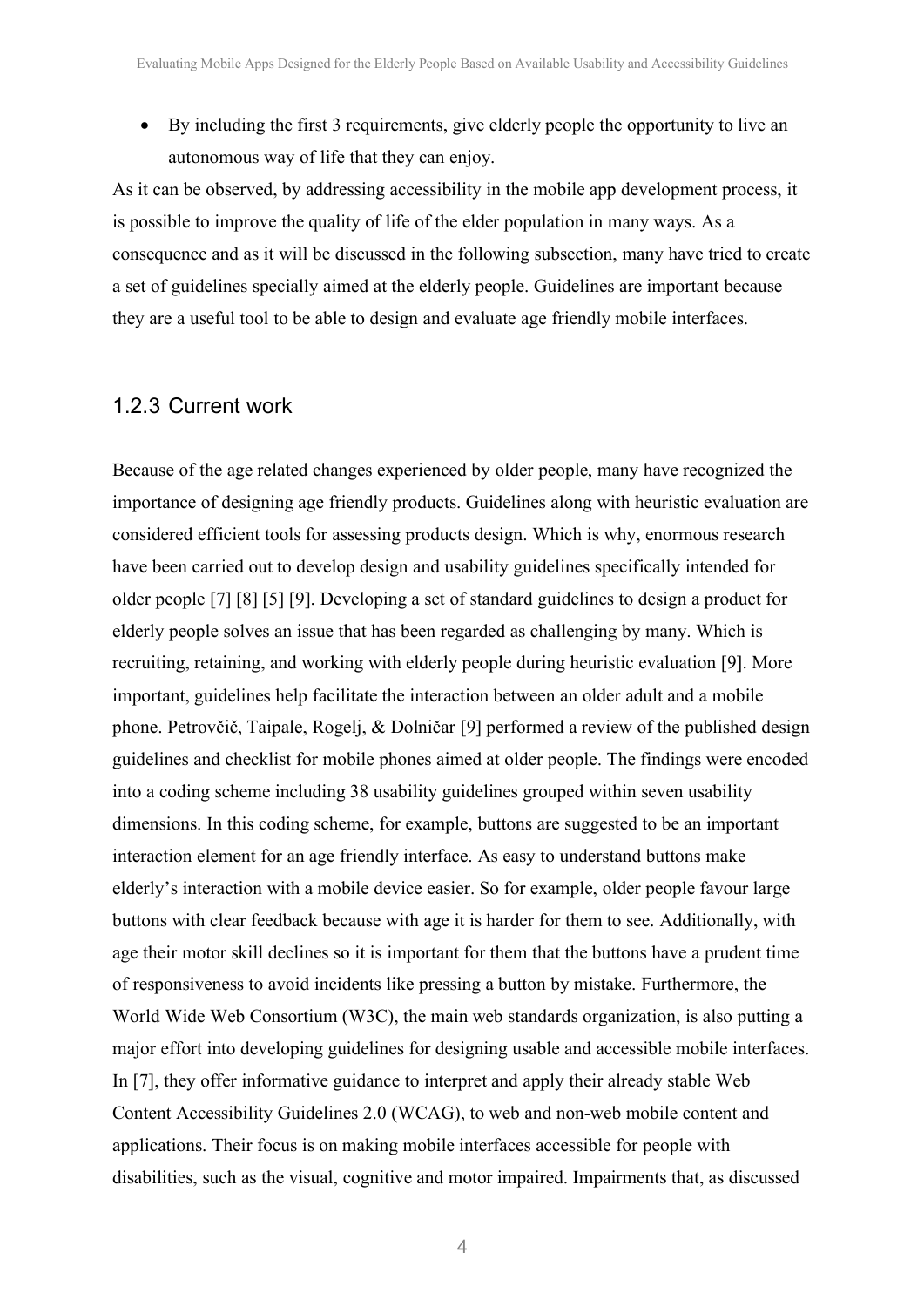- By including the first 3 requirements, give elderly people the opportunity to live an autonomous way of life that they can enjoy.

As it can be observed, by addressing accessibility in the mobile app development process, it is possible to improve the quality of life of the elder population in many ways. As a consequence and as it will be discussed in the following subsection, many have tried to create a set of guidelines specially aimed at the elderly people. Guidelines are important because they are a useful tool to be able to design and evaluate age friendly mobile interfaces.

### 1.2.3 Current work

Because of the age related changes experienced by older people, many have recognized the importance of designing age friendly products. Guidelines along with heuristic evaluation are considered efficient tools for assessing products design. Which is why, enormous research have been carried out to develop design and usability guidelines specifically intended for older people [7] [8] [5] [9]. Developing a set of standard guidelines to design a product for elderly people solves an issue that has been regarded as challenging by many. Which is recruiting, retaining, and working with elderly people during heuristic evaluation [9]. More important, guidelines help facilitate the interaction between an older adult and a mobile phone. Petrovčič, Taipale, Rogelj, & Dolničar [9] performed a review of the published design guidelines and checklist for mobile phones aimed at older people. The findings were encoded into a coding scheme including 38 usability guidelines grouped within seven usability dimensions. In this coding scheme, for example, buttons are suggested to be an important interaction element for an age friendly interface. As easy to understand buttons make elderly's interaction with a mobile device easier. So for example, older people favour large buttons with clear feedback because with age it is harder for them to see. Additionally, with age their motor skill declines so it is important for them that the buttons have a prudent time of responsiveness to avoid incidents like pressing a button by mistake. Furthermore, the World Wide Web Consortium (W3C), the main web standards organization, is also putting a major effort into developing guidelines for designing usable and accessible mobile interfaces. In [7], they offer informative guidance to interpret and apply their already stable Web Content Accessibility Guidelines 2.0 (WCAG), to web and non-web mobile content and applications. Their focus is on making mobile interfaces accessible for people with disabilities, such as the visual, cognitive and motor impaired. Impairments that, as discussed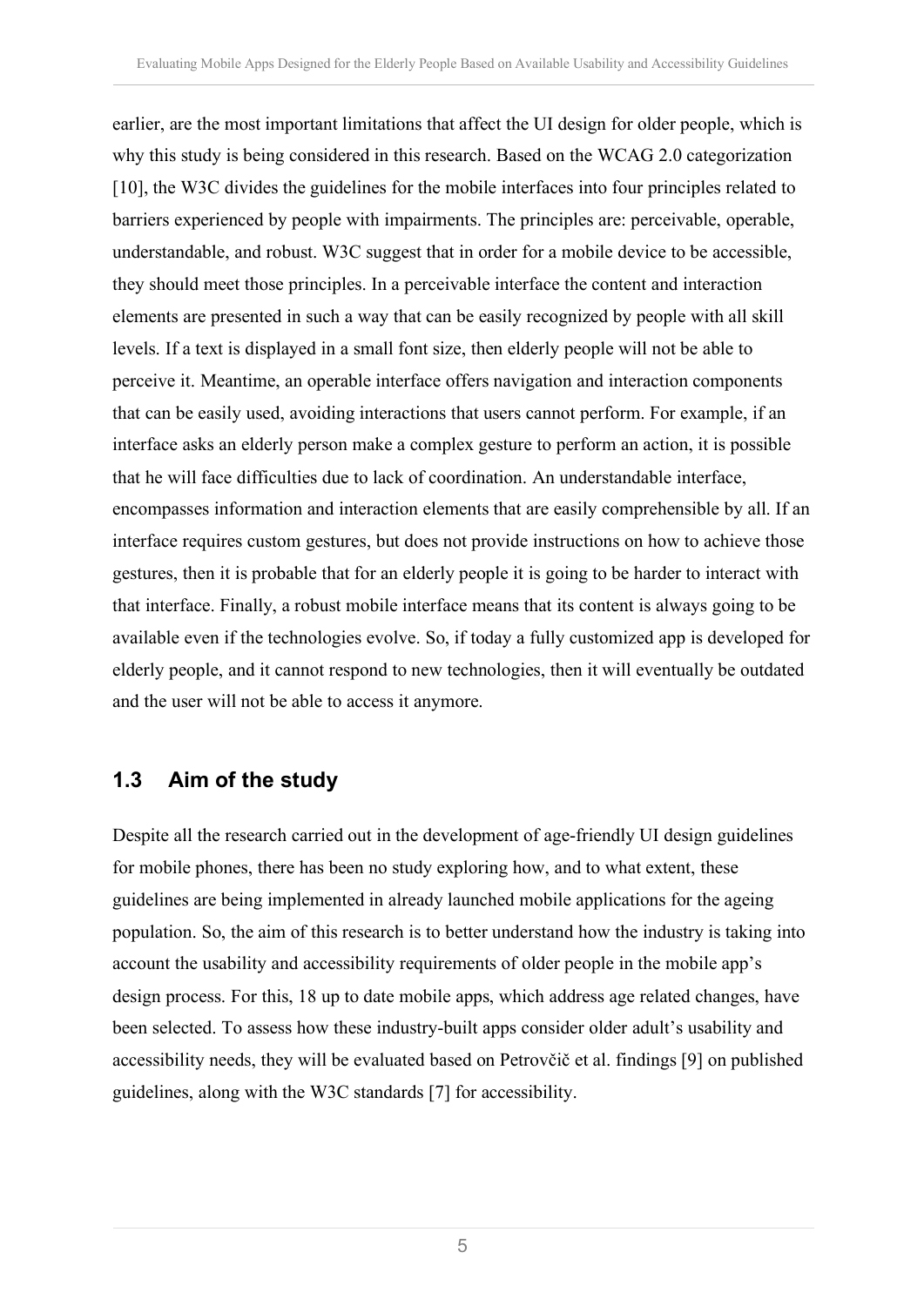earlier, are the most important limitations that affect the UI design for older people, which is why this study is being considered in this research. Based on the WCAG 2.0 categorization [10], the W3C divides the guidelines for the mobile interfaces into four principles related to barriers experienced by people with impairments. The principles are: perceivable, operable, understandable, and robust. W3C suggest that in order for a mobile device to be accessible, they should meet those principles. In a perceivable interface the content and interaction elements are presented in such a way that can be easily recognized by people with all skill levels. If a text is displayed in a small font size, then elderly people will not be able to perceive it. Meantime, an operable interface offers navigation and interaction components that can be easily used, avoiding interactions that users cannot perform. For example, if an interface asks an elderly person make a complex gesture to perform an action, it is possible that he will face difficulties due to lack of coordination. An understandable interface, encompasses information and interaction elements that are easily comprehensible by all. If an interface requires custom gestures, but does not provide instructions on how to achieve those gestures, then it is probable that for an elderly people it is going to be harder to interact with that interface. Finally, a robust mobile interface means that its content is always going to be available even if the technologies evolve. So, if today a fully customized app is developed for elderly people, and it cannot respond to new technologies, then it will eventually be outdated and the user will not be able to access it anymore.

## 1.3 Aim of the study

Despite all the research carried out in the development of age-friendly UI design guidelines for mobile phones, there has been no study exploring how, and to what extent, these guidelines are being implemented in already launched mobile applications for the ageing population. So, the aim of this research is to better understand how the industry is taking into account the usability and accessibility requirements of older people in the mobile app's design process. For this, 18 up to date mobile apps, which address age related changes, have been selected. To assess how these industry-built apps consider older adult's usability and accessibility needs, they will be evaluated based on Petrovčič et al. findings [9] on published guidelines, along with the W3C standards [7] for accessibility.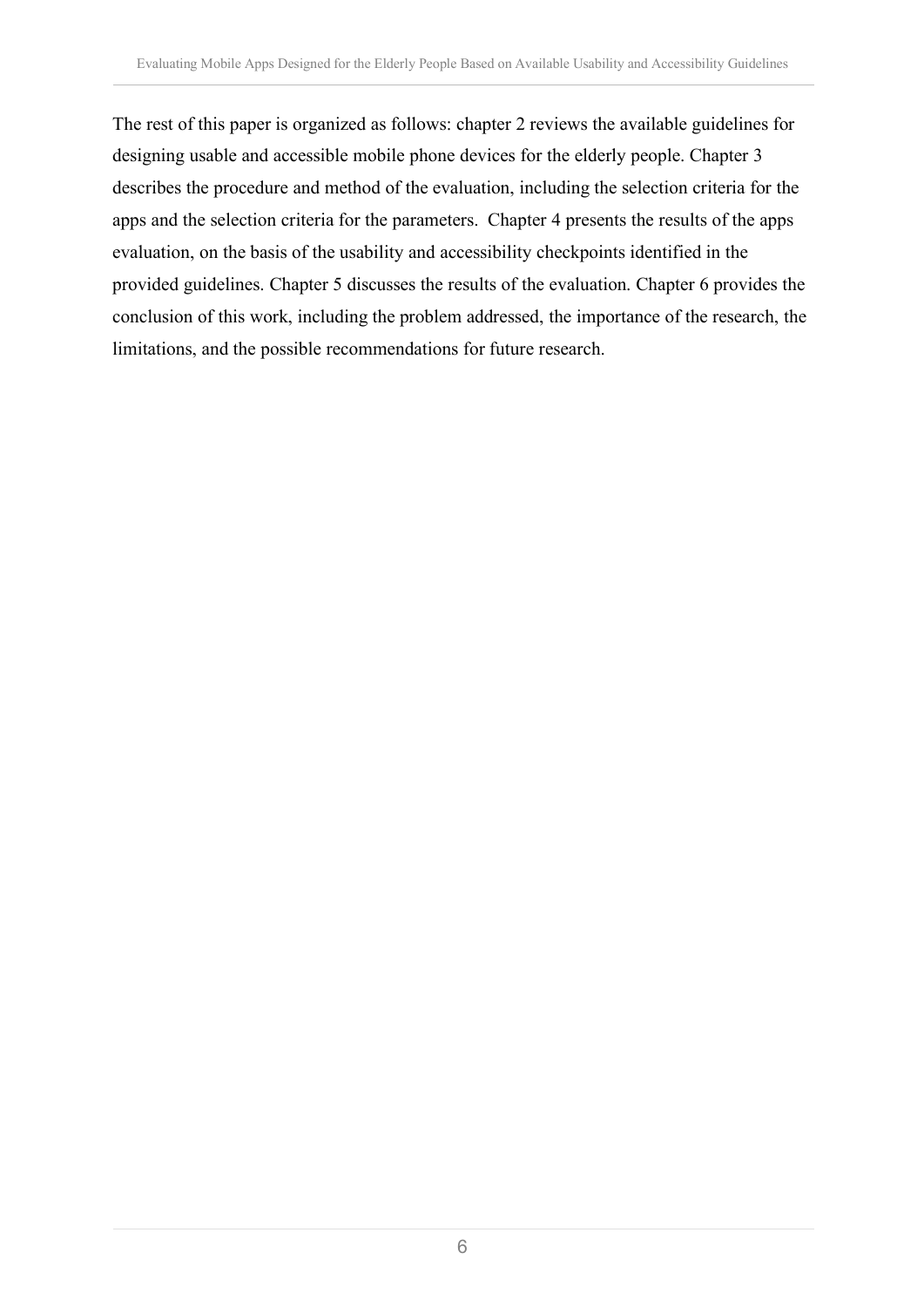The rest of this paper is organized as follows: chapter 2 reviews the available guidelines for designing usable and accessible mobile phone devices for the elderly people. Chapter 3 describes the procedure and method of the evaluation, including the selection criteria for the apps and the selection criteria for the parameters.  Chapter 4 presents the results of the apps evaluation, on the basis of the usability and accessibility checkpoints identified in the provided guidelines. Chapter 5 discusses the results of the evaluation. Chapter 6 provides the conclusion of this work, including the problem addressed, the importance of the research, the limitations, and the possible recommendations for future research.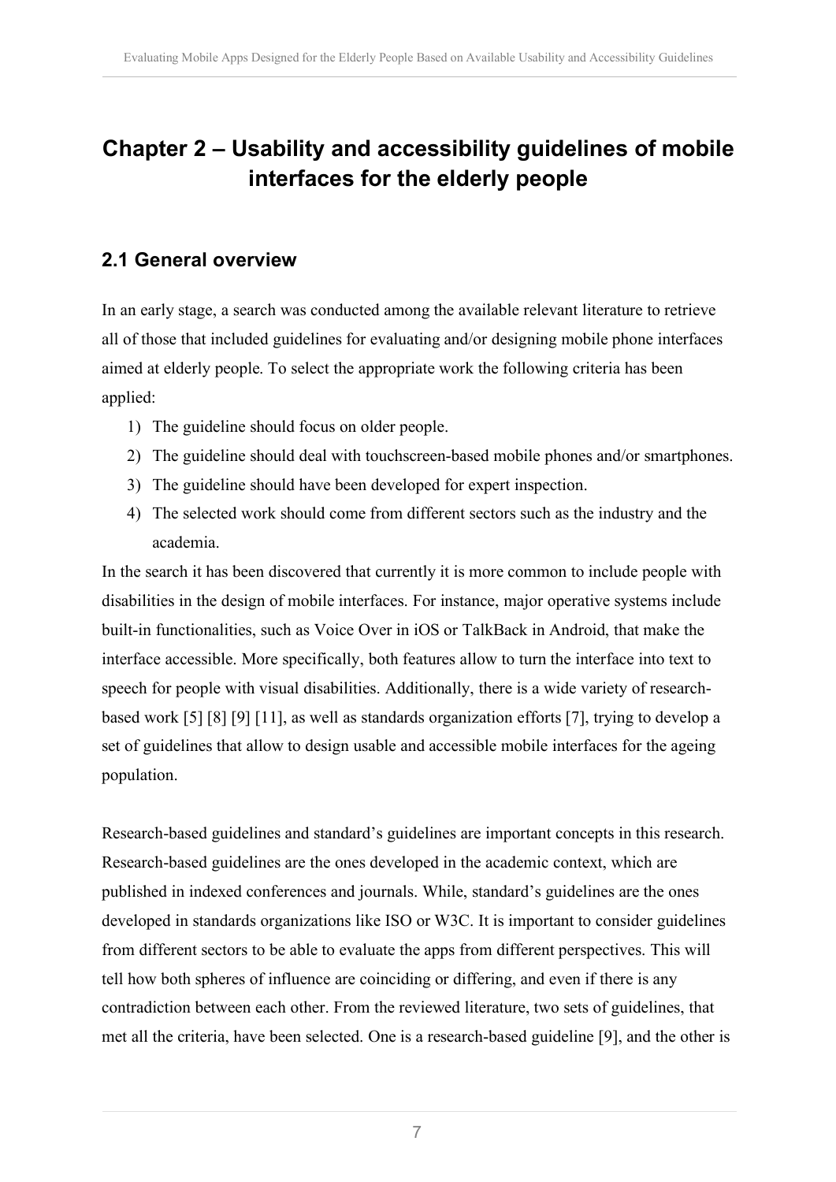# Chapter 2 – Usability and accessibility guidelines of mobile interfaces for the elderly people

## 2.1 General overview

In an early stage, a search was conducted among the available relevant literature to retrieve all of those that included guidelines for evaluating and/or designing mobile phone interfaces aimed at elderly people. To select the appropriate work the following criteria has been applied:

1) The guideline should focus on older people.
2) The guideline should deal with touchscreen-based mobile phones and/or smartphones.
3) The guideline should have been developed for expert inspection.
4) The selected work should come from different sectors such as the industry and the academia.

In the search it has been discovered that currently it is more common to include people with disabilities in the design of mobile interfaces. For instance, major operative systems include built-in functionalities, such as Voice Over in iOS or TalkBack in Android, that make the interface accessible. More specifically, both features allow to turn the interface into text to speech for people with visual disabilities. Additionally, there is a wide variety of research-based work [5] [8] [9] [11], as well as standards organization efforts [7], trying to develop a set of guidelines that allow to design usable and accessible mobile interfaces for the ageing population.

Research-based guidelines and standard's guidelines are important concepts in this research. Research-based guidelines are the ones developed in the academic context, which are published in indexed conferences and journals. While, standard's guidelines are the ones developed in standards organizations like ISO or W3C. It is important to consider guidelines from different sectors to be able to evaluate the apps from different perspectives. This will tell how both spheres of influence are coinciding or differing, and even if there is any contradiction between each other. From the reviewed literature, two sets of guidelines, that met all the criteria, have been selected. One is a research-based guideline [9], and the other is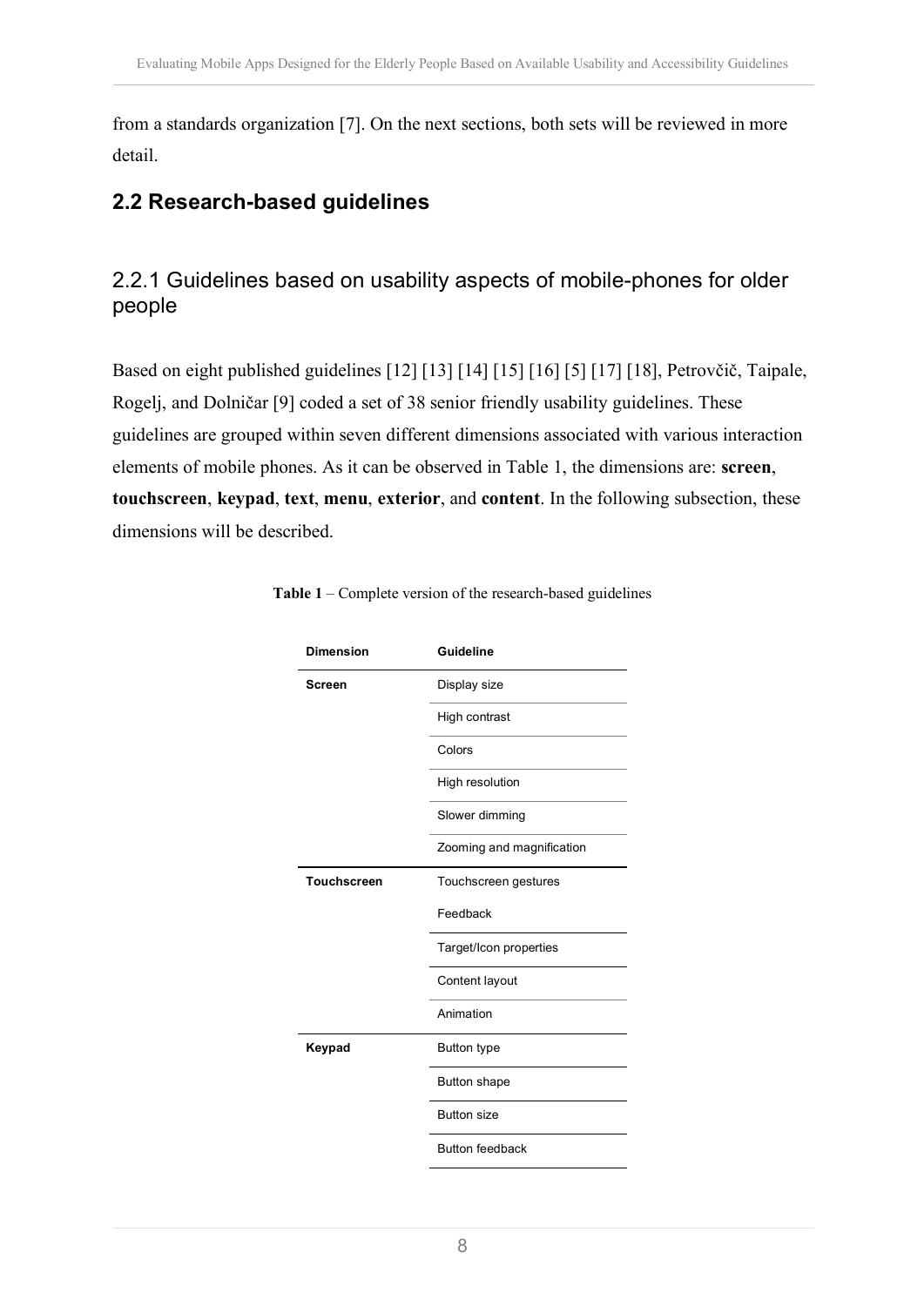from a standards organization [7]. On the next sections, both sets will be reviewed in more detail.

## 2.2 Research-based guidelines

### 2.2.1 Guidelines based on usability aspects of mobile-phones for older people

Based on eight published guidelines [12] [13] [14] [15] [16] [5] [17] [18], Petrovčič, Taipale, Rogelj, and Dolničar [9] coded a set of 38 senior friendly usability guidelines. These guidelines are grouped within seven different dimensions associated with various interaction elements of mobile phones. As it can be observed in Table 1, the dimensions are: **screen**, **touchscreen**, **keypad**, **text**, **menu**, **exterior**, and **content**. In the following subsection, these dimensions will be described.

**Table 1** – Complete version of the research-based guidelines

| Dimension | Guideline |
|---|---|
| **Screen** | Display size |
| | High contrast |
| | Colors |
| | High resolution |
| | Slower dimming |
| | Zooming and magnification |
| **Touchscreen** | Touchscreen gestures |
| | Feedback |
| | Target/Icon properties |
| | Content layout |
| | Animation |
| **Keypad** | Button type |
| | Button shape |
| | Button size |
| | Button feedback |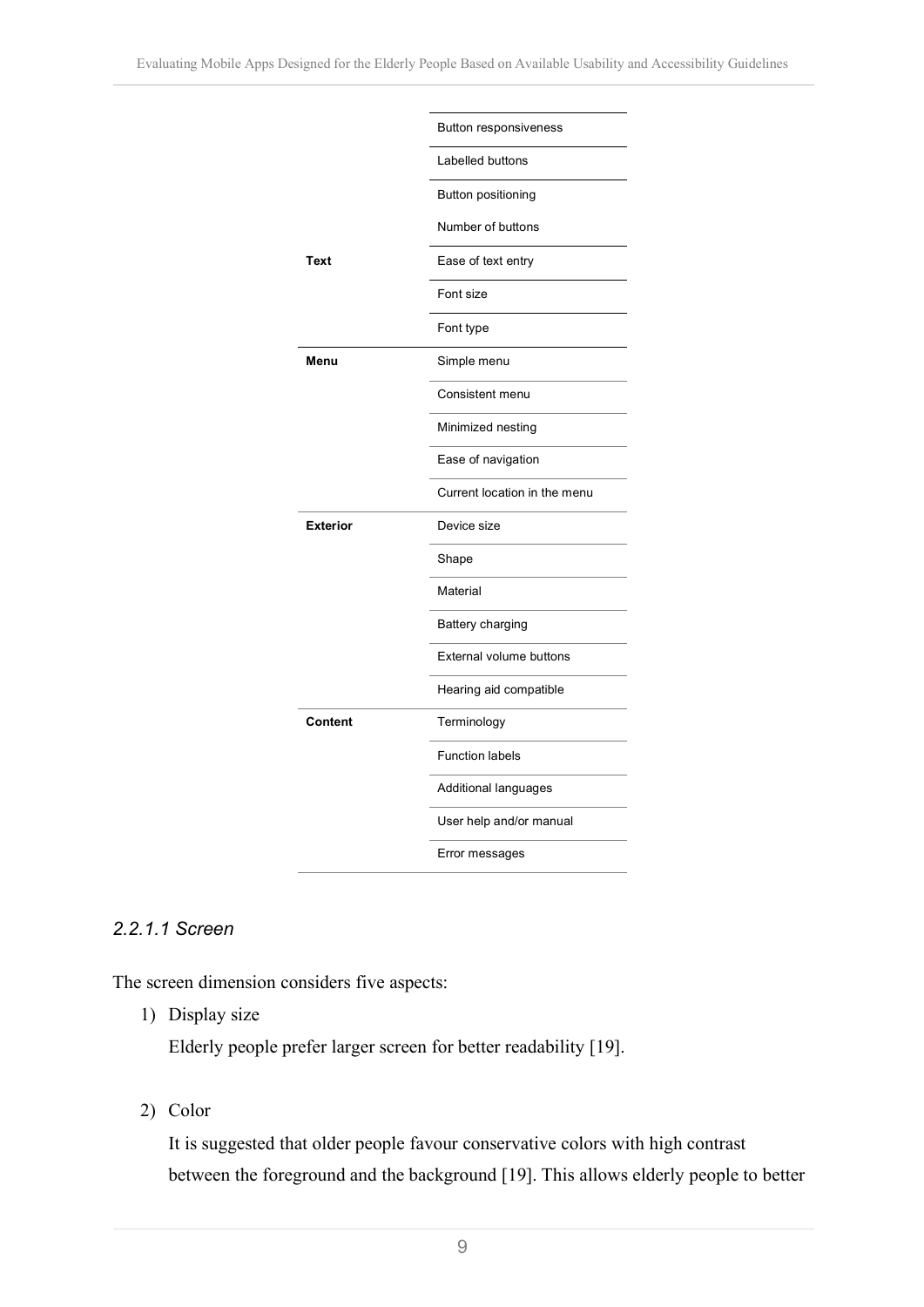| | |
|---|---|
| | Button responsiveness |
| | Labelled buttons |
| | Button positioning |
| | Number of buttons |
| **Text** | Ease of text entry |
| | Font size |
| | Font type |
| **Menu** | Simple menu |
| | Consistent menu |
| | Minimized nesting |
| | Ease of navigation |
| | Current location in the menu |
| **Exterior** | Device size |
| | Shape |
| | Material |
| | Battery charging |
| | External volume buttons |
| | Hearing aid compatible |
| **Content** | Terminology |
| | Function labels |
| | Additional languages |
| | User help and/or manual |
| | Error messages |

#### *2.2.1.1 Screen*

The screen dimension considers five aspects:

1) Display size

   Elderly people prefer larger screen for better readability [19].

2) Color

   It is suggested that older people favour conservative colors with high contrast between the foreground and the background [19]. This allows elderly people to better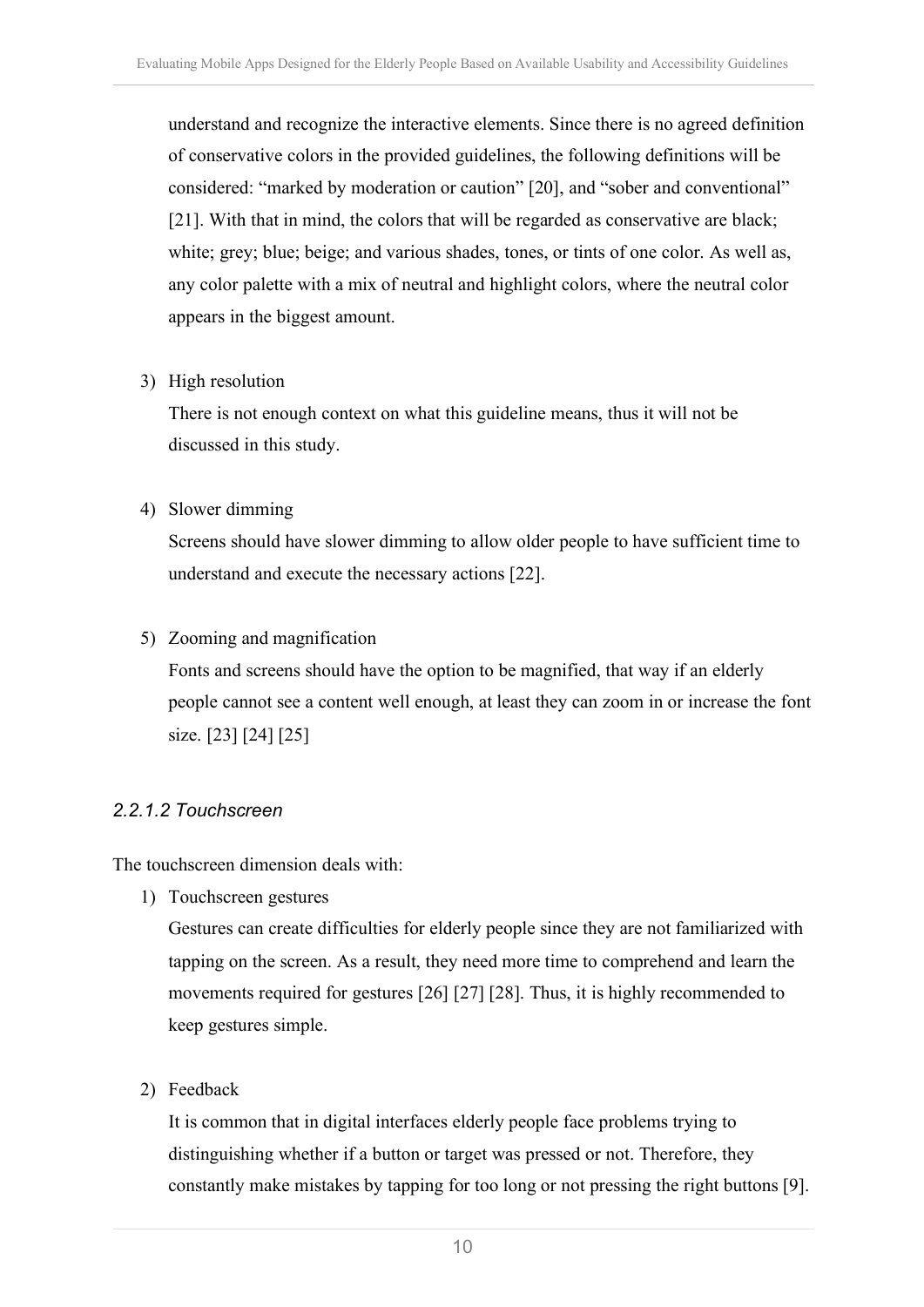understand and recognize the interactive elements. Since there is no agreed definition of conservative colors in the provided guidelines, the following definitions will be considered: "marked by moderation or caution" [20], and "sober and conventional" [21]. With that in mind, the colors that will be regarded as conservative are black; white; grey; blue; beige; and various shades, tones, or tints of one color. As well as, any color palette with a mix of neutral and highlight colors, where the neutral color appears in the biggest amount.

3) High resolution

   There is not enough context on what this guideline means, thus it will not be discussed in this study.

4) Slower dimming

   Screens should have slower dimming to allow older people to have sufficient time to understand and execute the necessary actions [22].

5) Zooming and magnification

   Fonts and screens should have the option to be magnified, that way if an elderly people cannot see a content well enough, at least they can zoom in or increase the font size. [23] [24] [25]

#### *2.2.1.2 Touchscreen*

The touchscreen dimension deals with:

1) Touchscreen gestures

   Gestures can create difficulties for elderly people since they are not familiarized with tapping on the screen. As a result, they need more time to comprehend and learn the movements required for gestures [26] [27] [28]. Thus, it is highly recommended to keep gestures simple.

2) Feedback

   It is common that in digital interfaces elderly people face problems trying to distinguishing whether if a button or target was pressed or not. Therefore, they constantly make mistakes by tapping for too long or not pressing the right buttons [9].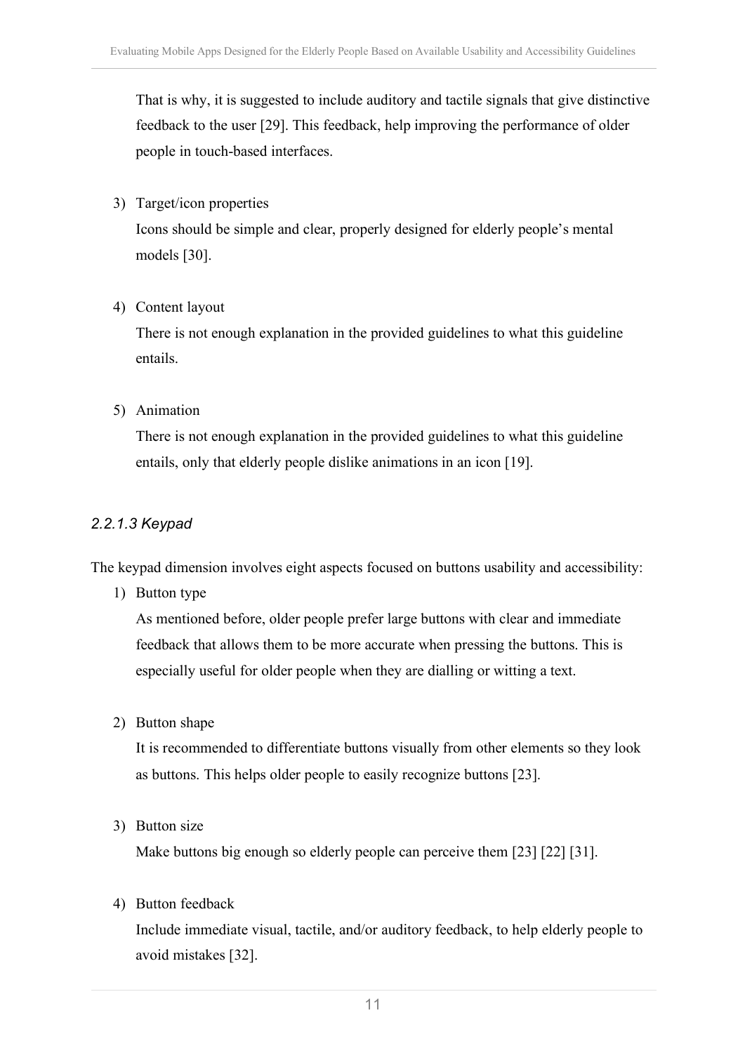That is why, it is suggested to include auditory and tactile signals that give distinctive feedback to the user [29]. This feedback, help improving the performance of older people in touch-based interfaces.

3) Target/icon properties

   Icons should be simple and clear, properly designed for elderly people's mental models [30].

4) Content layout

   There is not enough explanation in the provided guidelines to what this guideline entails.

5) Animation

   There is not enough explanation in the provided guidelines to what this guideline entails, only that elderly people dislike animations in an icon [19].

#### *2.2.1.3 Keypad*

The keypad dimension involves eight aspects focused on buttons usability and accessibility:

1) Button type

   As mentioned before, older people prefer large buttons with clear and immediate feedback that allows them to be more accurate when pressing the buttons. This is especially useful for older people when they are dialling or witting a text.

2) Button shape

   It is recommended to differentiate buttons visually from other elements so they look as buttons. This helps older people to easily recognize buttons [23].

3) Button size

   Make buttons big enough so elderly people can perceive them [23] [22] [31].

4) Button feedback

   Include immediate visual, tactile, and/or auditory feedback, to help elderly people to avoid mistakes [32].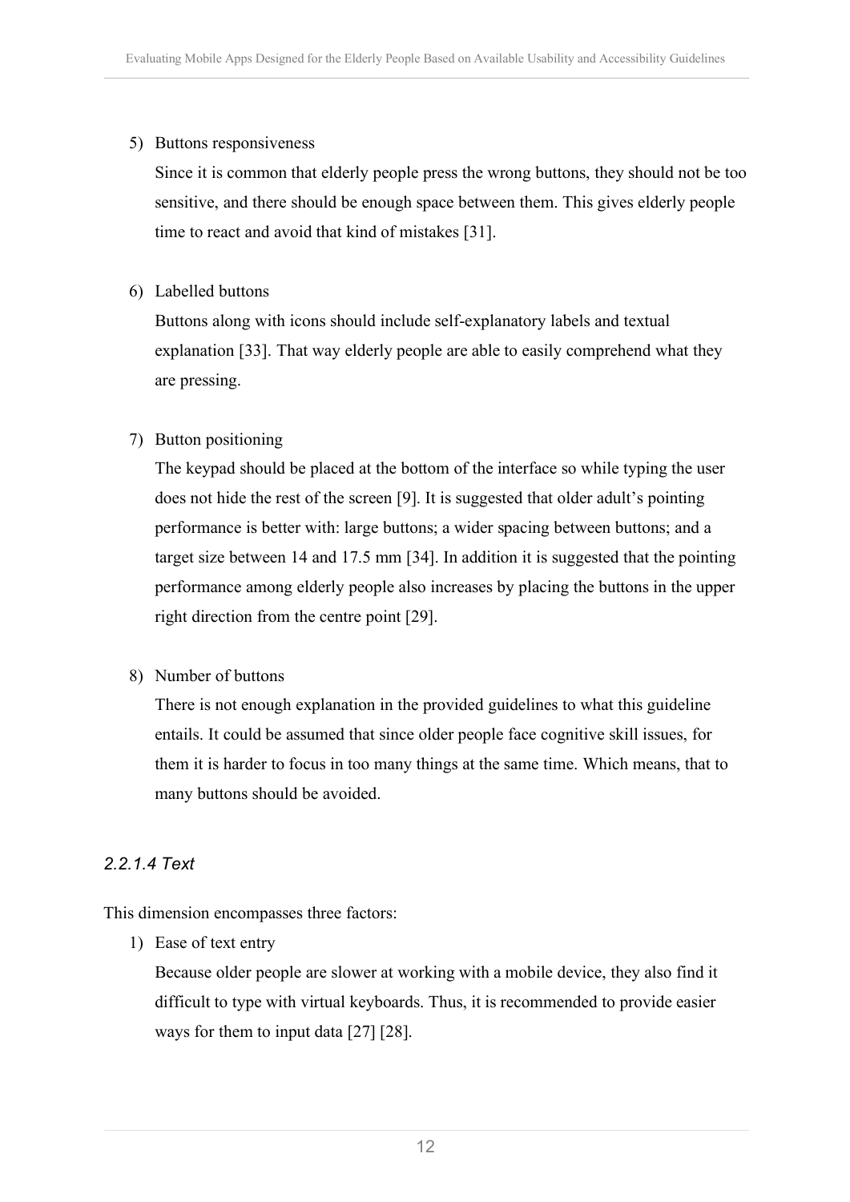5) Buttons responsiveness

   Since it is common that elderly people press the wrong buttons, they should not be too sensitive, and there should be enough space between them. This gives elderly people time to react and avoid that kind of mistakes [31].

6) Labelled buttons

   Buttons along with icons should include self-explanatory labels and textual explanation [33]. That way elderly people are able to easily comprehend what they are pressing.

7) Button positioning

   The keypad should be placed at the bottom of the interface so while typing the user does not hide the rest of the screen [9]. It is suggested that older adult's pointing performance is better with: large buttons; a wider spacing between buttons; and a target size between 14 and 17.5 mm [34]. In addition it is suggested that the pointing performance among elderly people also increases by placing the buttons in the upper right direction from the centre point [29].

8) Number of buttons

   There is not enough explanation in the provided guidelines to what this guideline entails. It could be assumed that since older people face cognitive skill issues, for them it is harder to focus in too many things at the same time. Which means, that to many buttons should be avoided.

#### *2.2.1.4 Text*

This dimension encompasses three factors:

1) Ease of text entry

   Because older people are slower at working with a mobile device, they also find it difficult to type with virtual keyboards. Thus, it is recommended to provide easier ways for them to input data [27] [28].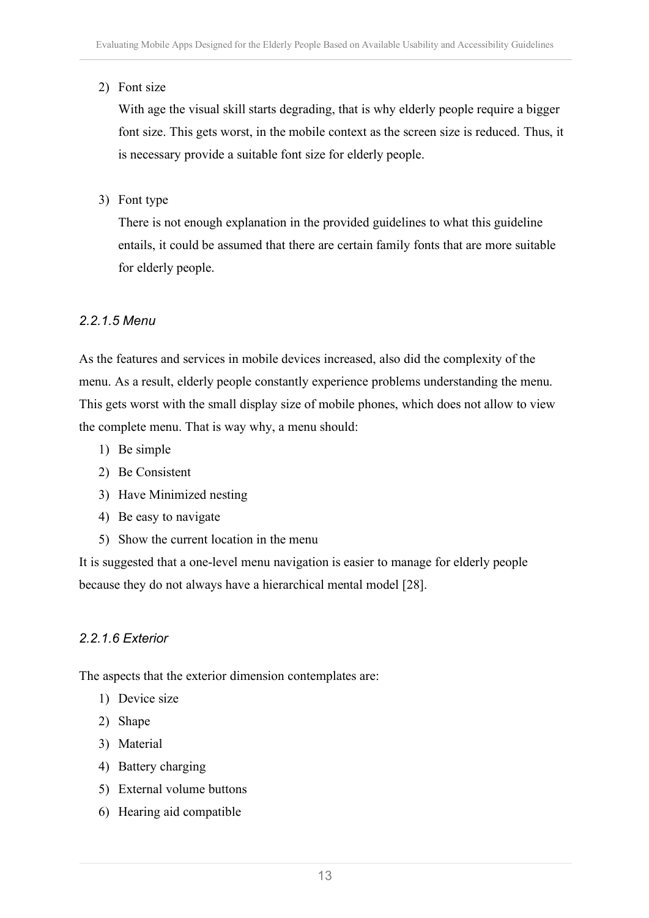2) Font size

   With age the visual skill starts degrading, that is why elderly people require a bigger font size. This gets worst, in the mobile context as the screen size is reduced. Thus, it is necessary provide a suitable font size for elderly people.

3) Font type

   There is not enough explanation in the provided guidelines to what this guideline entails, it could be assumed that there are certain family fonts that are more suitable for elderly people.

#### *2.2.1.5 Menu*

As the features and services in mobile devices increased, also did the complexity of the menu. As a result, elderly people constantly experience problems understanding the menu. This gets worst with the small display size of mobile phones, which does not allow to view the complete menu. That is way why, a menu should:

1) Be simple
2) Be Consistent
3) Have Minimized nesting
4) Be easy to navigate
5) Show the current location in the menu

It is suggested that a one-level menu navigation is easier to manage for elderly people because they do not always have a hierarchical mental model [28].

#### *2.2.1.6 Exterior*

The aspects that the exterior dimension contemplates are:

1) Device size
2) Shape
3) Material
4) Battery charging
5) External volume buttons
6) Hearing aid compatible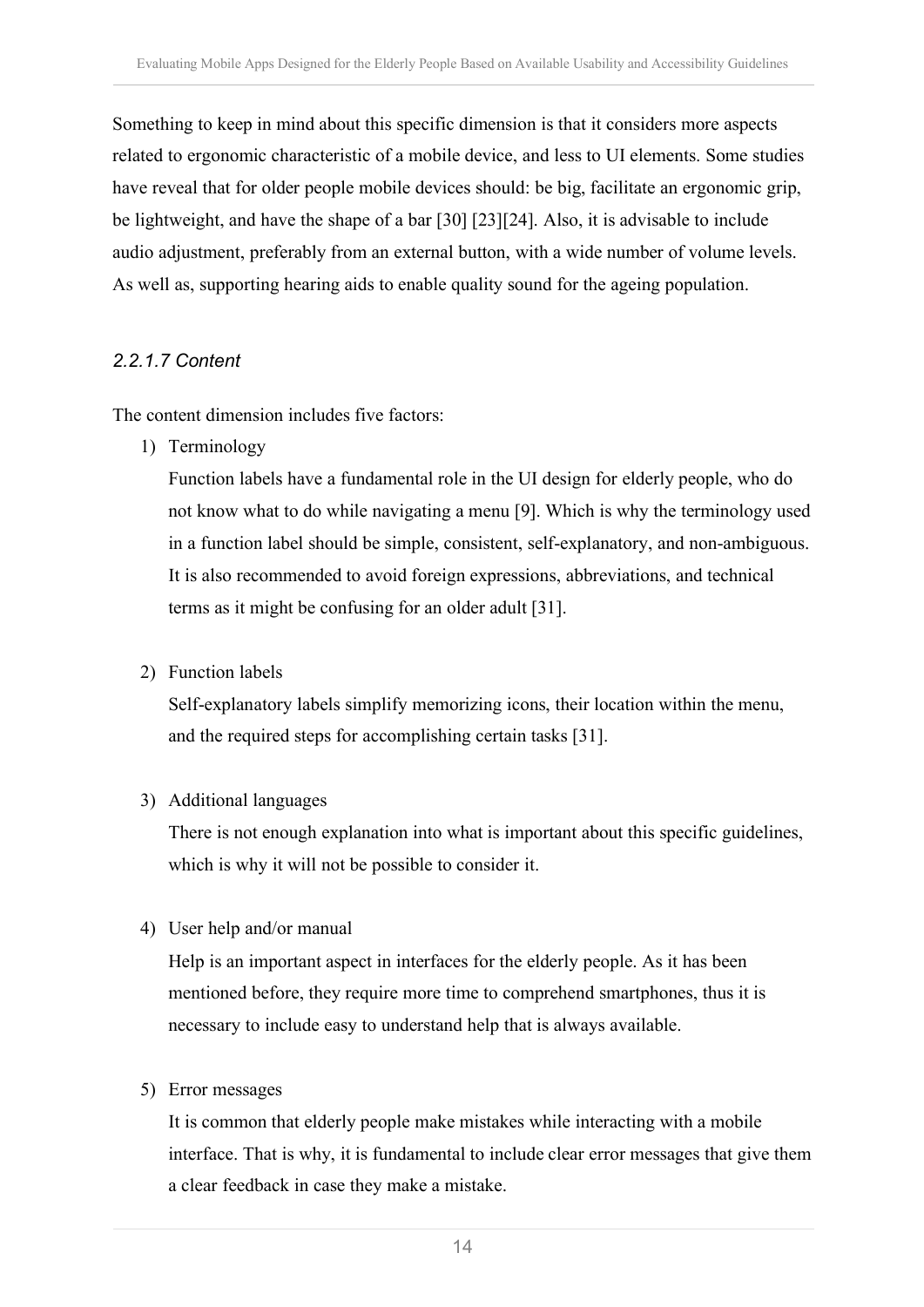Something to keep in mind about this specific dimension is that it considers more aspects related to ergonomic characteristic of a mobile device, and less to UI elements. Some studies have reveal that for older people mobile devices should: be big, facilitate an ergonomic grip, be lightweight, and have the shape of a bar [30] [23][24]. Also, it is advisable to include audio adjustment, preferably from an external button, with a wide number of volume levels. As well as, supporting hearing aids to enable quality sound for the ageing population.

#### *2.2.1.7 Content*

The content dimension includes five factors:

1) Terminology

   Function labels have a fundamental role in the UI design for elderly people, who do not know what to do while navigating a menu [9]. Which is why the terminology used in a function label should be simple, consistent, self-explanatory, and non-ambiguous. It is also recommended to avoid foreign expressions, abbreviations, and technical terms as it might be confusing for an older adult [31].

2) Function labels

   Self-explanatory labels simplify memorizing icons, their location within the menu, and the required steps for accomplishing certain tasks [31].

3) Additional languages

   There is not enough explanation into what is important about this specific guidelines, which is why it will not be possible to consider it.

4) User help and/or manual

   Help is an important aspect in interfaces for the elderly people. As it has been mentioned before, they require more time to comprehend smartphones, thus it is necessary to include easy to understand help that is always available.

5) Error messages

   It is common that elderly people make mistakes while interacting with a mobile interface. That is why, it is fundamental to include clear error messages that give them a clear feedback in case they make a mistake.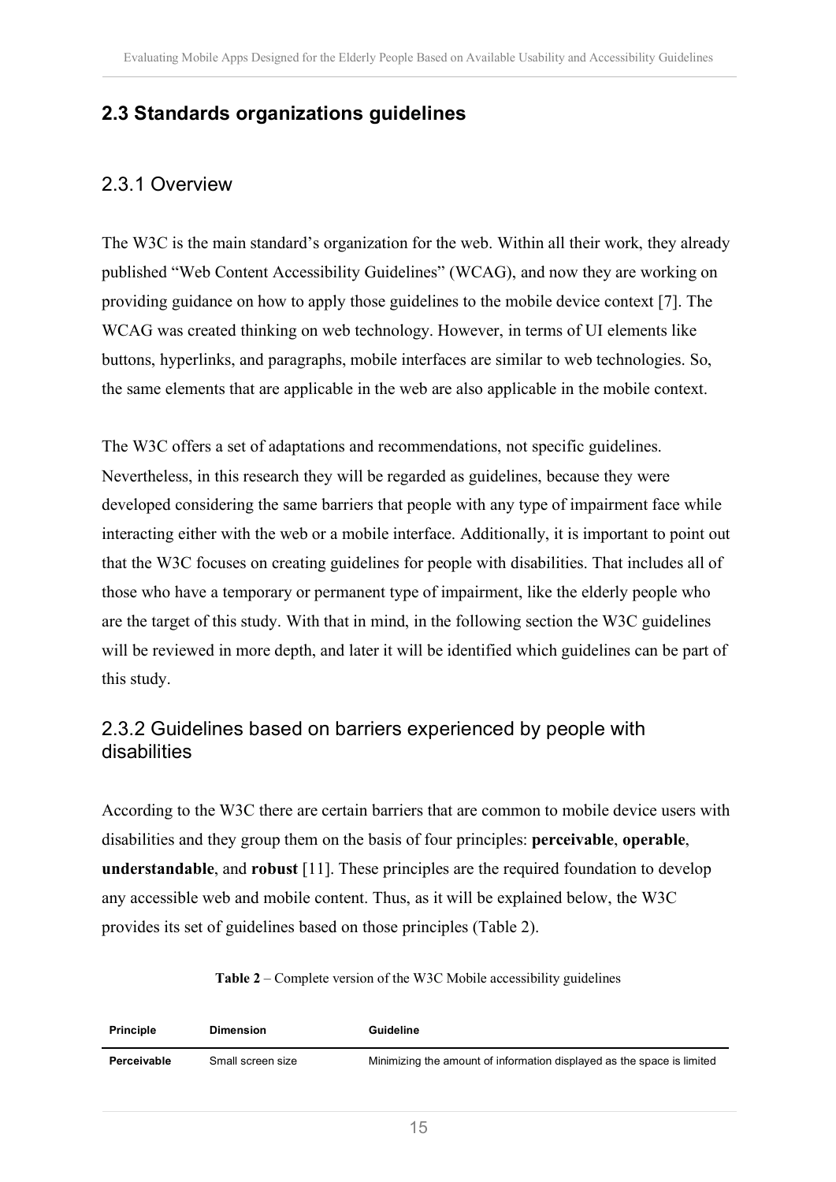## 2.3 Standards organizations guidelines

### 2.3.1 Overview

The W3C is the main standard's organization for the web. Within all their work, they already published "Web Content Accessibility Guidelines" (WCAG), and now they are working on providing guidance on how to apply those guidelines to the mobile device context [7]. The WCAG was created thinking on web technology. However, in terms of UI elements like buttons, hyperlinks, and paragraphs, mobile interfaces are similar to web technologies. So, the same elements that are applicable in the web are also applicable in the mobile context.

The W3C offers a set of adaptations and recommendations, not specific guidelines. Nevertheless, in this research they will be regarded as guidelines, because they were developed considering the same barriers that people with any type of impairment face while interacting either with the web or a mobile interface. Additionally, it is important to point out that the W3C focuses on creating guidelines for people with disabilities. That includes all of those who have a temporary or permanent type of impairment, like the elderly people who are the target of this study. With that in mind, in the following section the W3C guidelines will be reviewed in more depth, and later it will be identified which guidelines can be part of this study.

### 2.3.2 Guidelines based on barriers experienced by people with disabilities

According to the W3C there are certain barriers that are common to mobile device users with disabilities and they group them on the basis of four principles: **perceivable**, **operable**, **understandable**, and **robust** [11]. These principles are the required foundation to develop any accessible web and mobile content. Thus, as it will be explained below, the W3C provides its set of guidelines based on those principles (Table 2).

**Table 2** – Complete version of the W3C Mobile accessibility guidelines

| Principle | Dimension | Guideline |
|---|---|---|
| **Perceivable** | Small screen size | Minimizing the amount of information displayed as the space is limited |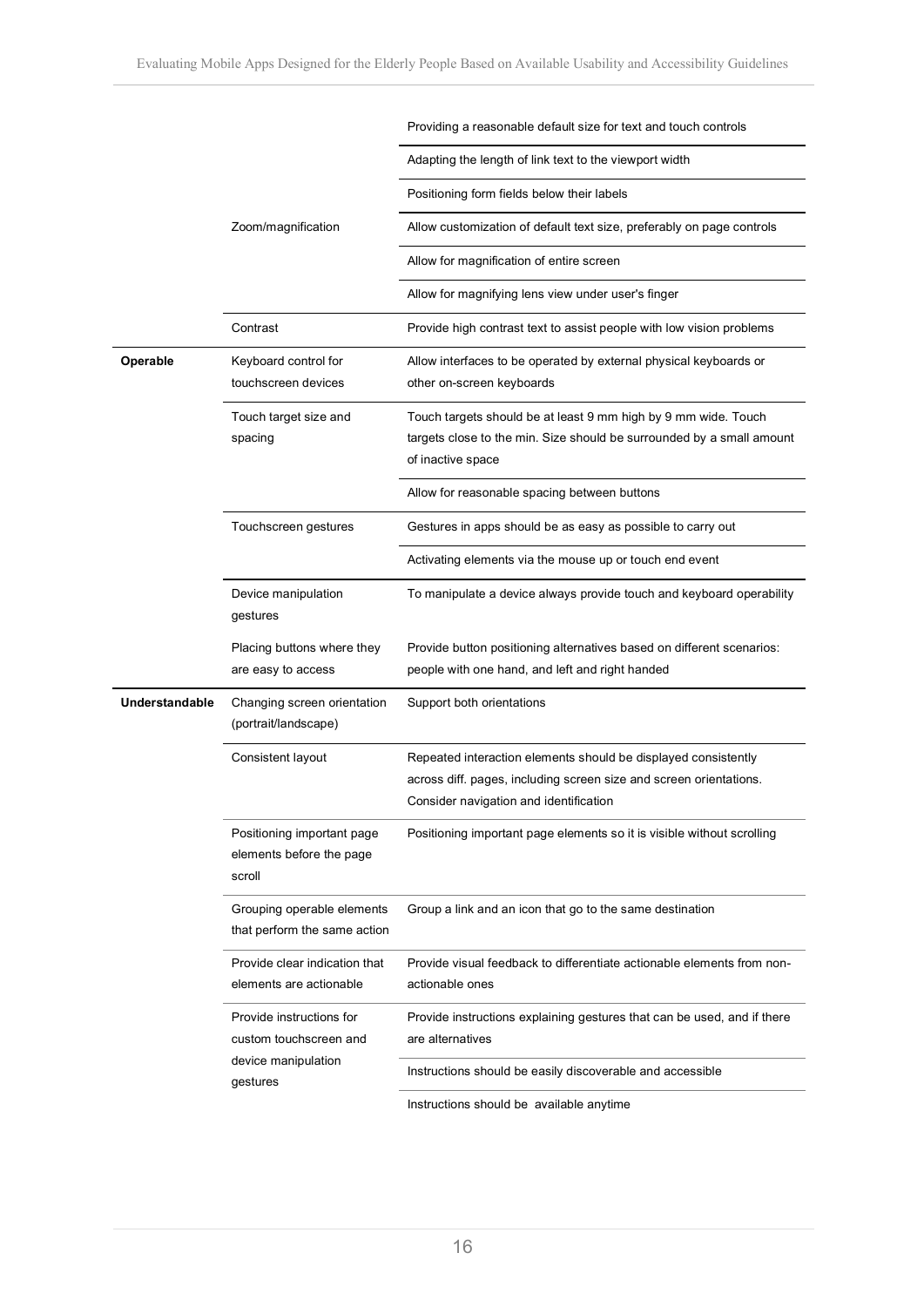| | | |
|---|---|---|
| | Zoom/magnification | Providing a reasonable default size for text and touch controls |
| | | Adapting the length of link text to the viewport width |
| | | Positioning form fields below their labels |
| | | Allow customization of default text size, preferably on page controls |
| | | Allow for magnification of entire screen |
| | | Allow for magnifying lens view under user's finger |
| | Contrast | Provide high contrast text to assist people with low vision problems |
| **Operable** | Keyboard control for touchscreen devices | Allow interfaces to be operated by external physical keyboards or other on-screen keyboards |
| | Touch target size and spacing | Touch targets should be at least 9 mm high by 9 mm wide. Touch targets close to the min. Size should be surrounded by a small amount of inactive space |
| | | Allow for reasonable spacing between buttons |
| | Touchscreen gestures | Gestures in apps should be as easy as possible to carry out |
| | | Activating elements via the mouse up or touch end event |
| | Device manipulation gestures | To manipulate a device always provide touch and keyboard operability |
| | Placing buttons where they are easy to access | Provide button positioning alternatives based on different scenarios: people with one hand, and left and right handed |
| **Understandable** | Changing screen orientation (portrait/landscape) | Support both orientations |
| | Consistent layout | Repeated interaction elements should be displayed consistently across diff. pages, including screen size and screen orientations. Consider navigation and identification |
| | Positioning important page elements before the page scroll | Positioning important page elements so it is visible without scrolling |
| | Grouping operable elements that perform the same action | Group a link and an icon that go to the same destination |
| | Provide clear indication that elements are actionable | Provide visual feedback to differentiate actionable elements from non-actionable ones |
| | Provide instructions for custom touchscreen and device manipulation gestures | Provide instructions explaining gestures that can be used, and if there are alternatives |
| | | Instructions should be easily discoverable and accessible |
| | | Instructions should be available anytime |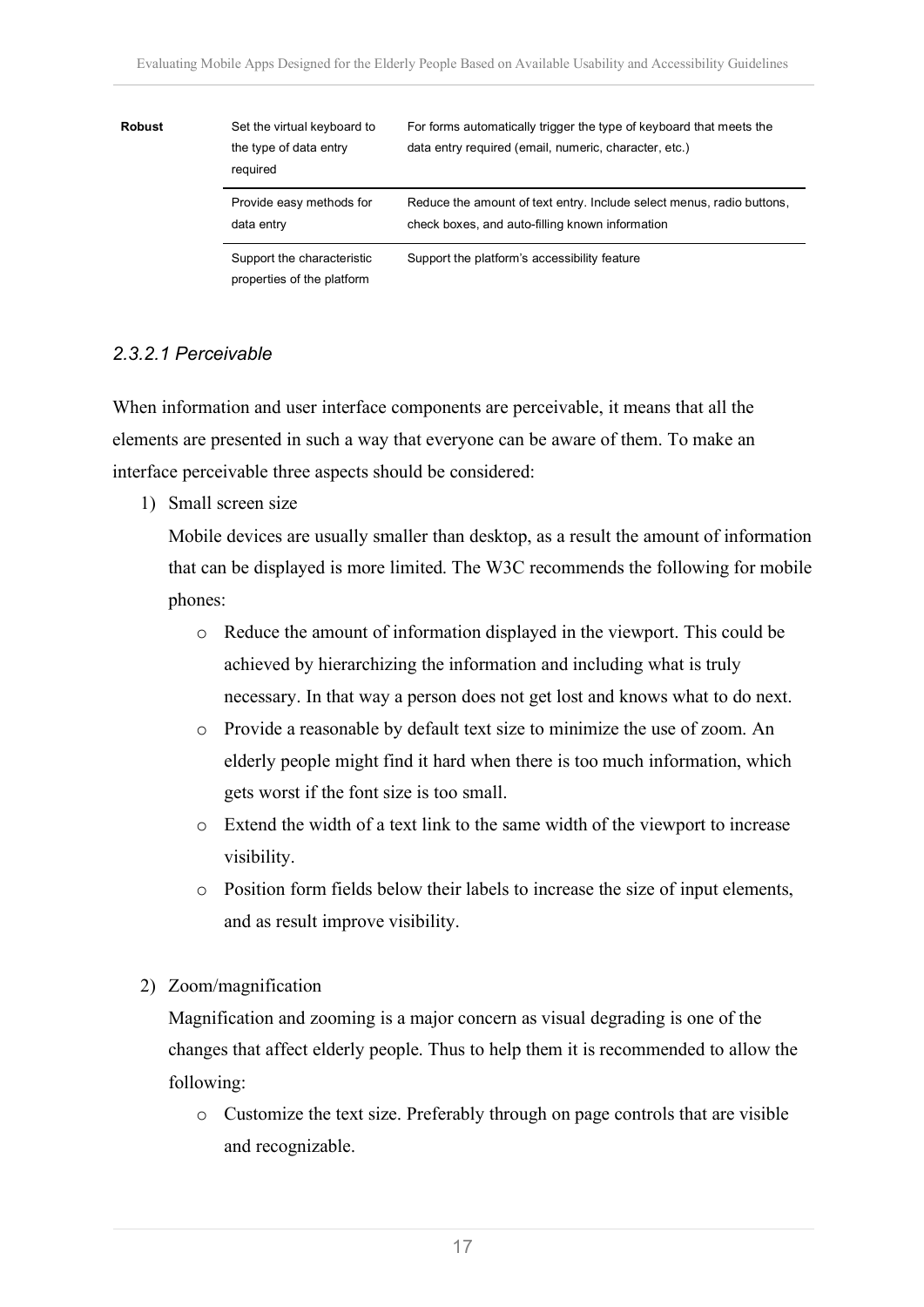| Robust | Set the virtual keyboard to the type of data entry required | For forms automatically trigger the type of keyboard that meets the data entry required (email, numeric, character, etc.) |
|---|---|---|
| | Provide easy methods for data entry | Reduce the amount of text entry. Include select menus, radio buttons, check boxes, and auto-filling known information |
| | Support the characteristic properties of the platform | Support the platform's accessibility feature |

#### *2.3.2.1 Perceivable*

When information and user interface components are perceivable, it means that all the elements are presented in such a way that everyone can be aware of them. To make an interface perceivable three aspects should be considered:

1) Small screen size

   Mobile devices are usually smaller than desktop, as a result the amount of information that can be displayed is more limited. The W3C recommends the following for mobile phones:

   - Reduce the amount of information displayed in the viewport. This could be achieved by hierarchizing the information and including what is truly necessary. In that way a person does not get lost and knows what to do next.
   - Provide a reasonable by default text size to minimize the use of zoom. An elderly people might find it hard when there is too much information, which gets worst if the font size is too small.
   - Extend the width of a text link to the same width of the viewport to increase visibility.
   - Position form fields below their labels to increase the size of input elements, and as result improve visibility.

2) Zoom/magnification

   Magnification and zooming is a major concern as visual degrading is one of the changes that affect elderly people. Thus to help them it is recommended to allow the following:

   - Customize the text size. Preferably through on page controls that are visible and recognizable.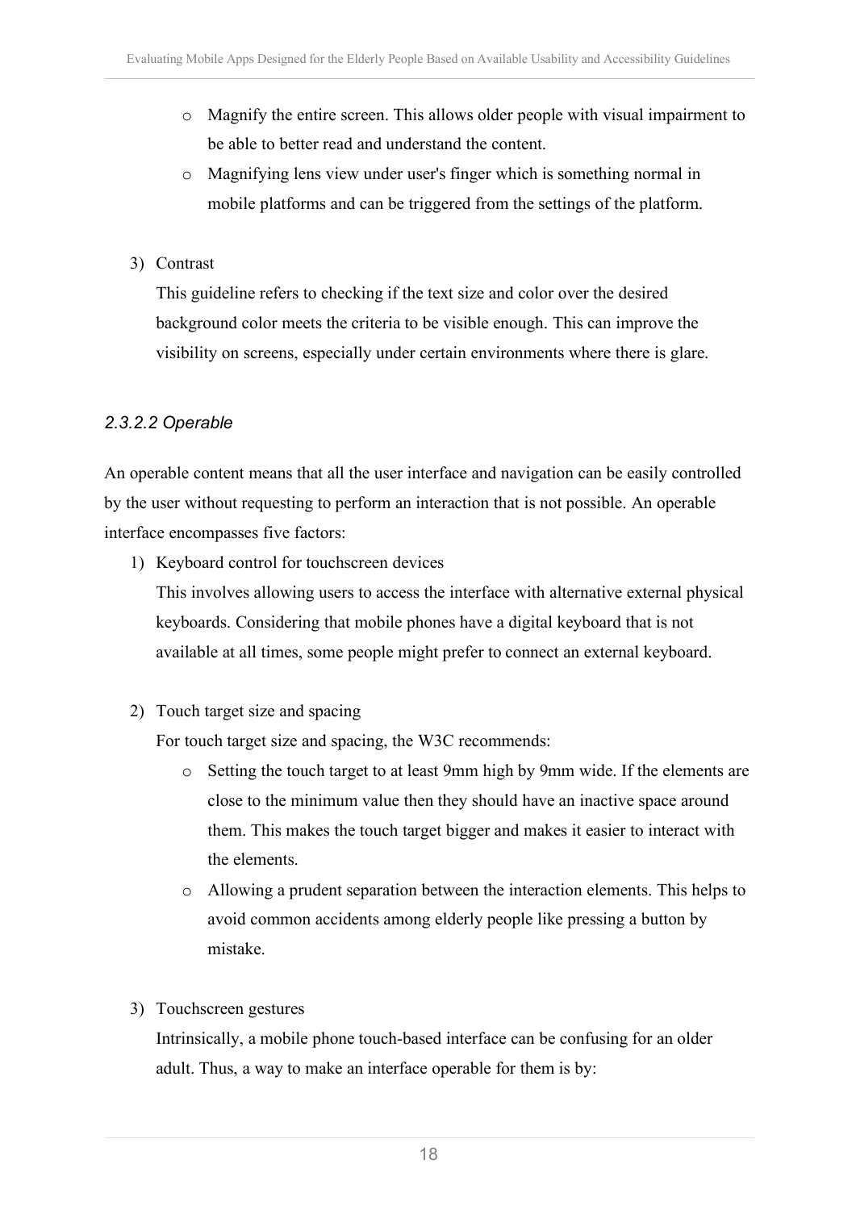- Magnify the entire screen. This allows older people with visual impairment to be able to better read and understand the content.
- Magnifying lens view under user's finger which is something normal in mobile platforms and can be triggered from the settings of the platform.

3) Contrast

   This guideline refers to checking if the text size and color over the desired background color meets the criteria to be visible enough. This can improve the visibility on screens, especially under certain environments where there is glare.

#### *2.3.2.2 Operable*

An operable content means that all the user interface and navigation can be easily controlled by the user without requesting to perform an interaction that is not possible. An operable interface encompasses five factors:

1) Keyboard control for touchscreen devices

   This involves allowing users to access the interface with alternative external physical keyboards. Considering that mobile phones have a digital keyboard that is not available at all times, some people might prefer to connect an external keyboard.

2) Touch target size and spacing

   For touch target size and spacing, the W3C recommends:

   - Setting the touch target to at least 9mm high by 9mm wide. If the elements are close to the minimum value then they should have an inactive space around them. This makes the touch target bigger and makes it easier to interact with the elements.
   - Allowing a prudent separation between the interaction elements. This helps to avoid common accidents among elderly people like pressing a button by mistake.

3) Touchscreen gestures

   Intrinsically, a mobile phone touch-based interface can be confusing for an older adult. Thus, a way to make an interface operable for them is by: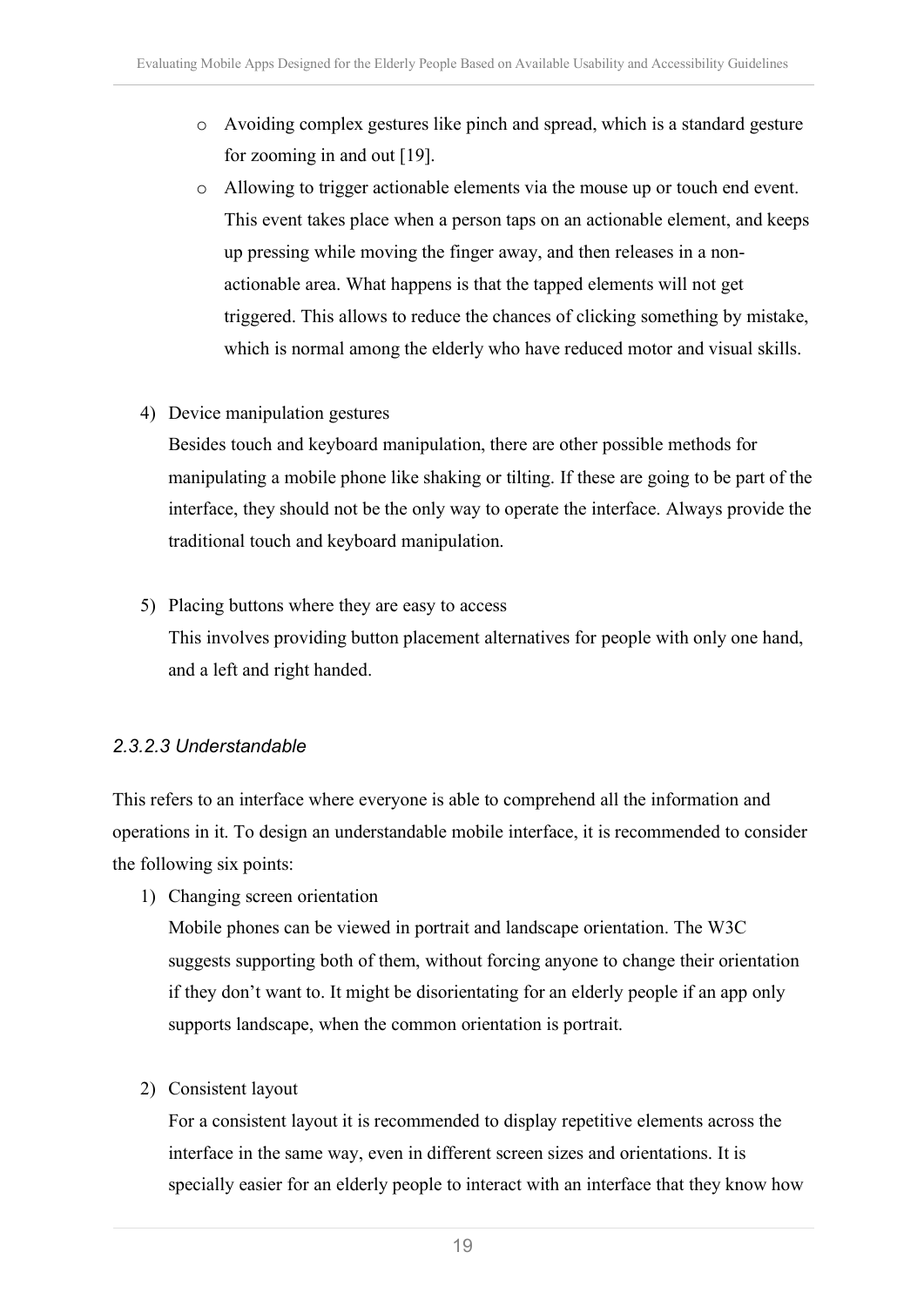- Avoiding complex gestures like pinch and spread, which is a standard gesture for zooming in and out [19].
- Allowing to trigger actionable elements via the mouse up or touch end event. This event takes place when a person taps on an actionable element, and keeps up pressing while moving the finger away, and then releases in a non-actionable area. What happens is that the tapped elements will not get triggered. This allows to reduce the chances of clicking something by mistake, which is normal among the elderly who have reduced motor and visual skills.

4) Device manipulation gestures

   Besides touch and keyboard manipulation, there are other possible methods for manipulating a mobile phone like shaking or tilting. If these are going to be part of the interface, they should not be the only way to operate the interface. Always provide the traditional touch and keyboard manipulation.

5) Placing buttons where they are easy to access

   This involves providing button placement alternatives for people with only one hand, and a left and right handed.

#### *2.3.2.3 Understandable*

This refers to an interface where everyone is able to comprehend all the information and operations in it. To design an understandable mobile interface, it is recommended to consider the following six points:

1) Changing screen orientation

   Mobile phones can be viewed in portrait and landscape orientation. The W3C suggests supporting both of them, without forcing anyone to change their orientation if they don't want to. It might be disorientating for an elderly people if an app only supports landscape, when the common orientation is portrait.

2) Consistent layout

   For a consistent layout it is recommended to display repetitive elements across the interface in the same way, even in different screen sizes and orientations. It is specially easier for an elderly people to interact with an interface that they know how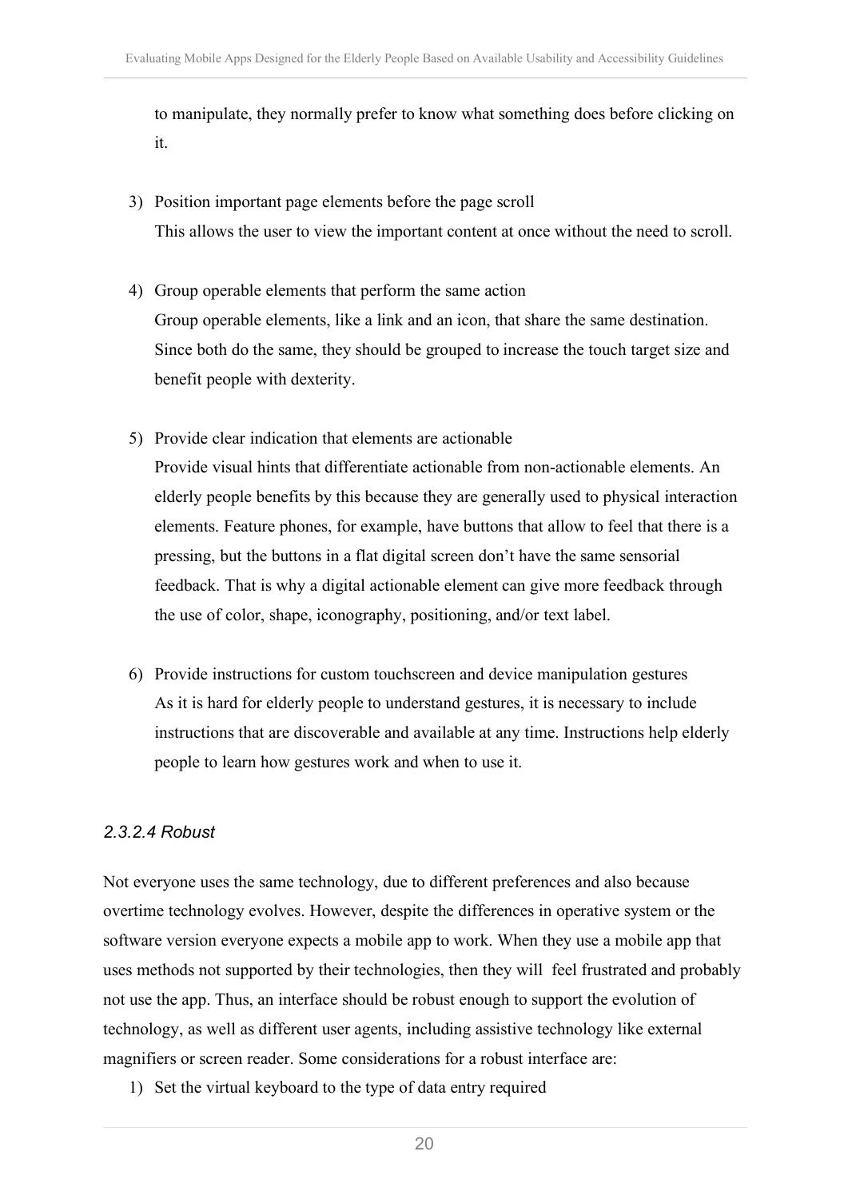to manipulate, they normally prefer to know what something does before clicking on it.

3) Position important page elements before the page scroll
   This allows the user to view the important content at once without the need to scroll.

4) Group operable elements that perform the same action
   Group operable elements, like a link and an icon, that share the same destination. Since both do the same, they should be grouped to increase the touch target size and benefit people with dexterity.

5) Provide clear indication that elements are actionable
   Provide visual hints that differentiate actionable from non-actionable elements. An elderly people benefits by this because they are generally used to physical interaction elements. Feature phones, for example, have buttons that allow to feel that there is a pressing, but the buttons in a flat digital screen don't have the same sensorial feedback. That is why a digital actionable element can give more feedback through the use of color, shape, iconography, positioning, and/or text label.

6) Provide instructions for custom touchscreen and device manipulation gestures
   As it is hard for elderly people to understand gestures, it is necessary to include instructions that are discoverable and available at any time. Instructions help elderly people to learn how gestures work and when to use it.

#### *2.3.2.4 Robust*

Not everyone uses the same technology, due to different preferences and also because overtime technology evolves. However, despite the differences in operative system or the software version everyone expects a mobile app to work. When they use a mobile app that uses methods not supported by their technologies, then they will feel frustrated and probably not use the app. Thus, an interface should be robust enough to support the evolution of technology, as well as different user agents, including assistive technology like external magnifiers or screen reader. Some considerations for a robust interface are:

1) Set the virtual keyboard to the type of data entry required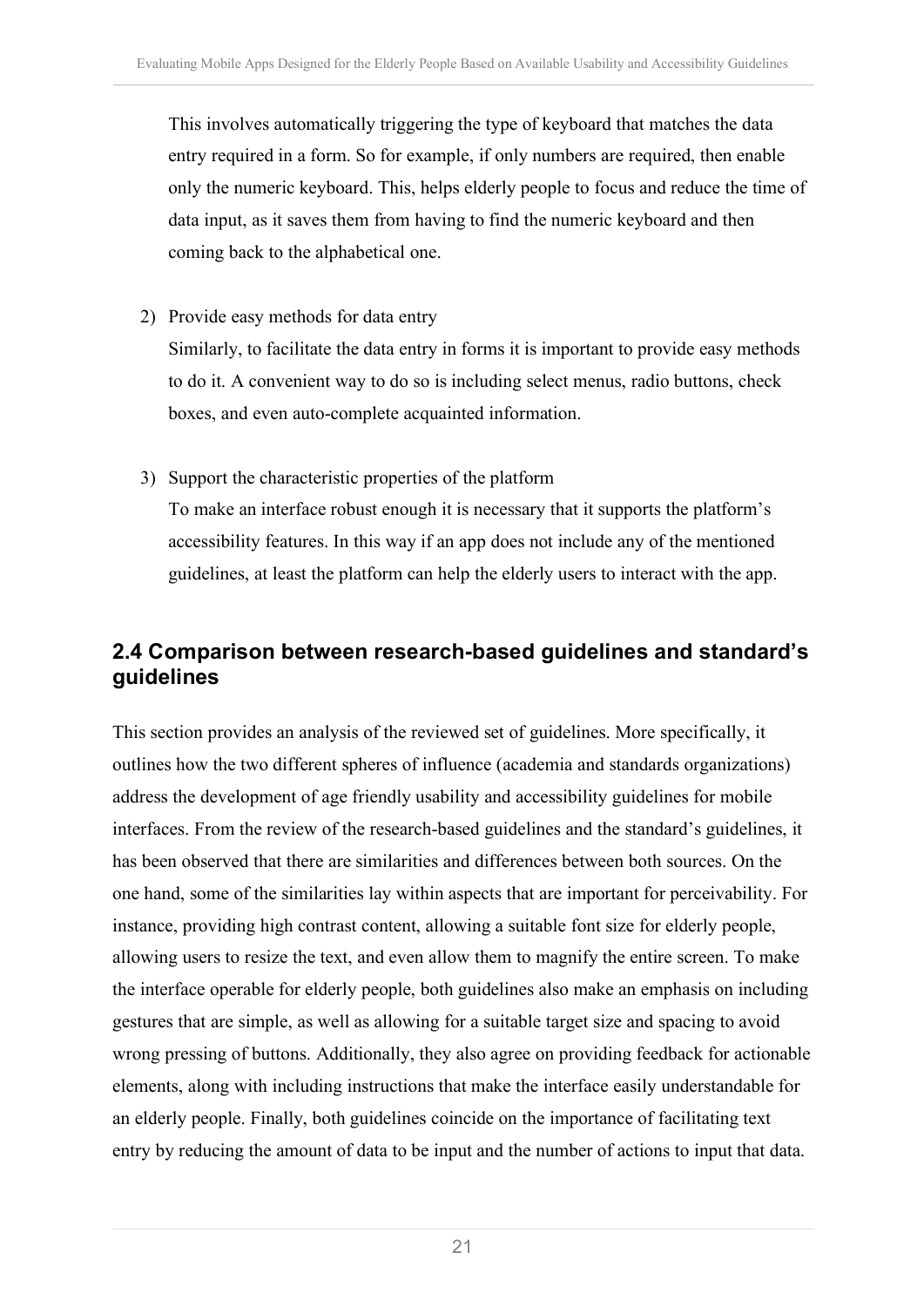This involves automatically triggering the type of keyboard that matches the data entry required in a form. So for example, if only numbers are required, then enable only the numeric keyboard. This, helps elderly people to focus and reduce the time of data input, as it saves them from having to find the numeric keyboard and then coming back to the alphabetical one.

2) Provide easy methods for data entry
   Similarly, to facilitate the data entry in forms it is important to provide easy methods to do it. A convenient way to do so is including select menus, radio buttons, check boxes, and even auto-complete acquainted information.

3) Support the characteristic properties of the platform
   To make an interface robust enough it is necessary that it supports the platform's accessibility features. In this way if an app does not include any of the mentioned guidelines, at least the platform can help the elderly users to interact with the app.

## 2.4 Comparison between research-based guidelines and standard's guidelines

This section provides an analysis of the reviewed set of guidelines. More specifically, it outlines how the two different spheres of influence (academia and standards organizations) address the development of age friendly usability and accessibility guidelines for mobile interfaces. From the review of the research-based guidelines and the standard's guidelines, it has been observed that there are similarities and differences between both sources. On the one hand, some of the similarities lay within aspects that are important for perceivability. For instance, providing high contrast content, allowing a suitable font size for elderly people, allowing users to resize the text, and even allow them to magnify the entire screen. To make the interface operable for elderly people, both guidelines also make an emphasis on including gestures that are simple, as well as allowing for a suitable target size and spacing to avoid wrong pressing of buttons. Additionally, they also agree on providing feedback for actionable elements, along with including instructions that make the interface easily understandable for an elderly people. Finally, both guidelines coincide on the importance of facilitating text entry by reducing the amount of data to be input and the number of actions to input that data.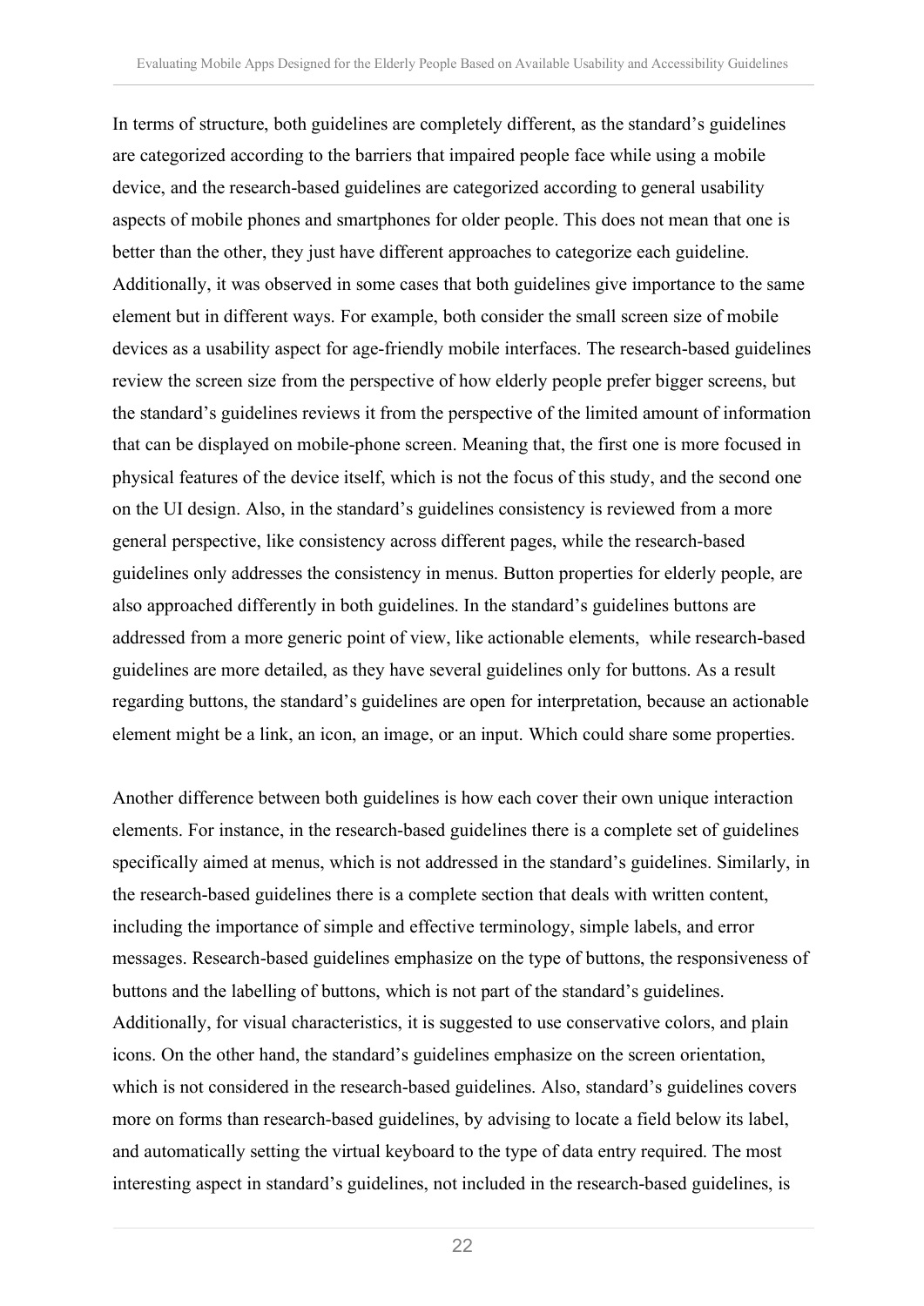In terms of structure, both guidelines are completely different, as the standard's guidelines are categorized according to the barriers that impaired people face while using a mobile device, and the research-based guidelines are categorized according to general usability aspects of mobile phones and smartphones for older people. This does not mean that one is better than the other, they just have different approaches to categorize each guideline. Additionally, it was observed in some cases that both guidelines give importance to the same element but in different ways. For example, both consider the small screen size of mobile devices as a usability aspect for age-friendly mobile interfaces. The research-based guidelines review the screen size from the perspective of how elderly people prefer bigger screens, but the standard's guidelines reviews it from the perspective of the limited amount of information that can be displayed on mobile-phone screen. Meaning that, the first one is more focused in physical features of the device itself, which is not the focus of this study, and the second one on the UI design. Also, in the standard's guidelines consistency is reviewed from a more general perspective, like consistency across different pages, while the research-based guidelines only addresses the consistency in menus. Button properties for elderly people, are also approached differently in both guidelines. In the standard's guidelines buttons are addressed from a more generic point of view, like actionable elements, while research-based guidelines are more detailed, as they have several guidelines only for buttons. As a result regarding buttons, the standard's guidelines are open for interpretation, because an actionable element might be a link, an icon, an image, or an input. Which could share some properties.

Another difference between both guidelines is how each cover their own unique interaction elements. For instance, in the research-based guidelines there is a complete set of guidelines specifically aimed at menus, which is not addressed in the standard's guidelines. Similarly, in the research-based guidelines there is a complete section that deals with written content, including the importance of simple and effective terminology, simple labels, and error messages. Research-based guidelines emphasize on the type of buttons, the responsiveness of buttons and the labelling of buttons, which is not part of the standard's guidelines. Additionally, for visual characteristics, it is suggested to use conservative colors, and plain icons. On the other hand, the standard's guidelines emphasize on the screen orientation, which is not considered in the research-based guidelines. Also, standard's guidelines covers more on forms than research-based guidelines, by advising to locate a field below its label, and automatically setting the virtual keyboard to the type of data entry required. The most interesting aspect in standard's guidelines, not included in the research-based guidelines, is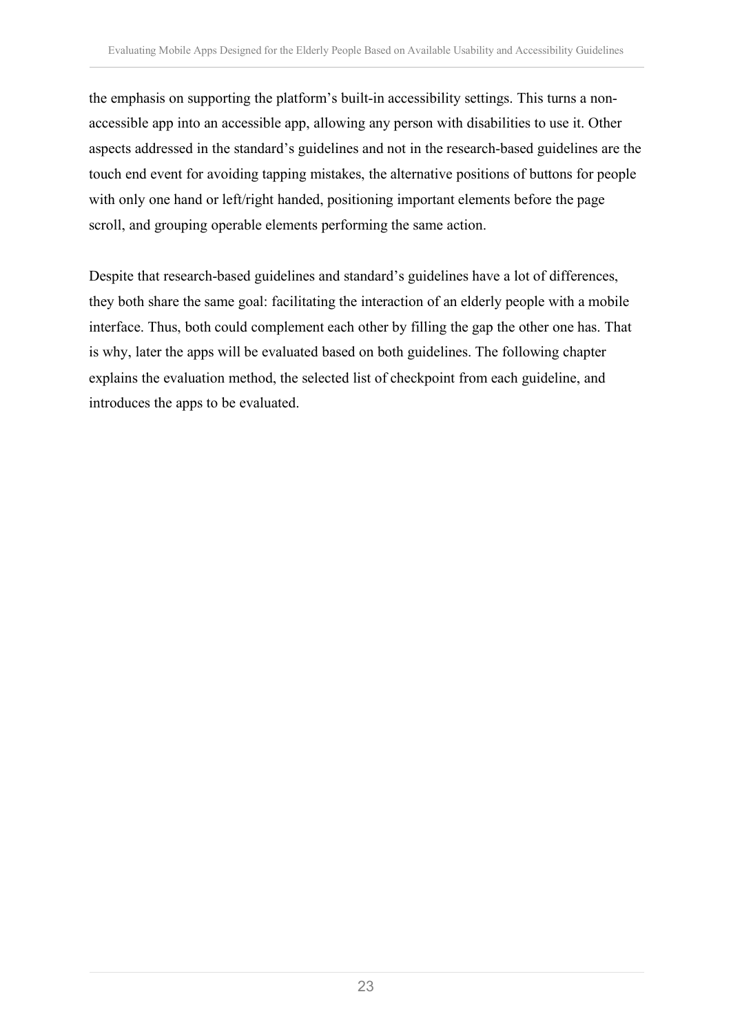the emphasis on supporting the platform's built-in accessibility settings. This turns a non-accessible app into an accessible app, allowing any person with disabilities to use it. Other aspects addressed in the standard's guidelines and not in the research-based guidelines are the touch end event for avoiding tapping mistakes, the alternative positions of buttons for people with only one hand or left/right handed, positioning important elements before the page scroll, and grouping operable elements performing the same action.

Despite that research-based guidelines and standard's guidelines have a lot of differences, they both share the same goal: facilitating the interaction of an elderly people with a mobile interface. Thus, both could complement each other by filling the gap the other one has. That is why, later the apps will be evaluated based on both guidelines. The following chapter explains the evaluation method, the selected list of checkpoint from each guideline, and introduces the apps to be evaluated.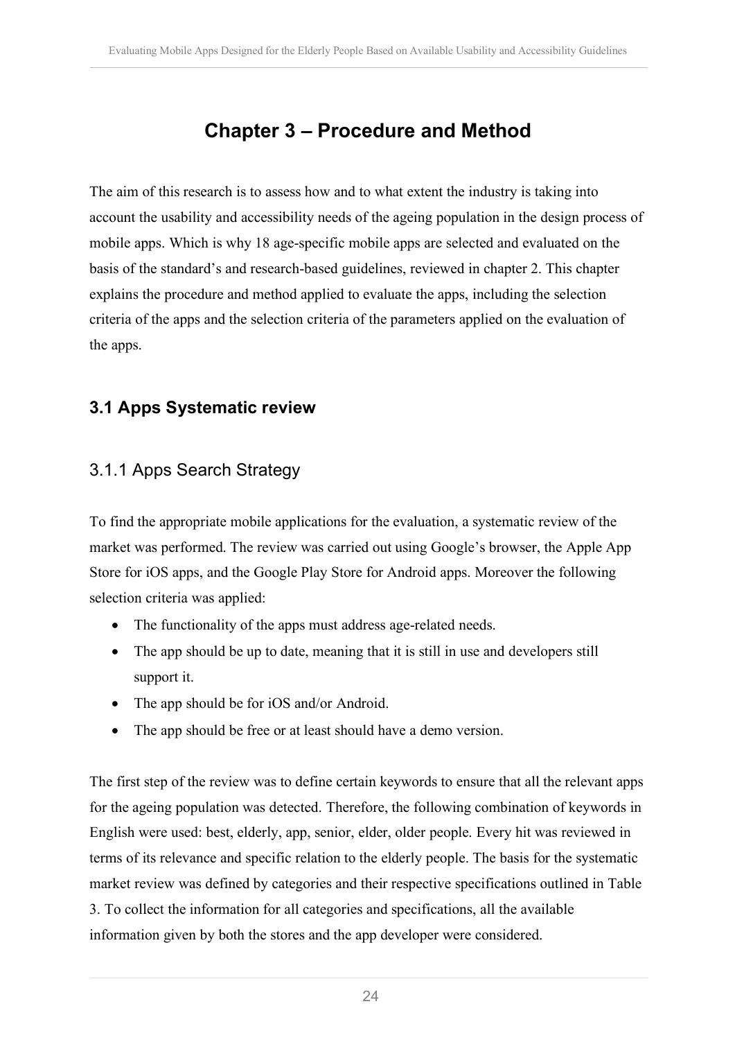# Chapter 3 – Procedure and Method

The aim of this research is to assess how and to what extent the industry is taking into account the usability and accessibility needs of the ageing population in the design process of mobile apps. Which is why 18 age-specific mobile apps are selected and evaluated on the basis of the standard's and research-based guidelines, reviewed in chapter 2. This chapter explains the procedure and method applied to evaluate the apps, including the selection criteria of the apps and the selection criteria of the parameters applied on the evaluation of the apps.

## 3.1 Apps Systematic review

### 3.1.1 Apps Search Strategy

To find the appropriate mobile applications for the evaluation, a systematic review of the market was performed. The review was carried out using Google's browser, the Apple App Store for iOS apps, and the Google Play Store for Android apps. Moreover the following selection criteria was applied:

- The functionality of the apps must address age-related needs.
- The app should be up to date, meaning that it is still in use and developers still support it.
- The app should be for iOS and/or Android.
- The app should be free or at least should have a demo version.

The first step of the review was to define certain keywords to ensure that all the relevant apps for the ageing population was detected. Therefore, the following combination of keywords in English were used: best, elderly, app, senior, elder, older people. Every hit was reviewed in terms of its relevance and specific relation to the elderly people. The basis for the systematic market review was defined by categories and their respective specifications outlined in Table 3. To collect the information for all categories and specifications, all the available information given by both the stores and the app developer were considered.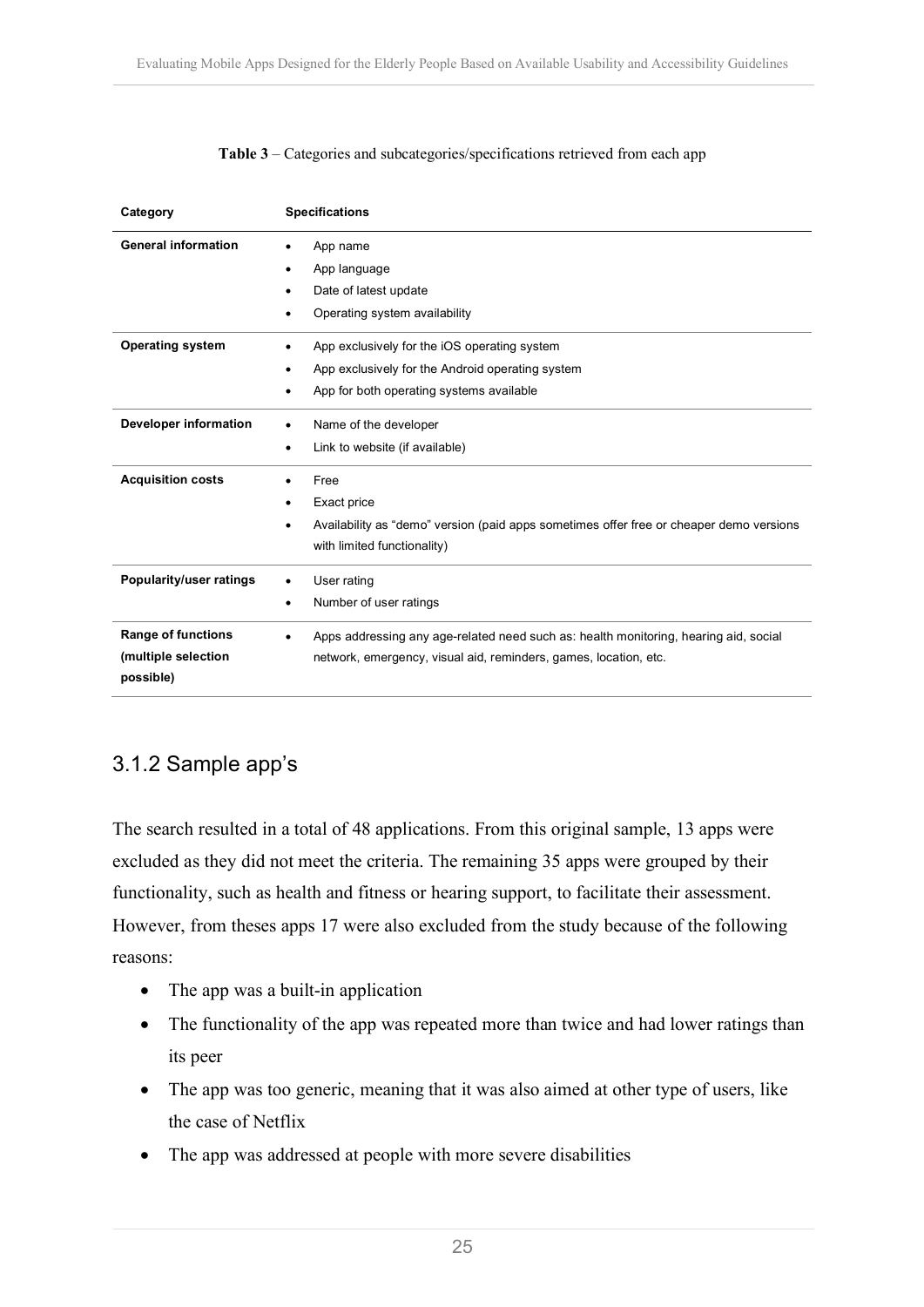**Table 3** – Categories and subcategories/specifications retrieved from each app

| Category | Specifications |
| --- | --- |
| **General information** | • App name<br>• App language<br>• Date of latest update<br>• Operating system availability |
| **Operating system** | • App exclusively for the iOS operating system<br>• App exclusively for the Android operating system<br>• App for both operating systems available |
| **Developer information** | • Name of the developer<br>• Link to website (if available) |
| **Acquisition costs** | • Free<br>• Exact price<br>• Availability as "demo" version (paid apps sometimes offer free or cheaper demo versions with limited functionality) |
| **Popularity/user ratings** | • User rating<br>• Number of user ratings |
| **Range of functions (multiple selection possible)** | • Apps addressing any age-related need such as: health monitoring, hearing aid, social network, emergency, visual aid, reminders, games, location, etc. |

## 3.1.2 Sample app's

The search resulted in a total of 48 applications. From this original sample, 13 apps were excluded as they did not meet the criteria. The remaining 35 apps were grouped by their functionality, such as health and fitness or hearing support, to facilitate their assessment. However, from theses apps 17 were also excluded from the study because of the following reasons:

- The app was a built-in application
- The functionality of the app was repeated more than twice and had lower ratings than its peer
- The app was too generic, meaning that it was also aimed at other type of users, like the case of Netflix
- The app was addressed at people with more severe disabilities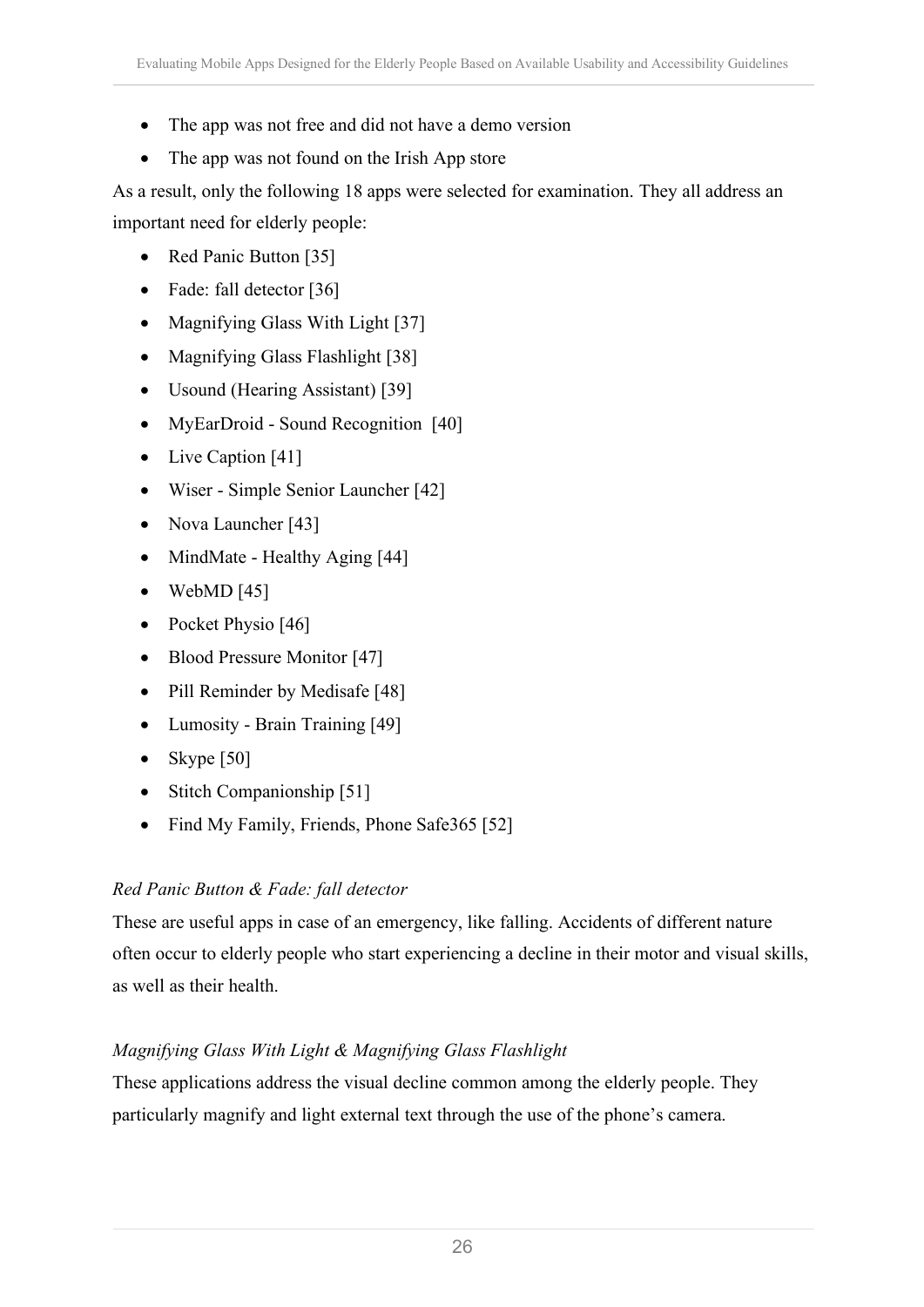- The app was not free and did not have a demo version
- The app was not found on the Irish App store

As a result, only the following 18 apps were selected for examination. They all address an important need for elderly people:

- Red Panic Button [35]
- Fade: fall detector [36]
- Magnifying Glass With Light [37]
- Magnifying Glass Flashlight [38]
- Usound (Hearing Assistant) [39]
- MyEarDroid - Sound Recognition [40]
- Live Caption [41]
- Wiser - Simple Senior Launcher [42]
- Nova Launcher [43]
- MindMate - Healthy Aging [44]
- WebMD [45]
- Pocket Physio [46]
- Blood Pressure Monitor [47]
- Pill Reminder by Medisafe [48]
- Lumosity - Brain Training [49]
- Skype [50]
- Stitch Companionship [51]
- Find My Family, Friends, Phone Safe365 [52]

*Red Panic Button & Fade: fall detector*

These are useful apps in case of an emergency, like falling. Accidents of different nature often occur to elderly people who start experiencing a decline in their motor and visual skills, as well as their health.

*Magnifying Glass With Light & Magnifying Glass Flashlight*

These applications address the visual decline common among the elderly people. They particularly magnify and light external text through the use of the phone's camera.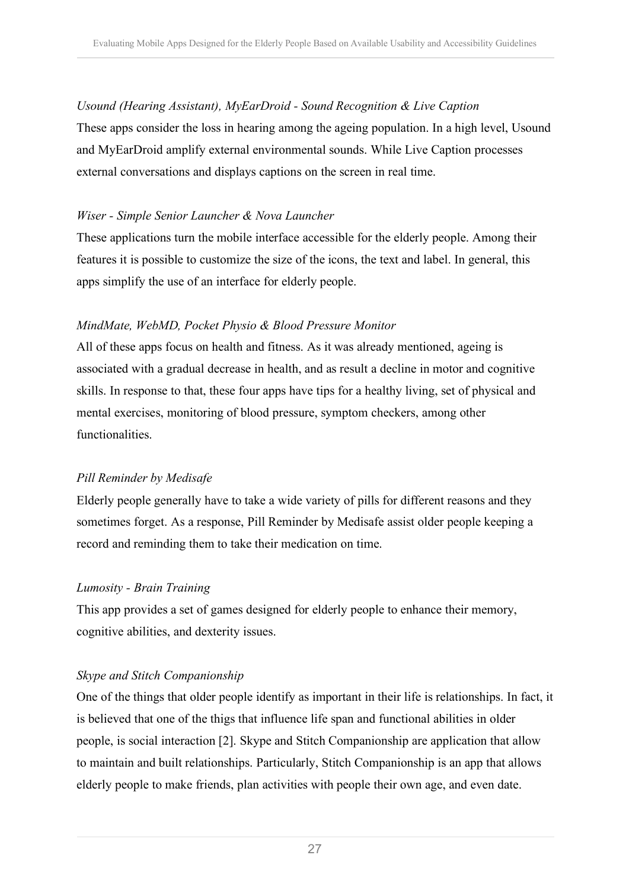*Usound (Hearing Assistant), MyEarDroid - Sound Recognition & Live Caption*

These apps consider the loss in hearing among the ageing population. In a high level, Usound and MyEarDroid amplify external environmental sounds. While Live Caption processes external conversations and displays captions on the screen in real time.

*Wiser - Simple Senior Launcher & Nova Launcher*

These applications turn the mobile interface accessible for the elderly people. Among their features it is possible to customize the size of the icons, the text and label. In general, this apps simplify the use of an interface for elderly people.

*MindMate, WebMD, Pocket Physio & Blood Pressure Monitor*

All of these apps focus on health and fitness. As it was already mentioned, ageing is associated with a gradual decrease in health, and as result a decline in motor and cognitive skills. In response to that, these four apps have tips for a healthy living, set of physical and mental exercises, monitoring of blood pressure, symptom checkers, among other functionalities.

*Pill Reminder by Medisafe*

Elderly people generally have to take a wide variety of pills for different reasons and they sometimes forget. As a response, Pill Reminder by Medisafe assist older people keeping a record and reminding them to take their medication on time.

*Lumosity - Brain Training*

This app provides a set of games designed for elderly people to enhance their memory, cognitive abilities, and dexterity issues.

*Skype and Stitch Companionship*

One of the things that older people identify as important in their life is relationships. In fact, it is believed that one of the thigs that influence life span and functional abilities in older people, is social interaction [2]. Skype and Stitch Companionship are application that allow to maintain and built relationships. Particularly, Stitch Companionship is an app that allows elderly people to make friends, plan activities with people their own age, and even date.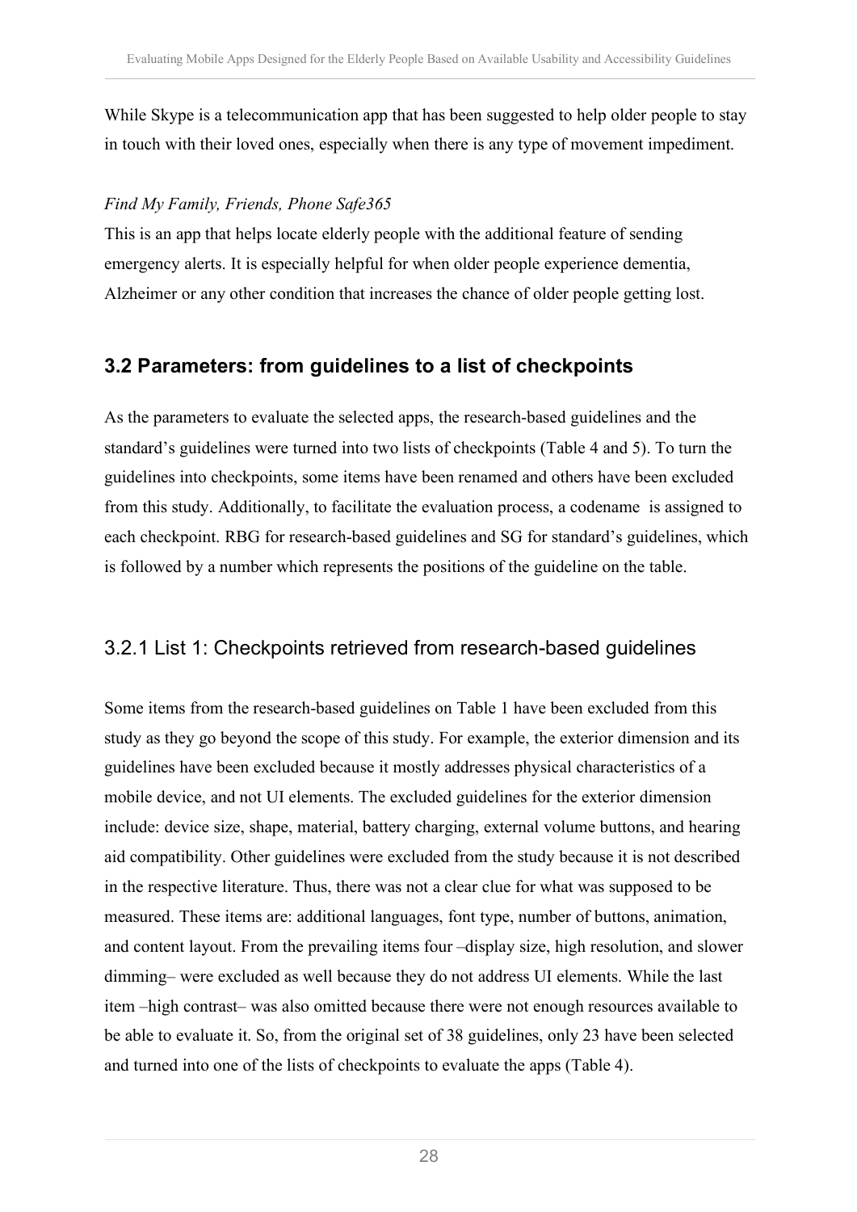While Skype is a telecommunication app that has been suggested to help older people to stay in touch with their loved ones, especially when there is any type of movement impediment.

*Find My Family, Friends, Phone Safe365*

This is an app that helps locate elderly people with the additional feature of sending emergency alerts. It is especially helpful for when older people experience dementia, Alzheimer or any other condition that increases the chance of older people getting lost.

## 3.2 Parameters: from guidelines to a list of checkpoints

As the parameters to evaluate the selected apps, the research-based guidelines and the standard's guidelines were turned into two lists of checkpoints (Table 4 and 5). To turn the guidelines into checkpoints, some items have been renamed and others have been excluded from this study. Additionally, to facilitate the evaluation process, a codename is assigned to each checkpoint. RBG for research-based guidelines and SG for standard's guidelines, which is followed by a number which represents the positions of the guideline on the table.

### 3.2.1 List 1: Checkpoints retrieved from research-based guidelines

Some items from the research-based guidelines on Table 1 have been excluded from this study as they go beyond the scope of this study. For example, the exterior dimension and its guidelines have been excluded because it mostly addresses physical characteristics of a mobile device, and not UI elements. The excluded guidelines for the exterior dimension include: device size, shape, material, battery charging, external volume buttons, and hearing aid compatibility. Other guidelines were excluded from the study because it is not described in the respective literature. Thus, there was not a clear clue for what was supposed to be measured. These items are: additional languages, font type, number of buttons, animation, and content layout. From the prevailing items four –display size, high resolution, and slower dimming– were excluded as well because they do not address UI elements. While the last item –high contrast– was also omitted because there were not enough resources available to be able to evaluate it. So, from the original set of 38 guidelines, only 23 have been selected and turned into one of the lists of checkpoints to evaluate the apps (Table 4).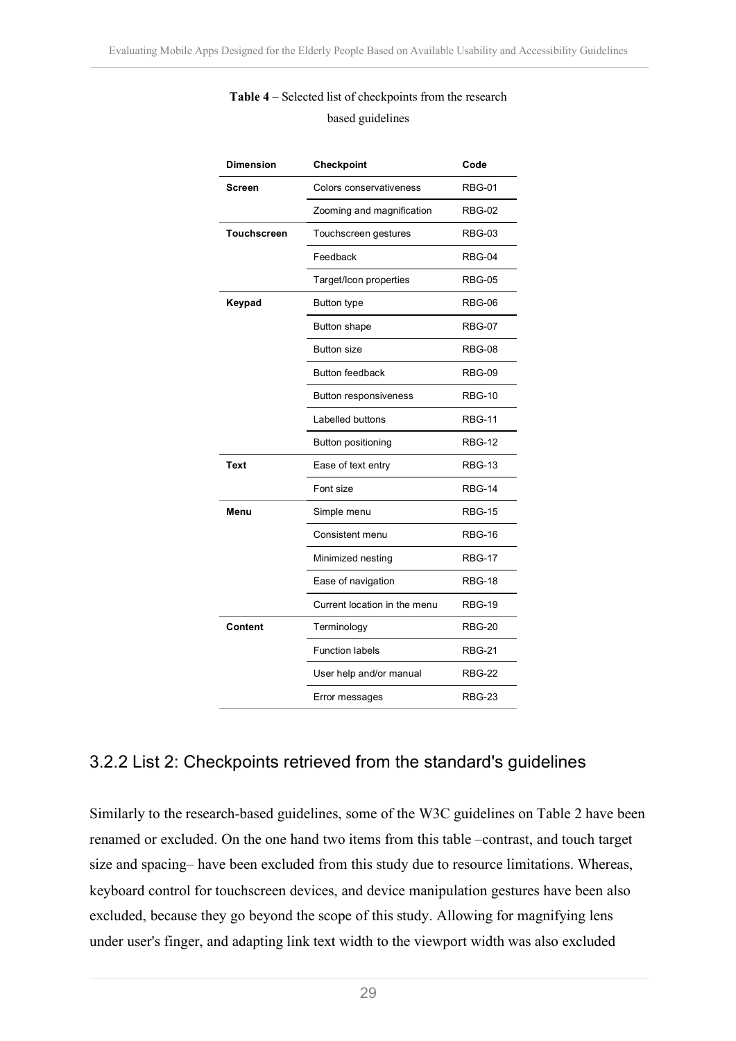**Table 4** – Selected list of checkpoints from the research based guidelines

| Dimension | Checkpoint | Code |
|---|---|---|
| **Screen** | Colors conservativeness | RBG-01 |
| | Zooming and magnification | RBG-02 |
| **Touchscreen** | Touchscreen gestures | RBG-03 |
| | Feedback | RBG-04 |
| | Target/Icon properties | RBG-05 |
| **Keypad** | Button type | RBG-06 |
| | Button shape | RBG-07 |
| | Button size | RBG-08 |
| | Button feedback | RBG-09 |
| | Button responsiveness | RBG-10 |
| | Labelled buttons | RBG-11 |
| | Button positioning | RBG-12 |
| **Text** | Ease of text entry | RBG-13 |
| | Font size | RBG-14 |
| **Menu** | Simple menu | RBG-15 |
| | Consistent menu | RBG-16 |
| | Minimized nesting | RBG-17 |
| | Ease of navigation | RBG-18 |
| | Current location in the menu | RBG-19 |
| **Content** | Terminology | RBG-20 |
| | Function labels | RBG-21 |
| | User help and/or manual | RBG-22 |
| | Error messages | RBG-23 |

### 3.2.2 List 2: Checkpoints retrieved from the standard's guidelines

Similarly to the research-based guidelines, some of the W3C guidelines on Table 2 have been renamed or excluded. On the one hand two items from this table –contrast, and touch target size and spacing– have been excluded from this study due to resource limitations. Whereas, keyboard control for touchscreen devices, and device manipulation gestures have been also excluded, because they go beyond the scope of this study. Allowing for magnifying lens under user's finger, and adapting link text width to the viewport width was also excluded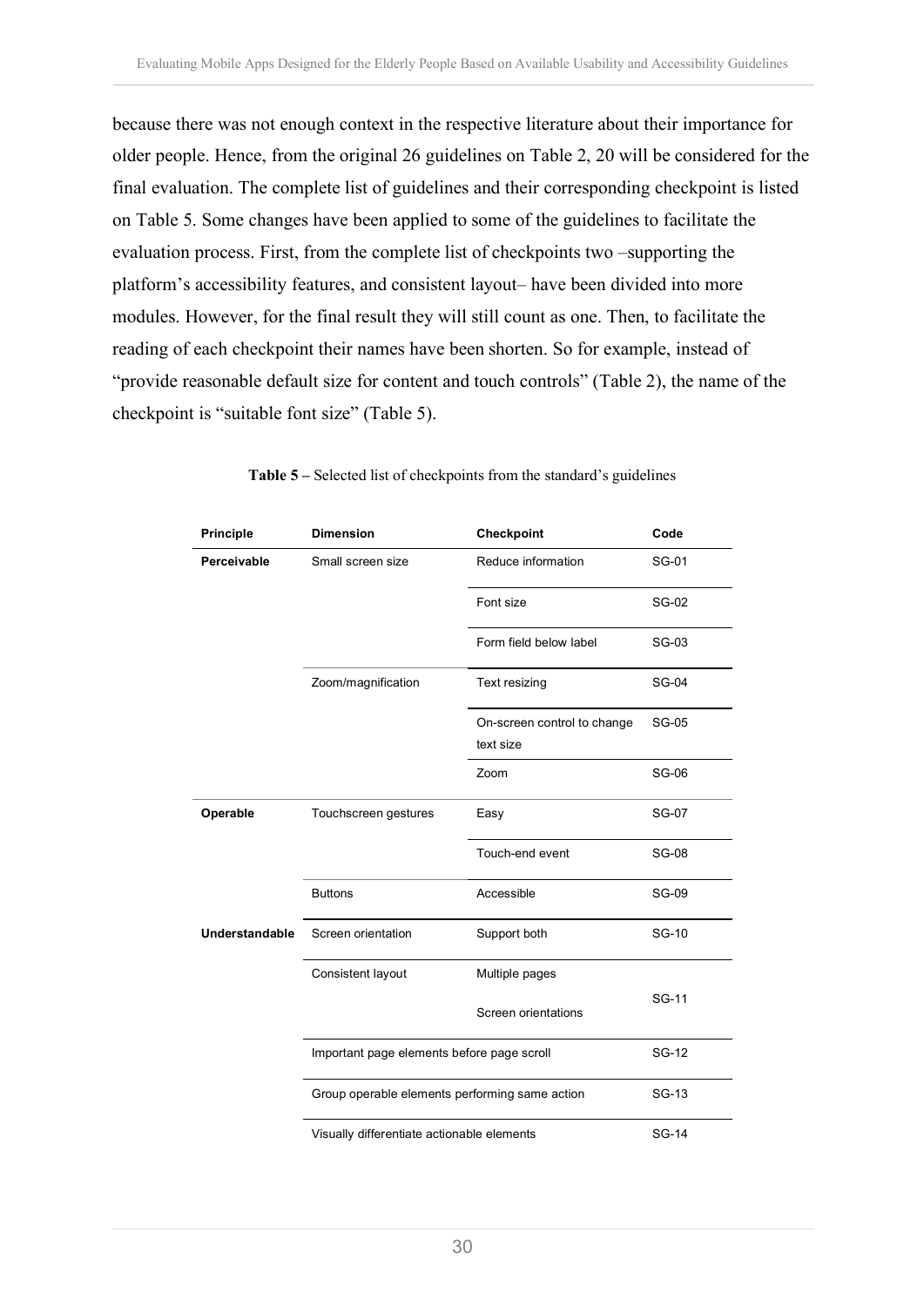because there was not enough context in the respective literature about their importance for older people. Hence, from the original 26 guidelines on Table 2, 20 will be considered for the final evaluation. The complete list of guidelines and their corresponding checkpoint is listed on Table 5. Some changes have been applied to some of the guidelines to facilitate the evaluation process. First, from the complete list of checkpoints two –supporting the platform's accessibility features, and consistent layout– have been divided into more modules. However, for the final result they will still count as one. Then, to facilitate the reading of each checkpoint their names have been shorten. So for example, instead of "provide reasonable default size for content and touch controls" (Table 2), the name of the checkpoint is "suitable font size" (Table 5).

**Table 5** – Selected list of checkpoints from the standard's guidelines

| Principle | Dimension | Checkpoint | Code |
|---|---|---|---|
| **Perceivable** | Small screen size | Reduce information | SG-01 |
| | | Font size | SG-02 |
| | | Form field below label | SG-03 |
| | Zoom/magnification | Text resizing | SG-04 |
| | | On-screen control to change text size | SG-05 |
| | | Zoom | SG-06 |
| **Operable** | Touchscreen gestures | Easy | SG-07 |
| | | Touch-end event | SG-08 |
| | Buttons | Accessible | SG-09 |
| **Understandable** | Screen orientation | Support both | SG-10 |
| | Consistent layout | Multiple pages | SG-11 |
| | | Screen orientations | |
| | Important page elements before page scroll | | SG-12 |
| | Group operable elements performing same action | | SG-13 |
| | Visually differentiate actionable elements | | SG-14 |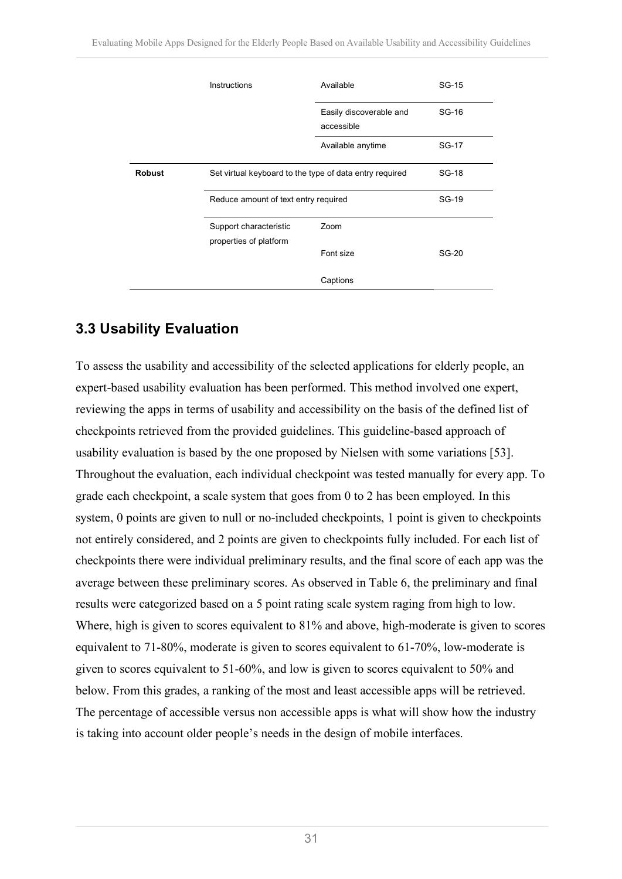|  | Instructions | Available | SG-15 |
|---|---|---|---|
|  |  | Easily discoverable and accessible | SG-16 |
|  |  | Available anytime | SG-17 |
| **Robust** | Set virtual keyboard to the type of data entry required |  | SG-18 |
|  | Reduce amount of text entry required |  | SG-19 |
|  | Support characteristic properties of platform | Zoom | SG-20 |
|  |  | Font size |  |
|  |  | Captions |  |

## 3.3 Usability Evaluation

To assess the usability and accessibility of the selected applications for elderly people, an expert-based usability evaluation has been performed. This method involved one expert, reviewing the apps in terms of usability and accessibility on the basis of the defined list of checkpoints retrieved from the provided guidelines. This guideline-based approach of usability evaluation is based by the one proposed by Nielsen with some variations [53]. Throughout the evaluation, each individual checkpoint was tested manually for every app. To grade each checkpoint, a scale system that goes from 0 to 2 has been employed. In this system, 0 points are given to null or no-included checkpoints, 1 point is given to checkpoints not entirely considered, and 2 points are given to checkpoints fully included. For each list of checkpoints there were individual preliminary results, and the final score of each app was the average between these preliminary scores. As observed in Table 6, the preliminary and final results were categorized based on a 5 point rating scale system raging from high to low. Where, high is given to scores equivalent to 81% and above, high-moderate is given to scores equivalent to 71-80%, moderate is given to scores equivalent to 61-70%, low-moderate is given to scores equivalent to 51-60%, and low is given to scores equivalent to 50% and below. From this grades, a ranking of the most and least accessible apps will be retrieved. The percentage of accessible versus non accessible apps is what will show how the industry is taking into account older people's needs in the design of mobile interfaces.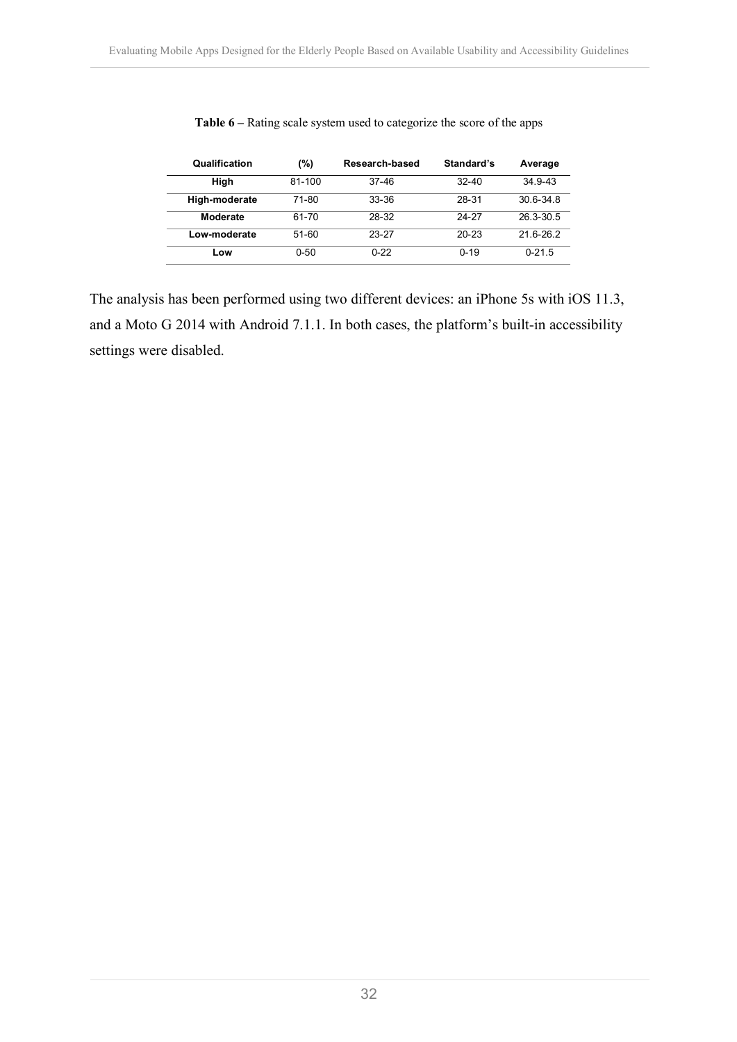**Table 6** – Rating scale system used to categorize the score of the apps

| Qualification | (%) | Research-based | Standard's | Average |
|---|---|---|---|---|
| **High** | 81-100 | 37-46 | 32-40 | 34.9-43 |
| **High-moderate** | 71-80 | 33-36 | 28-31 | 30.6-34.8 |
| **Moderate** | 61-70 | 28-32 | 24-27 | 26.3-30.5 |
| **Low-moderate** | 51-60 | 23-27 | 20-23 | 21.6-26.2 |
| **Low** | 0-50 | 0-22 | 0-19 | 0-21.5 |

The analysis has been performed using two different devices: an iPhone 5s with iOS 11.3, and a Moto G 2014 with Android 7.1.1. In both cases, the platform's built-in accessibility settings were disabled.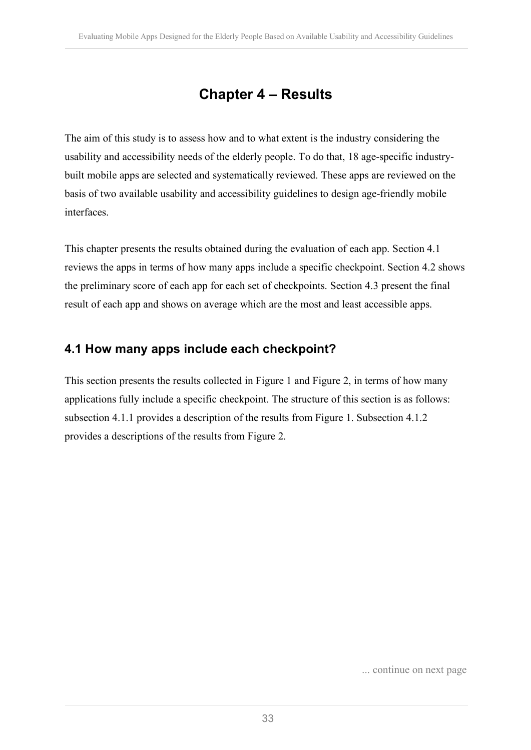# Chapter 4 – Results

The aim of this study is to assess how and to what extent is the industry considering the usability and accessibility needs of the elderly people. To do that, 18 age-specific industry-built mobile apps are selected and systematically reviewed. These apps are reviewed on the basis of two available usability and accessibility guidelines to design age-friendly mobile interfaces.

This chapter presents the results obtained during the evaluation of each app. Section 4.1 reviews the apps in terms of how many apps include a specific checkpoint. Section 4.2 shows the preliminary score of each app for each set of checkpoints. Section 4.3 present the final result of each app and shows on average which are the most and least accessible apps.

## 4.1 How many apps include each checkpoint?

This section presents the results collected in Figure 1 and Figure 2, in terms of how many applications fully include a specific checkpoint. The structure of this section is as follows: subsection 4.1.1 provides a description of the results from Figure 1. Subsection 4.1.2 provides a descriptions of the results from Figure 2.

... continue on next page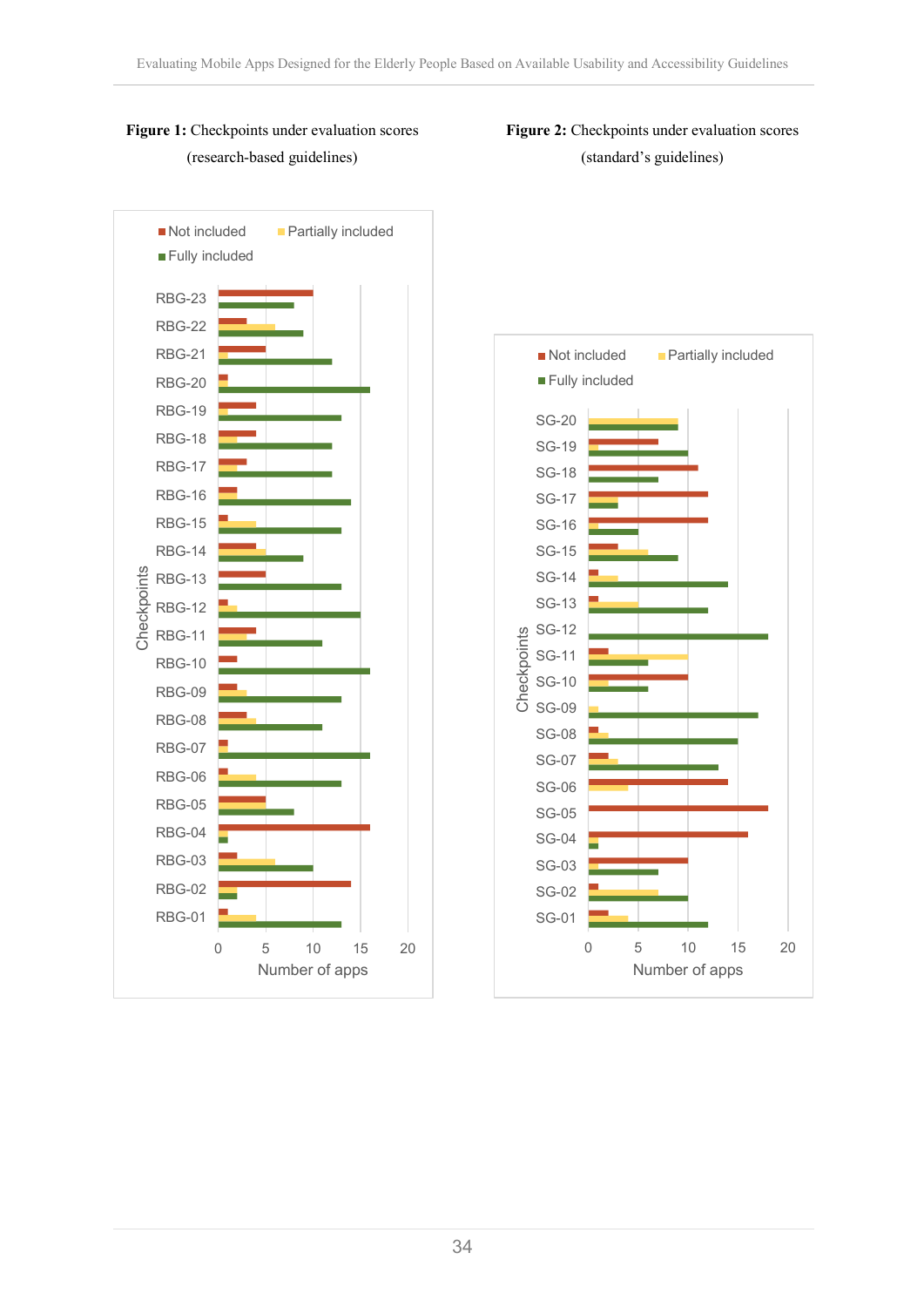**Figure 1:** Checkpoints under evaluation scores (research-based guidelines)

**Figure 2:** Checkpoints under evaluation scores (standard's guidelines)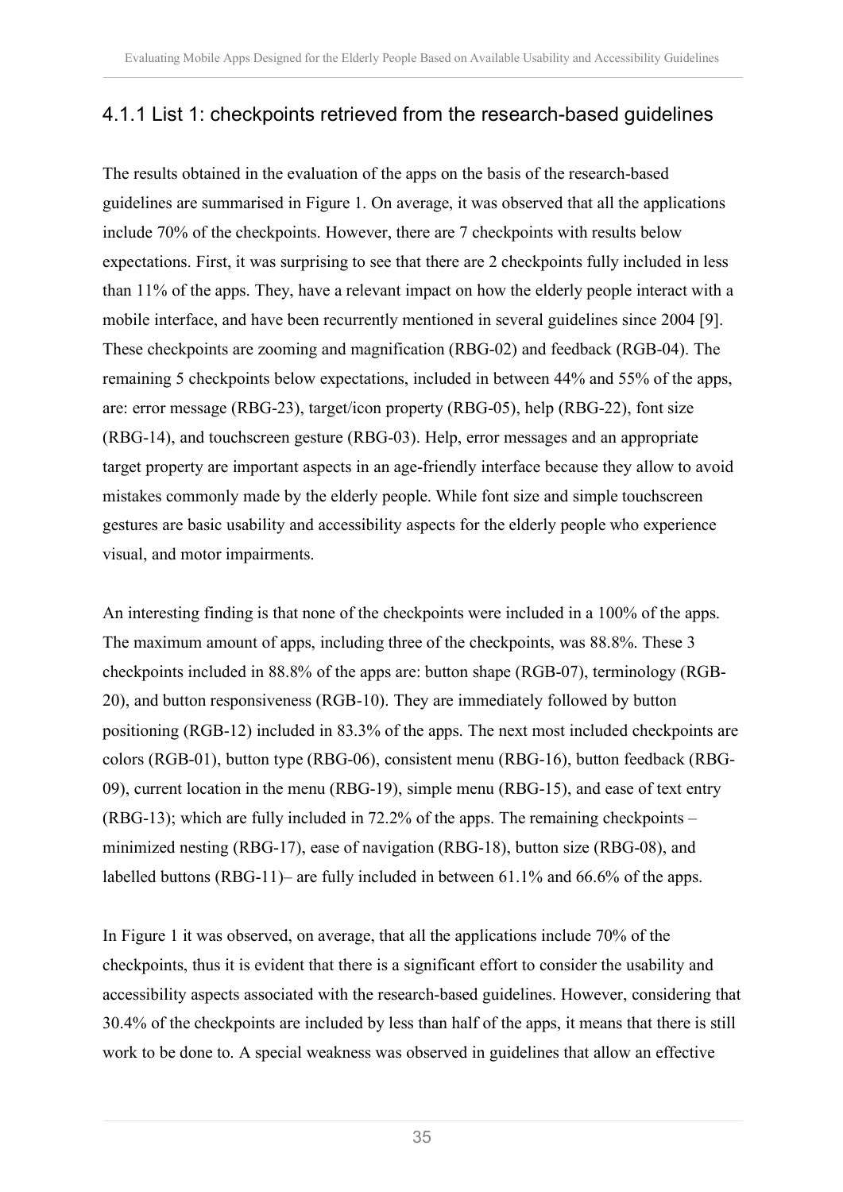### 4.1.1 List 1: checkpoints retrieved from the research-based guidelines

The results obtained in the evaluation of the apps on the basis of the research-based guidelines are summarised in Figure 1. On average, it was observed that all the applications include 70% of the checkpoints. However, there are 7 checkpoints with results below expectations. First, it was surprising to see that there are 2 checkpoints fully included in less than 11% of the apps. They, have a relevant impact on how the elderly people interact with a mobile interface, and have been recurrently mentioned in several guidelines since 2004 [9]. These checkpoints are zooming and magnification (RBG-02) and feedback (RGB-04). The remaining 5 checkpoints below expectations, included in between 44% and 55% of the apps, are: error message (RBG-23), target/icon property (RBG-05), help (RBG-22), font size (RBG-14), and touchscreen gesture (RBG-03). Help, error messages and an appropriate target property are important aspects in an age-friendly interface because they allow to avoid mistakes commonly made by the elderly people. While font size and simple touchscreen gestures are basic usability and accessibility aspects for the elderly people who experience visual, and motor impairments.

An interesting finding is that none of the checkpoints were included in a 100% of the apps. The maximum amount of apps, including three of the checkpoints, was 88.8%. These 3 checkpoints included in 88.8% of the apps are: button shape (RGB-07), terminology (RGB-20), and button responsiveness (RGB-10). They are immediately followed by button positioning (RGB-12) included in 83.3% of the apps. The next most included checkpoints are colors (RGB-01), button type (RBG-06), consistent menu (RBG-16), button feedback (RBG-09), current location in the menu (RBG-19), simple menu (RBG-15), and ease of text entry (RBG-13); which are fully included in 72.2% of the apps. The remaining checkpoints – minimized nesting (RBG-17), ease of navigation (RBG-18), button size (RBG-08), and labelled buttons (RBG-11)– are fully included in between 61.1% and 66.6% of the apps.

In Figure 1 it was observed, on average, that all the applications include 70% of the checkpoints, thus it is evident that there is a significant effort to consider the usability and accessibility aspects associated with the research-based guidelines. However, considering that 30.4% of the checkpoints are included by less than half of the apps, it means that there is still work to be done to. A special weakness was observed in guidelines that allow an effective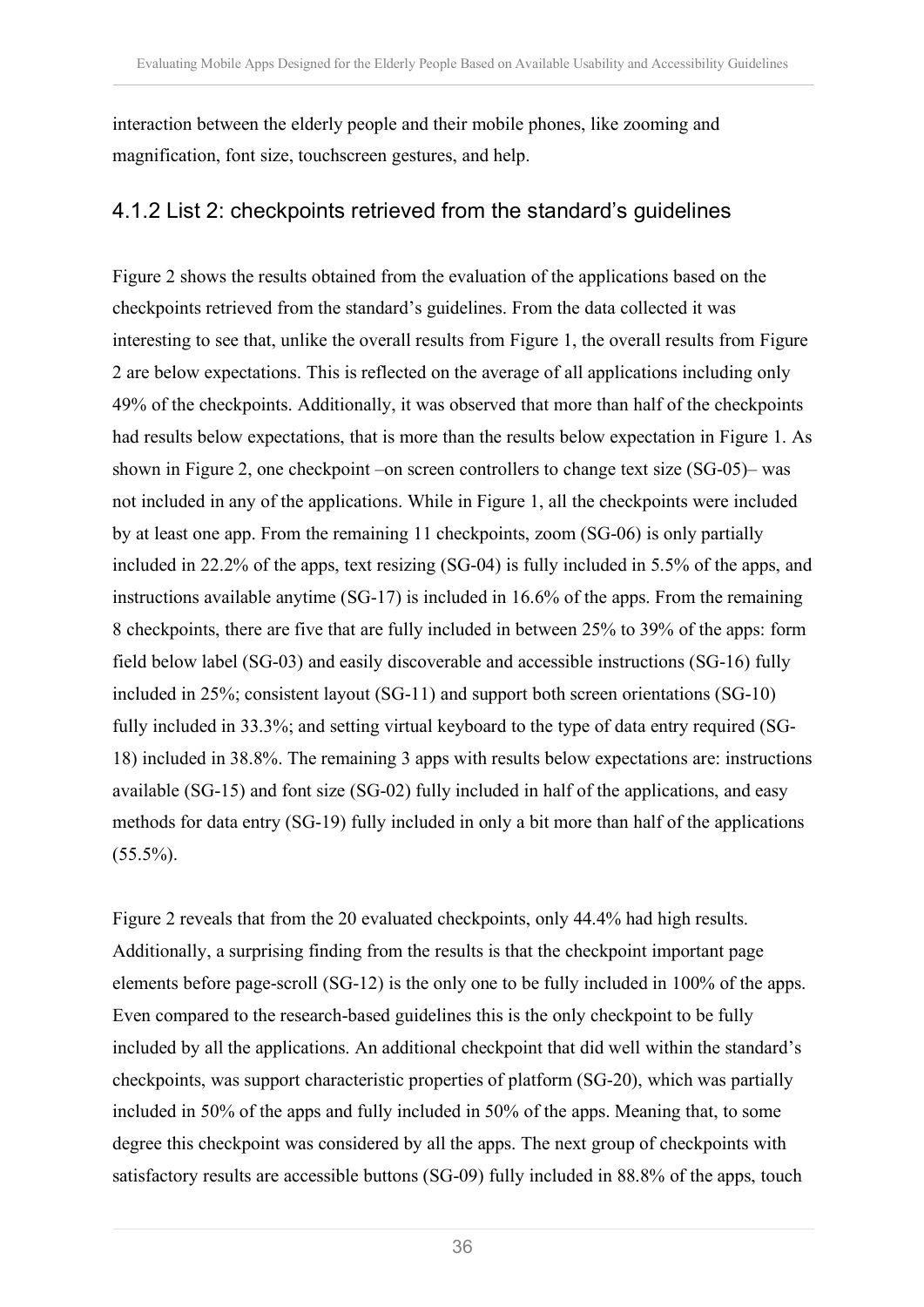interaction between the elderly people and their mobile phones, like zooming and magnification, font size, touchscreen gestures, and help.

### 4.1.2 List 2: checkpoints retrieved from the standard's guidelines

Figure 2 shows the results obtained from the evaluation of the applications based on the checkpoints retrieved from the standard's guidelines. From the data collected it was interesting to see that, unlike the overall results from Figure 1, the overall results from Figure 2 are below expectations. This is reflected on the average of all applications including only 49% of the checkpoints. Additionally, it was observed that more than half of the checkpoints had results below expectations, that is more than the results below expectation in Figure 1. As shown in Figure 2, one checkpoint –on screen controllers to change text size (SG-05)– was not included in any of the applications. While in Figure 1, all the checkpoints were included by at least one app. From the remaining 11 checkpoints, zoom (SG-06) is only partially included in 22.2% of the apps, text resizing (SG-04) is fully included in 5.5% of the apps, and instructions available anytime (SG-17) is included in 16.6% of the apps. From the remaining 8 checkpoints, there are five that are fully included in between 25% to 39% of the apps: form field below label (SG-03) and easily discoverable and accessible instructions (SG-16) fully included in 25%; consistent layout (SG-11) and support both screen orientations (SG-10) fully included in 33.3%; and setting virtual keyboard to the type of data entry required (SG-18) included in 38.8%. The remaining 3 apps with results below expectations are: instructions available (SG-15) and font size (SG-02) fully included in half of the applications, and easy methods for data entry (SG-19) fully included in only a bit more than half of the applications (55.5%).

Figure 2 reveals that from the 20 evaluated checkpoints, only 44.4% had high results. Additionally, a surprising finding from the results is that the checkpoint important page elements before page-scroll (SG-12) is the only one to be fully included in 100% of the apps. Even compared to the research-based guidelines this is the only checkpoint to be fully included by all the applications. An additional checkpoint that did well within the standard's checkpoints, was support characteristic properties of platform (SG-20), which was partially included in 50% of the apps and fully included in 50% of the apps. Meaning that, to some degree this checkpoint was considered by all the apps. The next group of checkpoints with satisfactory results are accessible buttons (SG-09) fully included in 88.8% of the apps, touch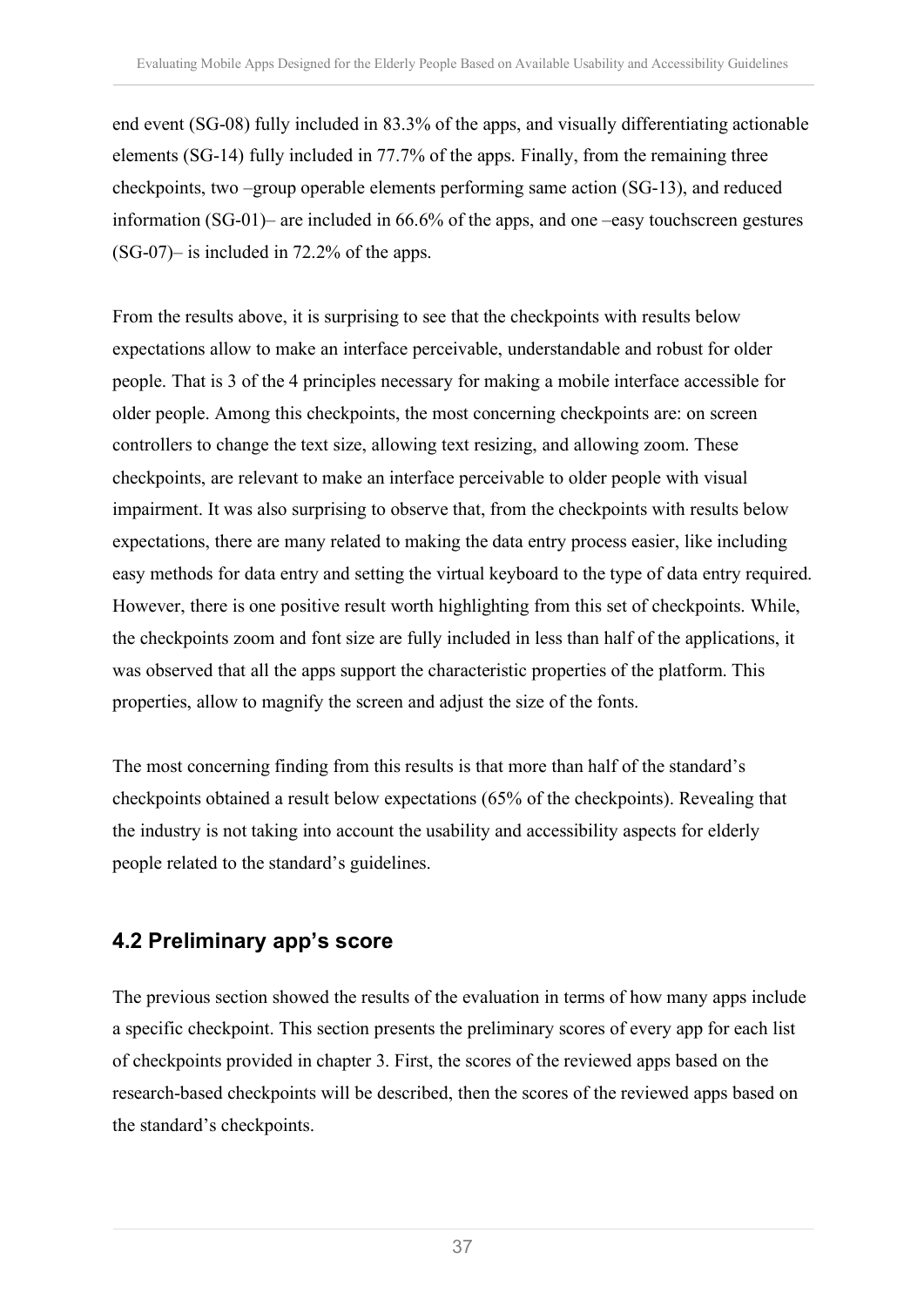end event (SG-08) fully included in 83.3% of the apps, and visually differentiating actionable elements (SG-14) fully included in 77.7% of the apps. Finally, from the remaining three checkpoints, two –group operable elements performing same action (SG-13), and reduced information (SG-01)– are included in 66.6% of the apps, and one –easy touchscreen gestures (SG-07)– is included in 72.2% of the apps.

From the results above, it is surprising to see that the checkpoints with results below expectations allow to make an interface perceivable, understandable and robust for older people. That is 3 of the 4 principles necessary for making a mobile interface accessible for older people. Among this checkpoints, the most concerning checkpoints are: on screen controllers to change the text size, allowing text resizing, and allowing zoom. These checkpoints, are relevant to make an interface perceivable to older people with visual impairment. It was also surprising to observe that, from the checkpoints with results below expectations, there are many related to making the data entry process easier, like including easy methods for data entry and setting the virtual keyboard to the type of data entry required. However, there is one positive result worth highlighting from this set of checkpoints. While, the checkpoints zoom and font size are fully included in less than half of the applications, it was observed that all the apps support the characteristic properties of the platform. This properties, allow to magnify the screen and adjust the size of the fonts.

The most concerning finding from this results is that more than half of the standard's checkpoints obtained a result below expectations (65% of the checkpoints). Revealing that the industry is not taking into account the usability and accessibility aspects for elderly people related to the standard's guidelines.

## 4.2 Preliminary app's score

The previous section showed the results of the evaluation in terms of how many apps include a specific checkpoint. This section presents the preliminary scores of every app for each list of checkpoints provided in chapter 3. First, the scores of the reviewed apps based on the research-based checkpoints will be described, then the scores of the reviewed apps based on the standard's checkpoints.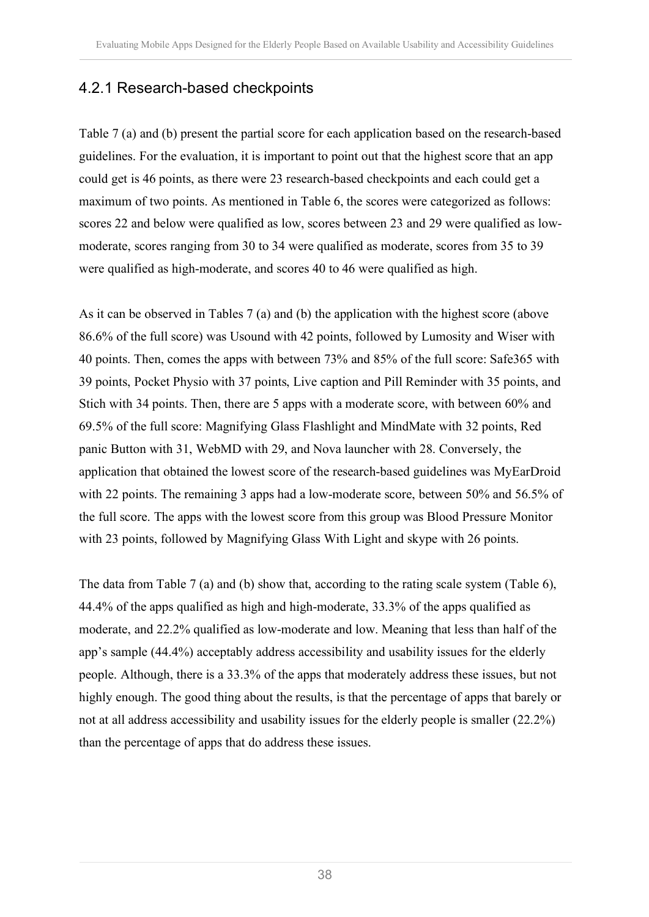### 4.2.1 Research-based checkpoints

Table 7 (a) and (b) present the partial score for each application based on the research-based guidelines. For the evaluation, it is important to point out that the highest score that an app could get is 46 points, as there were 23 research-based checkpoints and each could get a maximum of two points. As mentioned in Table 6, the scores were categorized as follows: scores 22 and below were qualified as low, scores between 23 and 29 were qualified as low-moderate, scores ranging from 30 to 34 were qualified as moderate, scores from 35 to 39 were qualified as high-moderate, and scores 40 to 46 were qualified as high.

As it can be observed in Tables 7 (a) and (b) the application with the highest score (above 86.6% of the full score) was Usound with 42 points, followed by Lumosity and Wiser with 40 points. Then, comes the apps with between 73% and 85% of the full score: Safe365 with 39 points, Pocket Physio with 37 points, Live caption and Pill Reminder with 35 points, and Stich with 34 points. Then, there are 5 apps with a moderate score, with between 60% and 69.5% of the full score: Magnifying Glass Flashlight and MindMate with 32 points, Red panic Button with 31, WebMD with 29, and Nova launcher with 28. Conversely, the application that obtained the lowest score of the research-based guidelines was MyEarDroid with 22 points. The remaining 3 apps had a low-moderate score, between 50% and 56.5% of the full score. The apps with the lowest score from this group was Blood Pressure Monitor with 23 points, followed by Magnifying Glass With Light and skype with 26 points.

The data from Table 7 (a) and (b) show that, according to the rating scale system (Table 6), 44.4% of the apps qualified as high and high-moderate, 33.3% of the apps qualified as moderate, and 22.2% qualified as low-moderate and low. Meaning that less than half of the app's sample (44.4%) acceptably address accessibility and usability issues for the elderly people. Although, there is a 33.3% of the apps that moderately address these issues, but not highly enough. The good thing about the results, is that the percentage of apps that barely or not at all address accessibility and usability issues for the elderly people is smaller (22.2%) than the percentage of apps that do address these issues.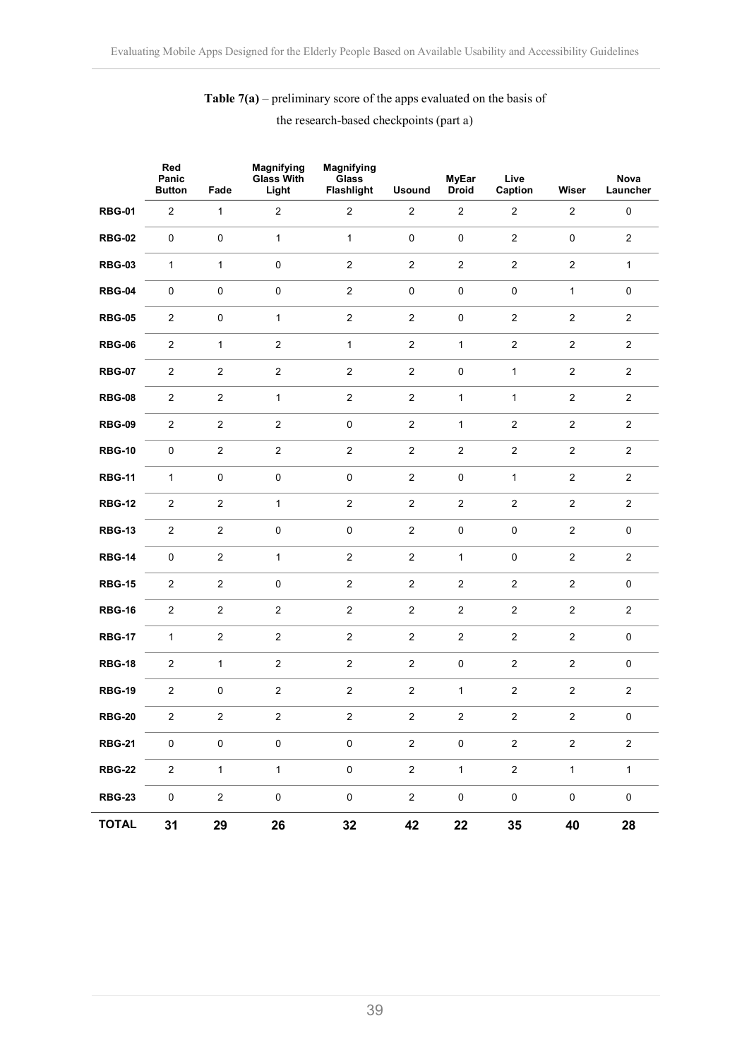**Table 7(a)** – preliminary score of the apps evaluated on the basis of the research-based checkpoints (part a)

| | Red Panic Button | Fade | Magnifying Glass With Light | Magnifying Glass Flashlight | Usound | MyEar Droid | Live Caption | Wiser | Nova Launcher |
|---|---|---|---|---|---|---|---|---|---|
| **RBG-01** | 2 | 1 | 2 | 2 | 2 | 2 | 2 | 2 | 0 |
| **RBG-02** | 0 | 0 | 1 | 1 | 0 | 0 | 2 | 0 | 2 |
| **RBG-03** | 1 | 1 | 0 | 2 | 2 | 2 | 2 | 2 | 1 |
| **RBG-04** | 0 | 0 | 0 | 2 | 0 | 0 | 0 | 1 | 0 |
| **RBG-05** | 2 | 0 | 1 | 2 | 2 | 0 | 2 | 2 | 2 |
| **RBG-06** | 2 | 1 | 2 | 1 | 2 | 1 | 2 | 2 | 2 |
| **RBG-07** | 2 | 2 | 2 | 2 | 2 | 0 | 1 | 2 | 2 |
| **RBG-08** | 2 | 2 | 1 | 2 | 2 | 1 | 1 | 2 | 2 |
| **RBG-09** | 2 | 2 | 2 | 0 | 2 | 1 | 2 | 2 | 2 |
| **RBG-10** | 0 | 2 | 2 | 2 | 2 | 2 | 2 | 2 | 2 |
| **RBG-11** | 1 | 0 | 0 | 0 | 2 | 0 | 1 | 2 | 2 |
| **RBG-12** | 2 | 2 | 1 | 2 | 2 | 2 | 2 | 2 | 2 |
| **RBG-13** | 2 | 2 | 0 | 0 | 2 | 0 | 0 | 2 | 0 |
| **RBG-14** | 0 | 2 | 1 | 2 | 2 | 1 | 0 | 2 | 2 |
| **RBG-15** | 2 | 2 | 0 | 2 | 2 | 2 | 2 | 2 | 0 |
| **RBG-16** | 2 | 2 | 2 | 2 | 2 | 2 | 2 | 2 | 2 |
| **RBG-17** | 1 | 2 | 2 | 2 | 2 | 2 | 2 | 2 | 0 |
| **RBG-18** | 2 | 1 | 2 | 2 | 2 | 0 | 2 | 2 | 0 |
| **RBG-19** | 2 | 0 | 2 | 2 | 2 | 1 | 2 | 2 | 2 |
| **RBG-20** | 2 | 2 | 2 | 2 | 2 | 2 | 2 | 2 | 0 |
| **RBG-21** | 0 | 0 | 0 | 0 | 2 | 0 | 2 | 2 | 2 |
| **RBG-22** | 2 | 1 | 1 | 0 | 2 | 1 | 2 | 1 | 1 |
| **RBG-23** | 0 | 2 | 0 | 0 | 2 | 0 | 0 | 0 | 0 |
| **TOTAL** | **31** | **29** | **26** | **32** | **42** | **22** | **35** | **40** | **28** |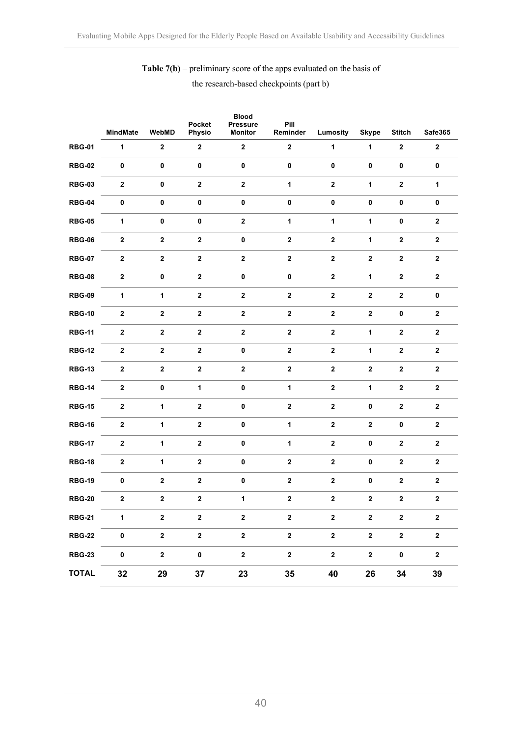**Table 7(b)** – preliminary score of the apps evaluated on the basis of the research-based checkpoints (part b)

| | MindMate | WebMD | Pocket Physio | Blood Pressure Monitor | Pill Reminder | Lumosity | Skype | Stitch | Safe365 |
|---|---|---|---|---|---|---|---|---|---|
| **RBG-01** | 1 | 2 | 2 | 2 | 2 | 1 | 1 | 2 | 2 |
| **RBG-02** | 0 | 0 | 0 | 0 | 0 | 0 | 0 | 0 | 0 |
| **RBG-03** | 2 | 0 | 2 | 2 | 1 | 2 | 1 | 2 | 1 |
| **RBG-04** | 0 | 0 | 0 | 0 | 0 | 0 | 0 | 0 | 0 |
| **RBG-05** | 1 | 0 | 0 | 2 | 1 | 1 | 1 | 0 | 2 |
| **RBG-06** | 2 | 2 | 2 | 0 | 2 | 2 | 1 | 2 | 2 |
| **RBG-07** | 2 | 2 | 2 | 2 | 2 | 2 | 2 | 2 | 2 |
| **RBG-08** | 2 | 0 | 2 | 0 | 0 | 2 | 1 | 2 | 2 |
| **RBG-09** | 1 | 1 | 2 | 2 | 2 | 2 | 2 | 2 | 0 |
| **RBG-10** | 2 | 2 | 2 | 2 | 2 | 2 | 2 | 0 | 2 |
| **RBG-11** | 2 | 2 | 2 | 2 | 2 | 2 | 1 | 2 | 2 |
| **RBG-12** | 2 | 2 | 2 | 0 | 2 | 2 | 1 | 2 | 2 |
| **RBG-13** | 2 | 2 | 2 | 2 | 2 | 2 | 2 | 2 | 2 |
| **RBG-14** | 2 | 0 | 1 | 0 | 1 | 2 | 1 | 2 | 2 |
| **RBG-15** | 2 | 1 | 2 | 0 | 2 | 2 | 0 | 2 | 2 |
| **RBG-16** | 2 | 1 | 2 | 0 | 1 | 2 | 2 | 0 | 2 |
| **RBG-17** | 2 | 1 | 2 | 0 | 1 | 2 | 0 | 2 | 2 |
| **RBG-18** | 2 | 1 | 2 | 0 | 2 | 2 | 0 | 2 | 2 |
| **RBG-19** | 0 | 2 | 2 | 0 | 2 | 2 | 0 | 2 | 2 |
| **RBG-20** | 2 | 2 | 2 | 1 | 2 | 2 | 2 | 2 | 2 |
| **RBG-21** | 1 | 2 | 2 | 2 | 2 | 2 | 2 | 2 | 2 |
| **RBG-22** | 0 | 2 | 2 | 2 | 2 | 2 | 2 | 2 | 2 |
| **RBG-23** | 0 | 2 | 0 | 2 | 2 | 2 | 2 | 0 | 2 |
| **TOTAL** | **32** | **29** | **37** | **23** | **35** | **40** | **26** | **34** | **39** |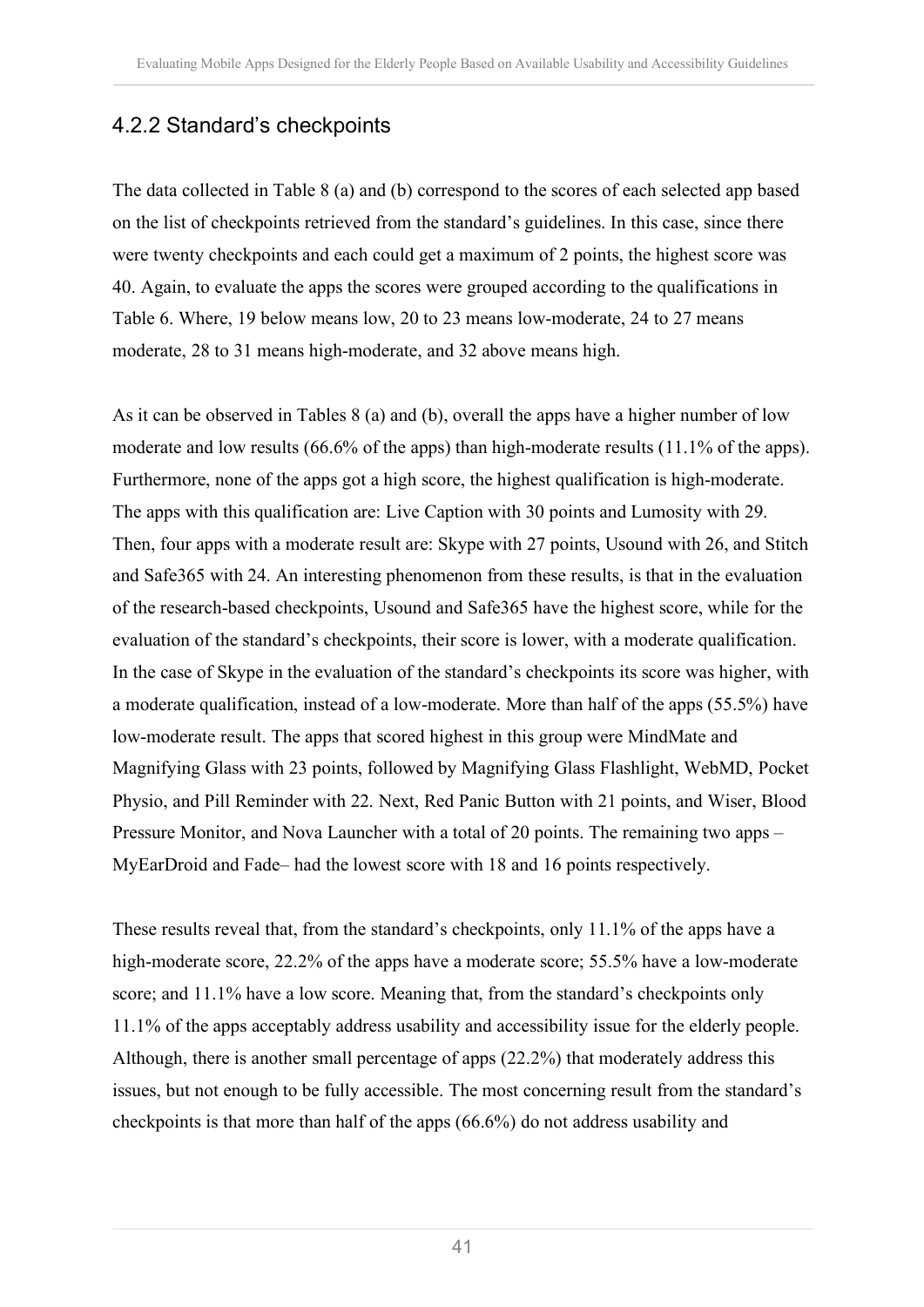### 4.2.2 Standard's checkpoints

The data collected in Table 8 (a) and (b) correspond to the scores of each selected app based on the list of checkpoints retrieved from the standard's guidelines. In this case, since there were twenty checkpoints and each could get a maximum of 2 points, the highest score was 40. Again, to evaluate the apps the scores were grouped according to the qualifications in Table 6. Where, 19 below means low, 20 to 23 means low-moderate, 24 to 27 means moderate, 28 to 31 means high-moderate, and 32 above means high.

As it can be observed in Tables 8 (a) and (b), overall the apps have a higher number of low moderate and low results (66.6% of the apps) than high-moderate results (11.1% of the apps). Furthermore, none of the apps got a high score, the highest qualification is high-moderate. The apps with this qualification are: Live Caption with 30 points and Lumosity with 29. Then, four apps with a moderate result are: Skype with 27 points, Usound with 26, and Stitch and Safe365 with 24. An interesting phenomenon from these results, is that in the evaluation of the research-based checkpoints, Usound and Safe365 have the highest score, while for the evaluation of the standard's checkpoints, their score is lower, with a moderate qualification. In the case of Skype in the evaluation of the standard's checkpoints its score was higher, with a moderate qualification, instead of a low-moderate. More than half of the apps (55.5%) have low-moderate result. The apps that scored highest in this group were MindMate and Magnifying Glass with 23 points, followed by Magnifying Glass Flashlight, WebMD, Pocket Physio, and Pill Reminder with 22. Next, Red Panic Button with 21 points, and Wiser, Blood Pressure Monitor, and Nova Launcher with a total of 20 points. The remaining two apps – MyEarDroid and Fade– had the lowest score with 18 and 16 points respectively.

These results reveal that, from the standard's checkpoints, only 11.1% of the apps have a high-moderate score, 22.2% of the apps have a moderate score; 55.5% have a low-moderate score; and 11.1% have a low score. Meaning that, from the standard's checkpoints only 11.1% of the apps acceptably address usability and accessibility issue for the elderly people. Although, there is another small percentage of apps (22.2%) that moderately address this issues, but not enough to be fully accessible. The most concerning result from the standard's checkpoints is that more than half of the apps (66.6%) do not address usability and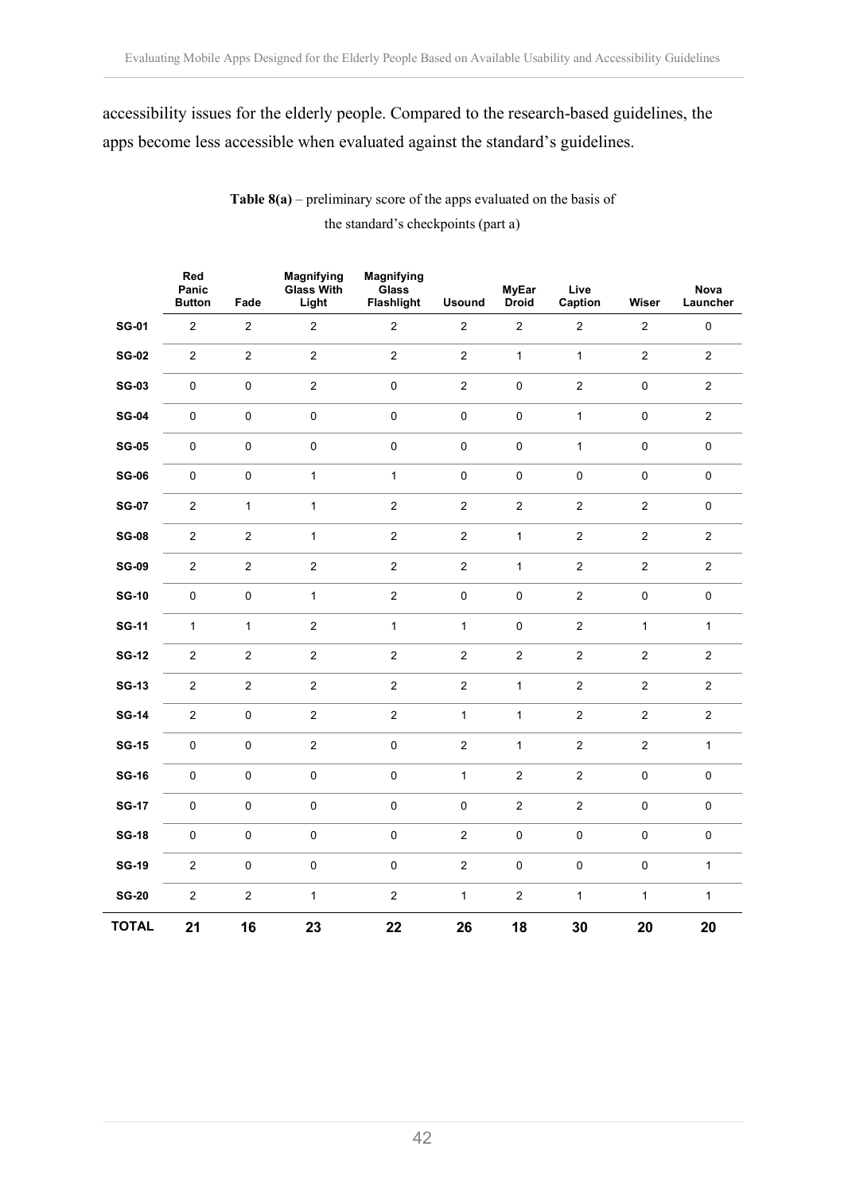accessibility issues for the elderly people. Compared to the research-based guidelines, the apps become less accessible when evaluated against the standard's guidelines.

**Table 8(a)** – preliminary score of the apps evaluated on the basis of the standard's checkpoints (part a)

| | Red Panic Button | Fade | Magnifying Glass With Light | Magnifying Glass Flashlight | Usound | MyEar Droid | Live Caption | Wiser | Nova Launcher |
|---|---|---|---|---|---|---|---|---|---|
| **SG-01** | 2 | 2 | 2 | 2 | 2 | 2 | 2 | 2 | 0 |
| **SG-02** | 2 | 2 | 2 | 2 | 2 | 1 | 1 | 2 | 2 |
| **SG-03** | 0 | 0 | 2 | 0 | 2 | 0 | 2 | 0 | 2 |
| **SG-04** | 0 | 0 | 0 | 0 | 0 | 0 | 1 | 0 | 2 |
| **SG-05** | 0 | 0 | 0 | 0 | 0 | 0 | 1 | 0 | 0 |
| **SG-06** | 0 | 0 | 1 | 1 | 0 | 0 | 0 | 0 | 0 |
| **SG-07** | 2 | 1 | 1 | 2 | 2 | 2 | 2 | 2 | 0 |
| **SG-08** | 2 | 2 | 1 | 2 | 2 | 1 | 2 | 2 | 2 |
| **SG-09** | 2 | 2 | 2 | 2 | 2 | 1 | 2 | 2 | 2 |
| **SG-10** | 0 | 0 | 1 | 2 | 0 | 0 | 2 | 0 | 0 |
| **SG-11** | 1 | 1 | 2 | 1 | 1 | 0 | 2 | 1 | 1 |
| **SG-12** | 2 | 2 | 2 | 2 | 2 | 2 | 2 | 2 | 2 |
| **SG-13** | 2 | 2 | 2 | 2 | 2 | 1 | 2 | 2 | 2 |
| **SG-14** | 2 | 0 | 2 | 2 | 1 | 1 | 2 | 2 | 2 |
| **SG-15** | 0 | 0 | 2 | 0 | 2 | 1 | 2 | 2 | 1 |
| **SG-16** | 0 | 0 | 0 | 0 | 1 | 2 | 2 | 0 | 0 |
| **SG-17** | 0 | 0 | 0 | 0 | 0 | 2 | 2 | 0 | 0 |
| **SG-18** | 0 | 0 | 0 | 0 | 2 | 0 | 0 | 0 | 0 |
| **SG-19** | 2 | 0 | 0 | 0 | 2 | 0 | 0 | 0 | 1 |
| **SG-20** | 2 | 2 | 1 | 2 | 1 | 2 | 1 | 1 | 1 |
| **TOTAL** | **21** | **16** | **23** | **22** | **26** | **18** | **30** | **20** | **20** |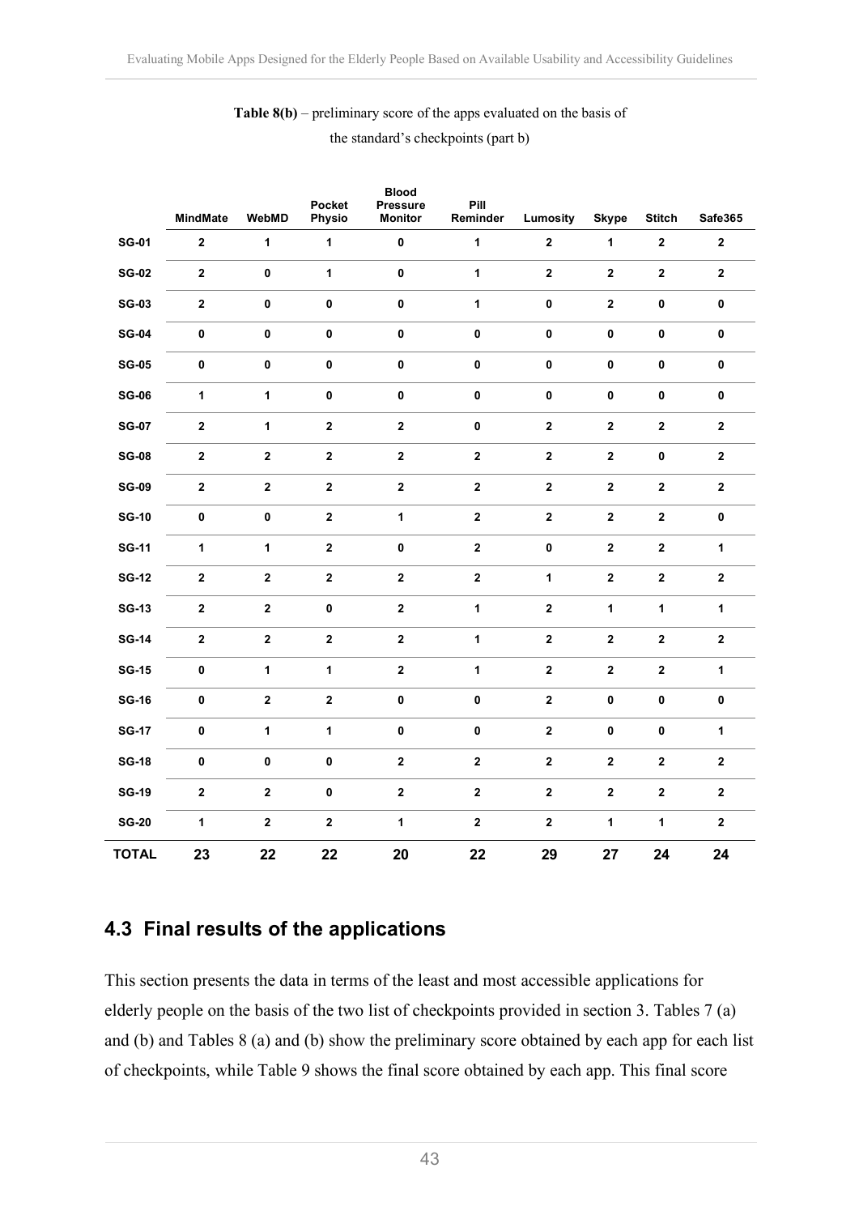**Table 8(b)** – preliminary score of the apps evaluated on the basis of the standard's checkpoints (part b)

| | MindMate | WebMD | Pocket Physio | Blood Pressure Monitor | Pill Reminder | Lumosity | Skype | Stitch | Safe365 |
|---|---|---|---|---|---|---|---|---|---|
| **SG-01** | 2 | 1 | 1 | 0 | 1 | 2 | 1 | 2 | 2 |
| **SG-02** | 2 | 0 | 1 | 0 | 1 | 2 | 2 | 2 | 2 |
| **SG-03** | 2 | 0 | 0 | 0 | 1 | 0 | 2 | 0 | 0 |
| **SG-04** | 0 | 0 | 0 | 0 | 0 | 0 | 0 | 0 | 0 |
| **SG-05** | 0 | 0 | 0 | 0 | 0 | 0 | 0 | 0 | 0 |
| **SG-06** | 1 | 1 | 0 | 0 | 0 | 0 | 0 | 0 | 0 |
| **SG-07** | 2 | 1 | 2 | 2 | 0 | 2 | 2 | 2 | 2 |
| **SG-08** | 2 | 2 | 2 | 2 | 2 | 2 | 2 | 0 | 2 |
| **SG-09** | 2 | 2 | 2 | 2 | 2 | 2 | 2 | 2 | 2 |
| **SG-10** | 0 | 0 | 2 | 1 | 2 | 2 | 2 | 2 | 0 |
| **SG-11** | 1 | 1 | 2 | 0 | 2 | 0 | 2 | 2 | 1 |
| **SG-12** | 2 | 2 | 2 | 2 | 2 | 1 | 2 | 2 | 2 |
| **SG-13** | 2 | 2 | 0 | 2 | 1 | 2 | 1 | 1 | 1 |
| **SG-14** | 2 | 2 | 2 | 2 | 1 | 2 | 2 | 2 | 2 |
| **SG-15** | 0 | 1 | 1 | 2 | 1 | 2 | 2 | 2 | 1 |
| **SG-16** | 0 | 2 | 2 | 0 | 0 | 2 | 0 | 0 | 0 |
| **SG-17** | 0 | 1 | 1 | 0 | 0 | 2 | 0 | 0 | 1 |
| **SG-18** | 0 | 0 | 0 | 2 | 2 | 2 | 2 | 2 | 2 |
| **SG-19** | 2 | 2 | 0 | 2 | 2 | 2 | 2 | 2 | 2 |
| **SG-20** | 1 | 2 | 2 | 1 | 2 | 2 | 1 | 1 | 2 |
| **TOTAL** | **23** | **22** | **22** | **20** | **22** | **29** | **27** | **24** | **24** |

## 4.3 Final results of the applications

This section presents the data in terms of the least and most accessible applications for elderly people on the basis of the two list of checkpoints provided in section 3. Tables 7 (a) and (b) and Tables 8 (a) and (b) show the preliminary score obtained by each app for each list of checkpoints, while Table 9 shows the final score obtained by each app. This final score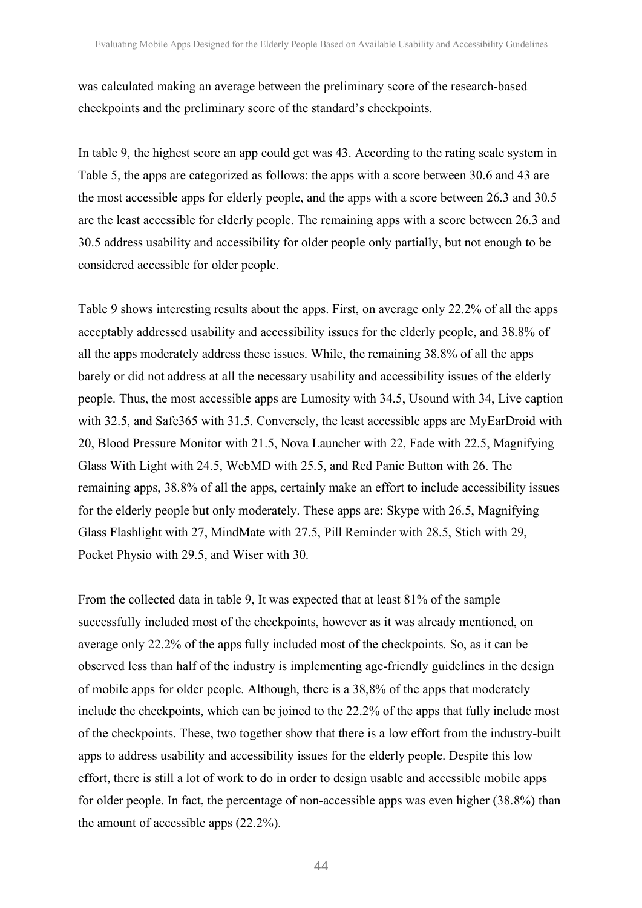was calculated making an average between the preliminary score of the research-based checkpoints and the preliminary score of the standard's checkpoints.

In table 9, the highest score an app could get was 43. According to the rating scale system in Table 5, the apps are categorized as follows: the apps with a score between 30.6 and 43 are the most accessible apps for elderly people, and the apps with a score between 26.3 and 30.5 are the least accessible for elderly people. The remaining apps with a score between 26.3 and 30.5 address usability and accessibility for older people only partially, but not enough to be considered accessible for older people.

Table 9 shows interesting results about the apps. First, on average only 22.2% of all the apps acceptably addressed usability and accessibility issues for the elderly people, and 38.8% of all the apps moderately address these issues. While, the remaining 38.8% of all the apps barely or did not address at all the necessary usability and accessibility issues of the elderly people. Thus, the most accessible apps are Lumosity with 34.5, Usound with 34, Live caption with 32.5, and Safe365 with 31.5. Conversely, the least accessible apps are MyEarDroid with 20, Blood Pressure Monitor with 21.5, Nova Launcher with 22, Fade with 22.5, Magnifying Glass With Light with 24.5, WebMD with 25.5, and Red Panic Button with 26. The remaining apps, 38.8% of all the apps, certainly make an effort to include accessibility issues for the elderly people but only moderately. These apps are: Skype with 26.5, Magnifying Glass Flashlight with 27, MindMate with 27.5, Pill Reminder with 28.5, Stich with 29, Pocket Physio with 29.5, and Wiser with 30.

From the collected data in table 9, It was expected that at least 81% of the sample successfully included most of the checkpoints, however as it was already mentioned, on average only 22.2% of the apps fully included most of the checkpoints. So, as it can be observed less than half of the industry is implementing age-friendly guidelines in the design of mobile apps for older people. Although, there is a 38,8% of the apps that moderately include the checkpoints, which can be joined to the 22.2% of the apps that fully include most of the checkpoints. These, two together show that there is a low effort from the industry-built apps to address usability and accessibility issues for the elderly people. Despite this low effort, there is still a lot of work to do in order to design usable and accessible mobile apps for older people. In fact, the percentage of non-accessible apps was even higher (38.8%) than the amount of accessible apps (22.2%).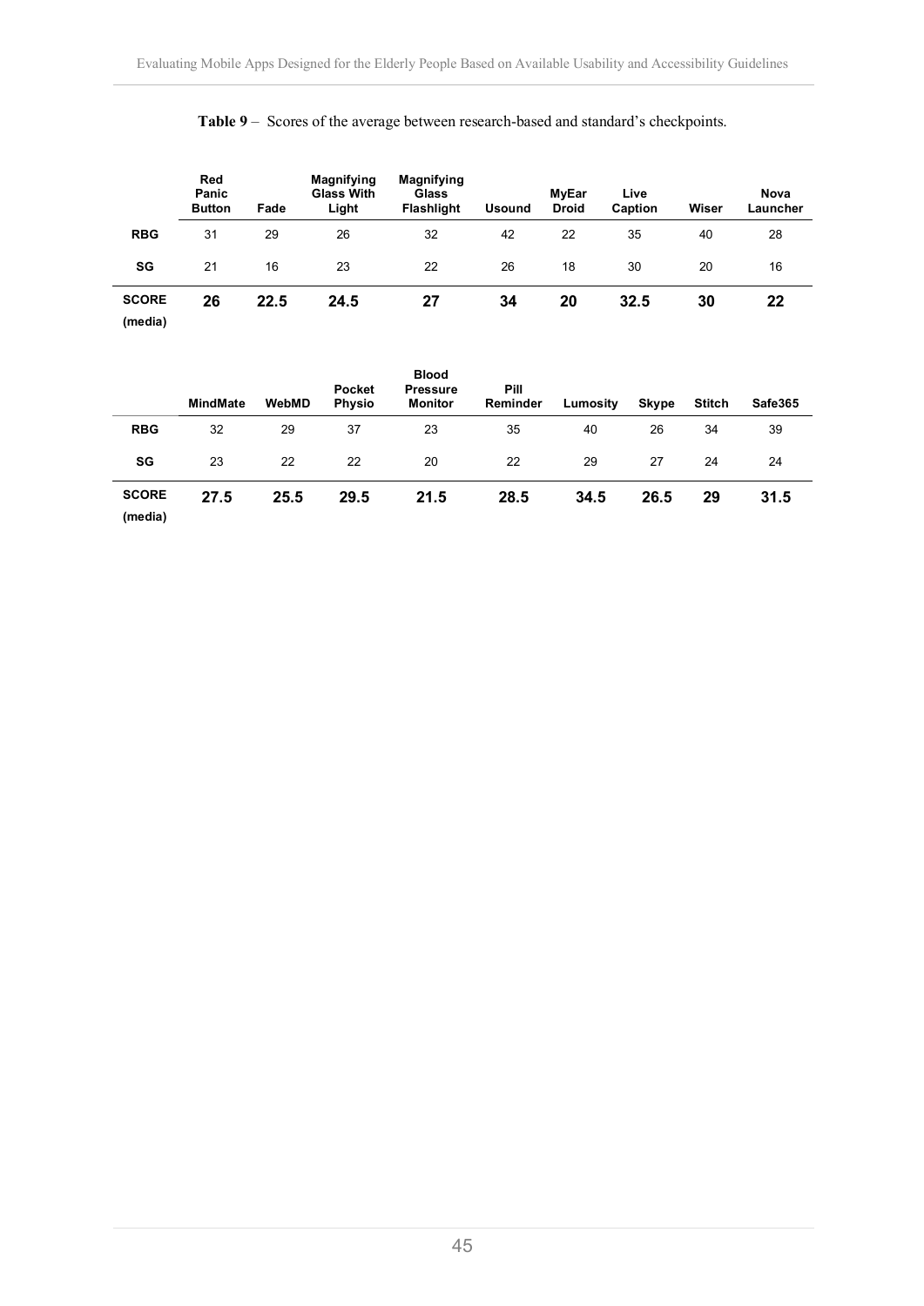**Table 9** – Scores of the average between research-based and standard's checkpoints.

| | Red Panic Button | Fade | Magnifying Glass With Light | Magnifying Glass Flashlight | Usound | MyEar Droid | Live Caption | Wiser | Nova Launcher |
|---|---|---|---|---|---|---|---|---|---|
| **RBG** | 31 | 29 | 26 | 32 | 42 | 22 | 35 | 40 | 28 |
| **SG** | 21 | 16 | 23 | 22 | 26 | 18 | 30 | 20 | 16 |
| **SCORE (media)** | **26** | **22.5** | **24.5** | **27** | **34** | **20** | **32.5** | **30** | **22** |

| | MindMate | WebMD | Pocket Physio | Blood Pressure Monitor | Pill Reminder | Lumosity | Skype | Stitch | Safe365 |
|---|---|---|---|---|---|---|---|---|---|
| **RBG** | 32 | 29 | 37 | 23 | 35 | 40 | 26 | 34 | 39 |
| **SG** | 23 | 22 | 22 | 20 | 22 | 29 | 27 | 24 | 24 |
| **SCORE (media)** | **27.5** | **25.5** | **29.5** | **21.5** | **28.5** | **34.5** | **26.5** | **29** | **31.5** |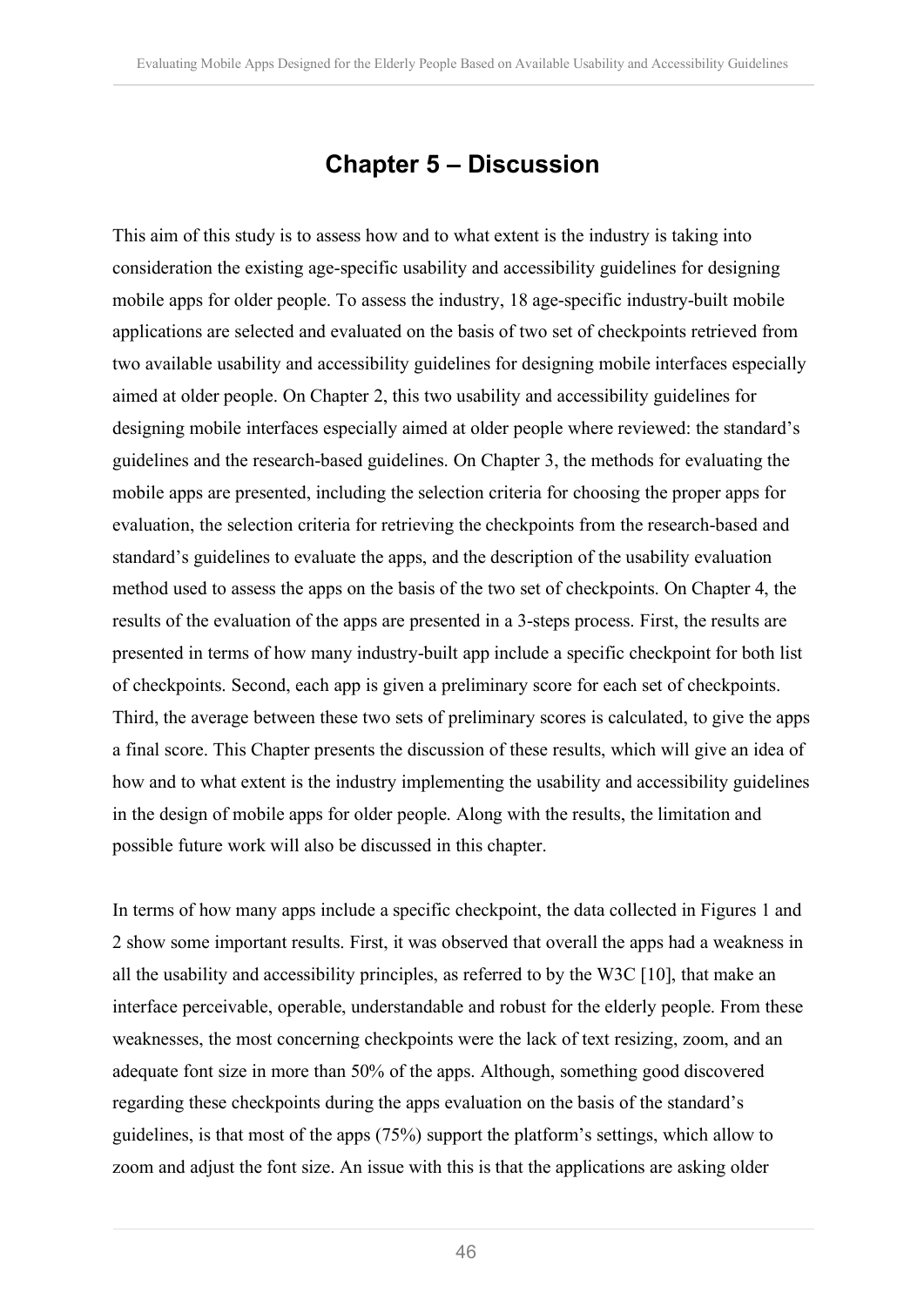# Chapter 5 – Discussion

This aim of this study is to assess how and to what extent is the industry is taking into consideration the existing age-specific usability and accessibility guidelines for designing mobile apps for older people. To assess the industry, 18 age-specific industry-built mobile applications are selected and evaluated on the basis of two set of checkpoints retrieved from two available usability and accessibility guidelines for designing mobile interfaces especially aimed at older people. On Chapter 2, this two usability and accessibility guidelines for designing mobile interfaces especially aimed at older people where reviewed: the standard's guidelines and the research-based guidelines. On Chapter 3, the methods for evaluating the mobile apps are presented, including the selection criteria for choosing the proper apps for evaluation, the selection criteria for retrieving the checkpoints from the research-based and standard's guidelines to evaluate the apps, and the description of the usability evaluation method used to assess the apps on the basis of the two set of checkpoints. On Chapter 4, the results of the evaluation of the apps are presented in a 3-steps process. First, the results are presented in terms of how many industry-built app include a specific checkpoint for both list of checkpoints. Second, each app is given a preliminary score for each set of checkpoints. Third, the average between these two sets of preliminary scores is calculated, to give the apps a final score. This Chapter presents the discussion of these results, which will give an idea of how and to what extent is the industry implementing the usability and accessibility guidelines in the design of mobile apps for older people. Along with the results, the limitation and possible future work will also be discussed in this chapter.

In terms of how many apps include a specific checkpoint, the data collected in Figures 1 and 2 show some important results. First, it was observed that overall the apps had a weakness in all the usability and accessibility principles, as referred to by the W3C [10], that make an interface perceivable, operable, understandable and robust for the elderly people. From these weaknesses, the most concerning checkpoints were the lack of text resizing, zoom, and an adequate font size in more than 50% of the apps. Although, something good discovered regarding these checkpoints during the apps evaluation on the basis of the standard's guidelines, is that most of the apps (75%) support the platform's settings, which allow to zoom and adjust the font size. An issue with this is that the applications are asking older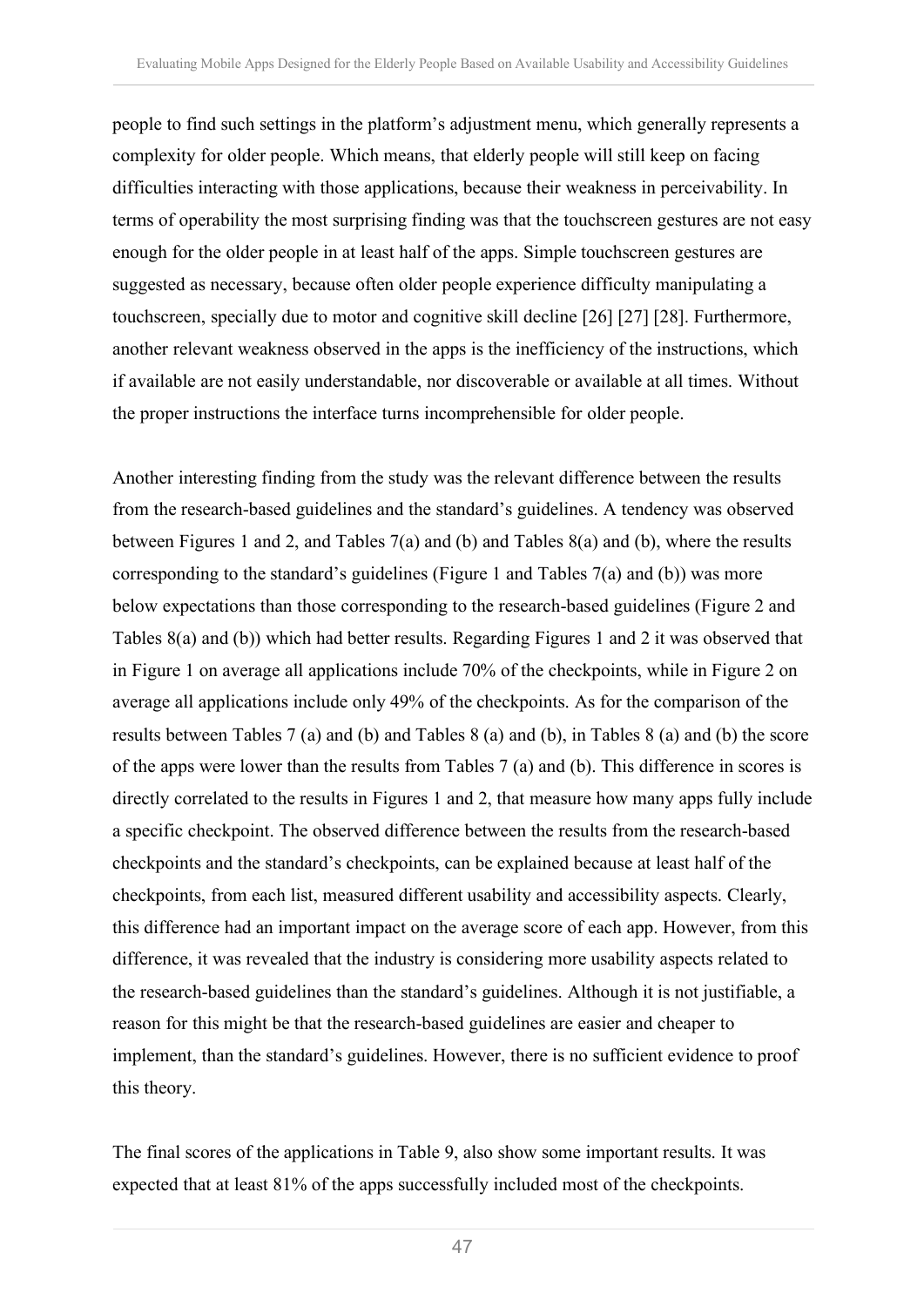people to find such settings in the platform's adjustment menu, which generally represents a complexity for older people. Which means, that elderly people will still keep on facing difficulties interacting with those applications, because their weakness in perceivability. In terms of operability the most surprising finding was that the touchscreen gestures are not easy enough for the older people in at least half of the apps. Simple touchscreen gestures are suggested as necessary, because often older people experience difficulty manipulating a touchscreen, specially due to motor and cognitive skill decline [26] [27] [28]. Furthermore, another relevant weakness observed in the apps is the inefficiency of the instructions, which if available are not easily understandable, nor discoverable or available at all times. Without the proper instructions the interface turns incomprehensible for older people.

Another interesting finding from the study was the relevant difference between the results from the research-based guidelines and the standard's guidelines. A tendency was observed between Figures 1 and 2, and Tables 7(a) and (b) and Tables 8(a) and (b), where the results corresponding to the standard's guidelines (Figure 1 and Tables 7(a) and (b)) was more below expectations than those corresponding to the research-based guidelines (Figure 2 and Tables 8(a) and (b)) which had better results. Regarding Figures 1 and 2 it was observed that in Figure 1 on average all applications include 70% of the checkpoints, while in Figure 2 on average all applications include only 49% of the checkpoints. As for the comparison of the results between Tables 7 (a) and (b) and Tables 8 (a) and (b), in Tables 8 (a) and (b) the score of the apps were lower than the results from Tables 7 (a) and (b). This difference in scores is directly correlated to the results in Figures 1 and 2, that measure how many apps fully include a specific checkpoint. The observed difference between the results from the research-based checkpoints and the standard's checkpoints, can be explained because at least half of the checkpoints, from each list, measured different usability and accessibility aspects. Clearly, this difference had an important impact on the average score of each app. However, from this difference, it was revealed that the industry is considering more usability aspects related to the research-based guidelines than the standard's guidelines. Although it is not justifiable, a reason for this might be that the research-based guidelines are easier and cheaper to implement, than the standard's guidelines. However, there is no sufficient evidence to proof this theory.

The final scores of the applications in Table 9, also show some important results. It was expected that at least 81% of the apps successfully included most of the checkpoints.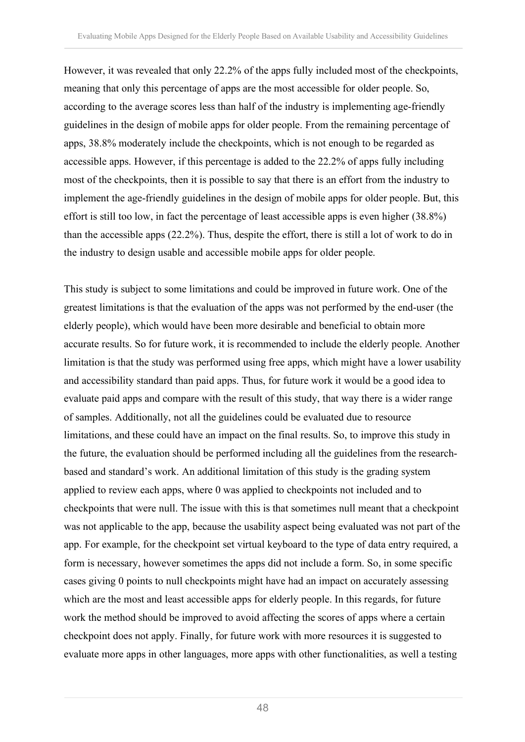However, it was revealed that only 22.2% of the apps fully included most of the checkpoints, meaning that only this percentage of apps are the most accessible for older people. So, according to the average scores less than half of the industry is implementing age-friendly guidelines in the design of mobile apps for older people. From the remaining percentage of apps, 38.8% moderately include the checkpoints, which is not enough to be regarded as accessible apps. However, if this percentage is added to the 22.2% of apps fully including most of the checkpoints, then it is possible to say that there is an effort from the industry to implement the age-friendly guidelines in the design of mobile apps for older people. But, this effort is still too low, in fact the percentage of least accessible apps is even higher (38.8%) than the accessible apps (22.2%). Thus, despite the effort, there is still a lot of work to do in the industry to design usable and accessible mobile apps for older people.

This study is subject to some limitations and could be improved in future work. One of the greatest limitations is that the evaluation of the apps was not performed by the end-user (the elderly people), which would have been more desirable and beneficial to obtain more accurate results. So for future work, it is recommended to include the elderly people. Another limitation is that the study was performed using free apps, which might have a lower usability and accessibility standard than paid apps. Thus, for future work it would be a good idea to evaluate paid apps and compare with the result of this study, that way there is a wider range of samples. Additionally, not all the guidelines could be evaluated due to resource limitations, and these could have an impact on the final results. So, to improve this study in the future, the evaluation should be performed including all the guidelines from the research-based and standard's work. An additional limitation of this study is the grading system applied to review each apps, where 0 was applied to checkpoints not included and to checkpoints that were null. The issue with this is that sometimes null meant that a checkpoint was not applicable to the app, because the usability aspect being evaluated was not part of the app. For example, for the checkpoint set virtual keyboard to the type of data entry required, a form is necessary, however sometimes the apps did not include a form. So, in some specific cases giving 0 points to null checkpoints might have had an impact on accurately assessing which are the most and least accessible apps for elderly people. In this regards, for future work the method should be improved to avoid affecting the scores of apps where a certain checkpoint does not apply. Finally, for future work with more resources it is suggested to evaluate more apps in other languages, more apps with other functionalities, as well a testing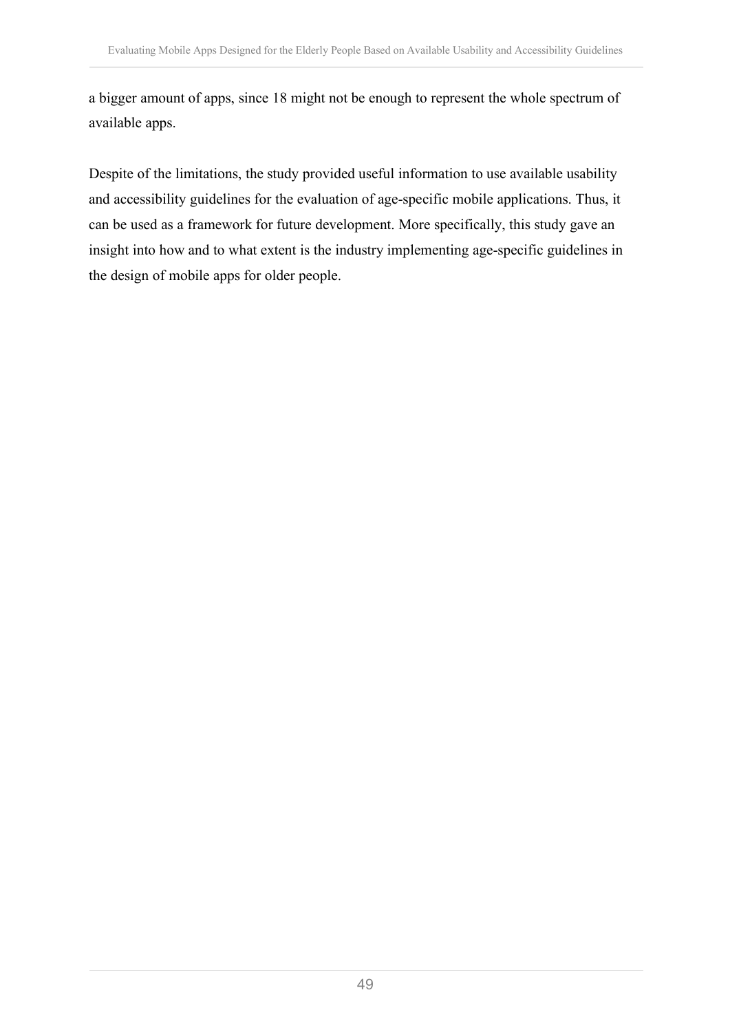a bigger amount of apps, since 18 might not be enough to represent the whole spectrum of available apps.

Despite of the limitations, the study provided useful information to use available usability and accessibility guidelines for the evaluation of age-specific mobile applications. Thus, it can be used as a framework for future development. More specifically, this study gave an insight into how and to what extent is the industry implementing age-specific guidelines in the design of mobile apps for older people.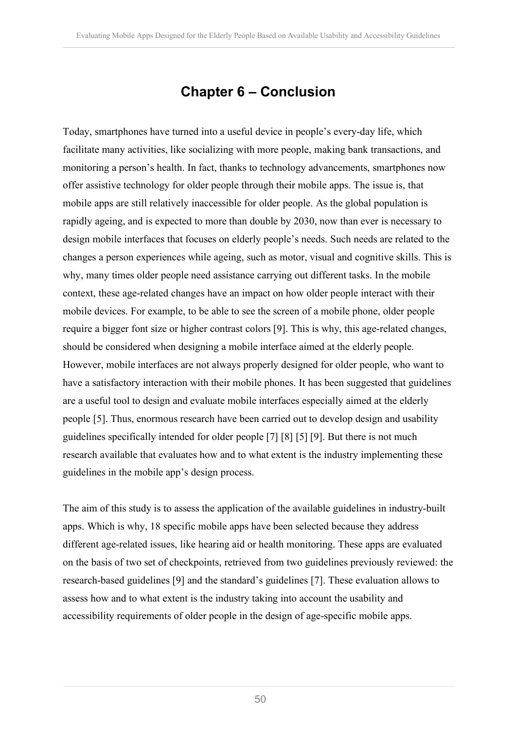# Chapter 6 – Conclusion

Today, smartphones have turned into a useful device in people's every-day life, which facilitate many activities, like socializing with more people, making bank transactions, and monitoring a person's health. In fact, thanks to technology advancements, smartphones now offer assistive technology for older people through their mobile apps. The issue is, that mobile apps are still relatively inaccessible for older people. As the global population is rapidly ageing, and is expected to more than double by 2030, now than ever is necessary to design mobile interfaces that focuses on elderly people's needs. Such needs are related to the changes a person experiences while ageing, such as motor, visual and cognitive skills. This is why, many times older people need assistance carrying out different tasks. In the mobile context, these age-related changes have an impact on how older people interact with their mobile devices. For example, to be able to see the screen of a mobile phone, older people require a bigger font size or higher contrast colors [9]. This is why, this age-related changes, should be considered when designing a mobile interface aimed at the elderly people. However, mobile interfaces are not always properly designed for older people, who want to have a satisfactory interaction with their mobile phones. It has been suggested that guidelines are a useful tool to design and evaluate mobile interfaces especially aimed at the elderly people [5]. Thus, enormous research have been carried out to develop design and usability guidelines specifically intended for older people [7] [8] [5] [9]. But there is not much research available that evaluates how and to what extent is the industry implementing these guidelines in the mobile app's design process.

The aim of this study is to assess the application of the available guidelines in industry-built apps. Which is why, 18 specific mobile apps have been selected because they address different age-related issues, like hearing aid or health monitoring. These apps are evaluated on the basis of two set of checkpoints, retrieved from two guidelines previously reviewed: the research-based guidelines [9] and the standard's guidelines [7]. These evaluation allows to assess how and to what extent is the industry taking into account the usability and accessibility requirements of older people in the design of age-specific mobile apps.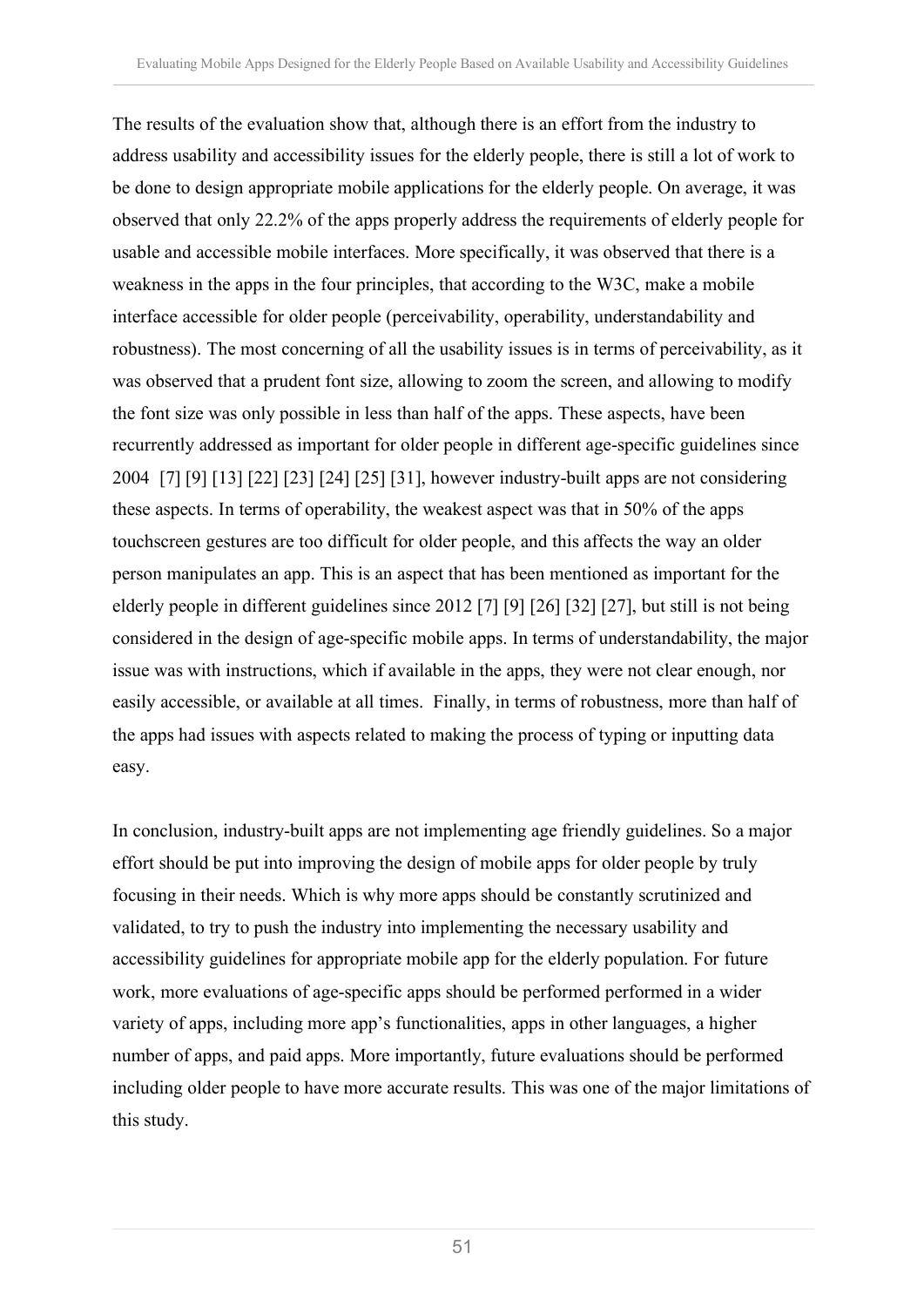The results of the evaluation show that, although there is an effort from the industry to address usability and accessibility issues for the elderly people, there is still a lot of work to be done to design appropriate mobile applications for the elderly people. On average, it was observed that only 22.2% of the apps properly address the requirements of elderly people for usable and accessible mobile interfaces. More specifically, it was observed that there is a weakness in the apps in the four principles, that according to the W3C, make a mobile interface accessible for older people (perceivability, operability, understandability and robustness). The most concerning of all the usability issues is in terms of perceivability, as it was observed that a prudent font size, allowing to zoom the screen, and allowing to modify the font size was only possible in less than half of the apps. These aspects, have been recurrently addressed as important for older people in different age-specific guidelines since 2004 [7] [9] [13] [22] [23] [24] [25] [31], however industry-built apps are not considering these aspects. In terms of operability, the weakest aspect was that in 50% of the apps touchscreen gestures are too difficult for older people, and this affects the way an older person manipulates an app. This is an aspect that has been mentioned as important for the elderly people in different guidelines since 2012 [7] [9] [26] [32] [27], but still is not being considered in the design of age-specific mobile apps. In terms of understandability, the major issue was with instructions, which if available in the apps, they were not clear enough, nor easily accessible, or available at all times. Finally, in terms of robustness, more than half of the apps had issues with aspects related to making the process of typing or inputting data easy.

In conclusion, industry-built apps are not implementing age friendly guidelines. So a major effort should be put into improving the design of mobile apps for older people by truly focusing in their needs. Which is why more apps should be constantly scrutinized and validated, to try to push the industry into implementing the necessary usability and accessibility guidelines for appropriate mobile app for the elderly population. For future work, more evaluations of age-specific apps should be performed performed in a wider variety of apps, including more app's functionalities, apps in other languages, a higher number of apps, and paid apps. More importantly, future evaluations should be performed including older people to have more accurate results. This was one of the major limitations of this study.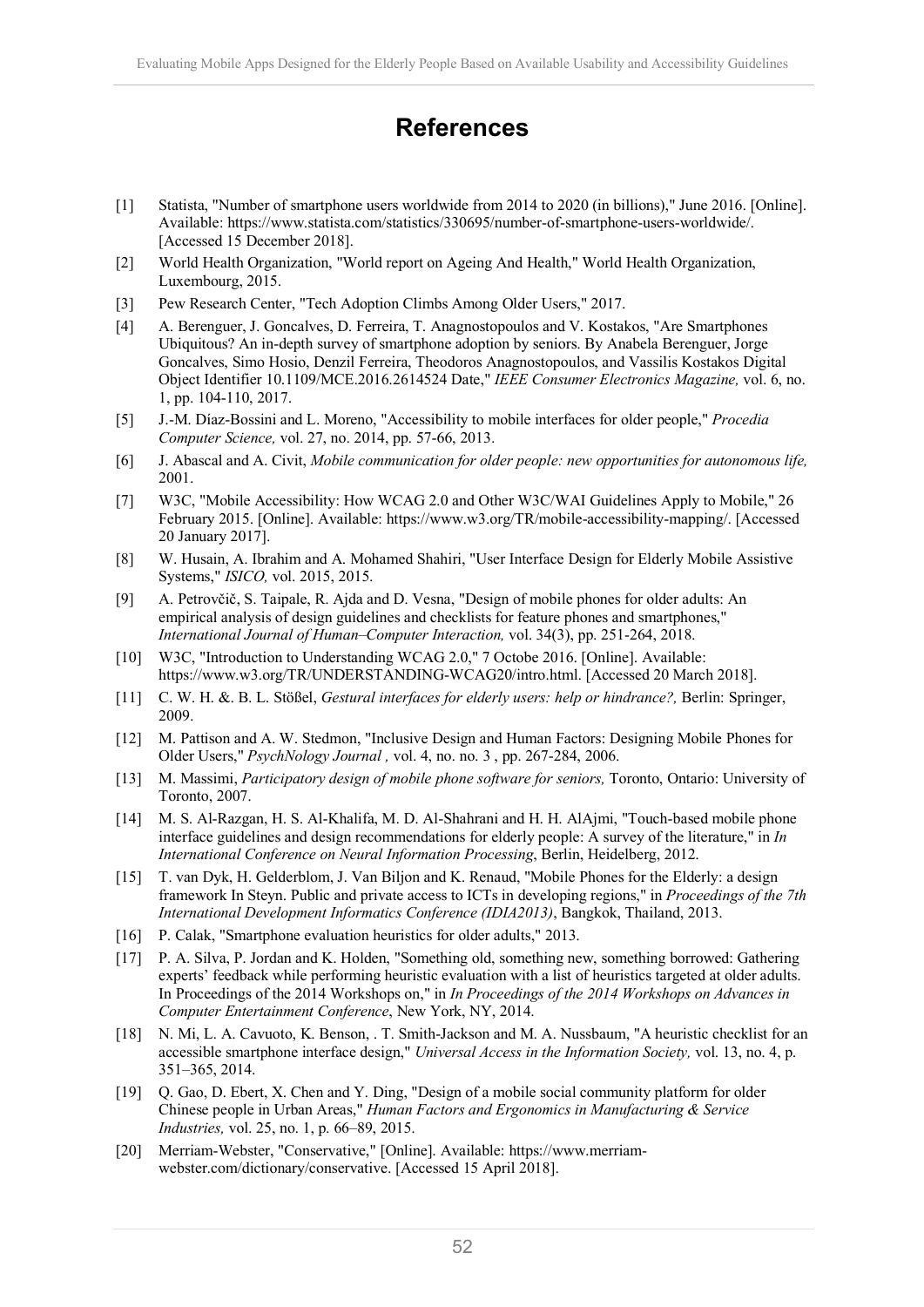# References

[1] Statista, "Number of smartphone users worldwide from 2014 to 2020 (in billions)," June 2016. [Online]. Available: https://www.statista.com/statistics/330695/number-of-smartphone-users-worldwide/. [Accessed 15 December 2018].

[2] World Health Organization, "World report on Ageing And Health," World Health Organization, Luxembourg, 2015.

[3] Pew Research Center, "Tech Adoption Climbs Among Older Users," 2017.

[4] A. Berenguer, J. Goncalves, D. Ferreira, T. Anagnostopoulos and V. Kostakos, "Are Smartphones Ubiquitous? An in-depth survey of smartphone adoption by seniors. By Anabela Berenguer, Jorge Goncalves, Simo Hosio, Denzil Ferreira, Theodoros Anagnostopoulos, and Vassilis Kostakos Digital Object Identifier 10.1109/MCE.2016.2614524 Date," *IEEE Consumer Electronics Magazine,* vol. 6, no. 1, pp. 104-110, 2017.

[5] J.-M. Díaz-Bossini and L. Moreno, "Accessibility to mobile interfaces for older people," *Procedia Computer Science,* vol. 27, no. 2014, pp. 57-66, 2013.

[6] J. Abascal and A. Civit, *Mobile communication for older people: new opportunities for autonomous life,* 2001.

[7] W3C, "Mobile Accessibility: How WCAG 2.0 and Other W3C/WAI Guidelines Apply to Mobile," 26 February 2015. [Online]. Available: https://www.w3.org/TR/mobile-accessibility-mapping/. [Accessed 20 January 2017].

[8] W. Husain, A. Ibrahim and A. Mohamed Shahiri, "User Interface Design for Elderly Mobile Assistive Systems," *ISICO,* vol. 2015, 2015.

[9] A. Petrovčič, S. Taipale, R. Ajda and D. Vesna, "Design of mobile phones for older adults: An empirical analysis of design guidelines and checklists for feature phones and smartphones," *International Journal of Human–Computer Interaction,* vol. 34(3), pp. 251-264, 2018.

[10] W3C, "Introduction to Understanding WCAG 2.0," 7 Octobe 2016. [Online]. Available: https://www.w3.org/TR/UNDERSTANDING-WCAG20/intro.html. [Accessed 20 March 2018].

[11] C. W. H. &. B. L. Stößel, *Gestural interfaces for elderly users: help or hindrance?,* Berlin: Springer, 2009.

[12] M. Pattison and A. W. Stedmon, "Inclusive Design and Human Factors: Designing Mobile Phones for Older Users," *PsychNology Journal ,* vol. 4, no. no. 3 , pp. 267-284, 2006.

[13] M. Massimi, *Participatory design of mobile phone software for seniors,* Toronto, Ontario: University of Toronto, 2007.

[14] M. S. Al-Razgan, H. S. Al-Khalifa, M. D. Al-Shahrani and H. H. AlAjmi, "Touch-based mobile phone interface guidelines and design recommendations for elderly people: A survey of the literature," in *In International Conference on Neural Information Processing*, Berlin, Heidelberg, 2012.

[15] T. van Dyk, H. Gelderblom, J. Van Biljon and K. Renaud, "Mobile Phones for the Elderly: a design framework In Steyn. Public and private access to ICTs in developing regions," in *Proceedings of the 7th International Development Informatics Conference (IDIA2013)*, Bangkok, Thailand, 2013.

[16] P. Calak, "Smartphone evaluation heuristics for older adults," 2013.

[17] P. A. Silva, P. Jordan and K. Holden, "Something old, something new, something borrowed: Gathering experts' feedback while performing heuristic evaluation with a list of heuristics targeted at older adults. In Proceedings of the 2014 Workshops on," in *In Proceedings of the 2014 Workshops on Advances in Computer Entertainment Conference*, New York, NY, 2014.

[18] N. Mi, L. A. Cavuoto, K. Benson, . T. Smith-Jackson and M. A. Nussbaum, "A heuristic checklist for an accessible smartphone interface design," *Universal Access in the Information Society,* vol. 13, no. 4, p. 351–365, 2014.

[19] Q. Gao, D. Ebert, X. Chen and Y. Ding, "Design of a mobile social community platform for older Chinese people in Urban Areas," *Human Factors and Ergonomics in Manufacturing & Service Industries,* vol. 25, no. 1, p. 66–89, 2015.

[20] Merriam-Webster, "Conservative," [Online]. Available: https://www.merriam-webster.com/dictionary/conservative. [Accessed 15 April 2018].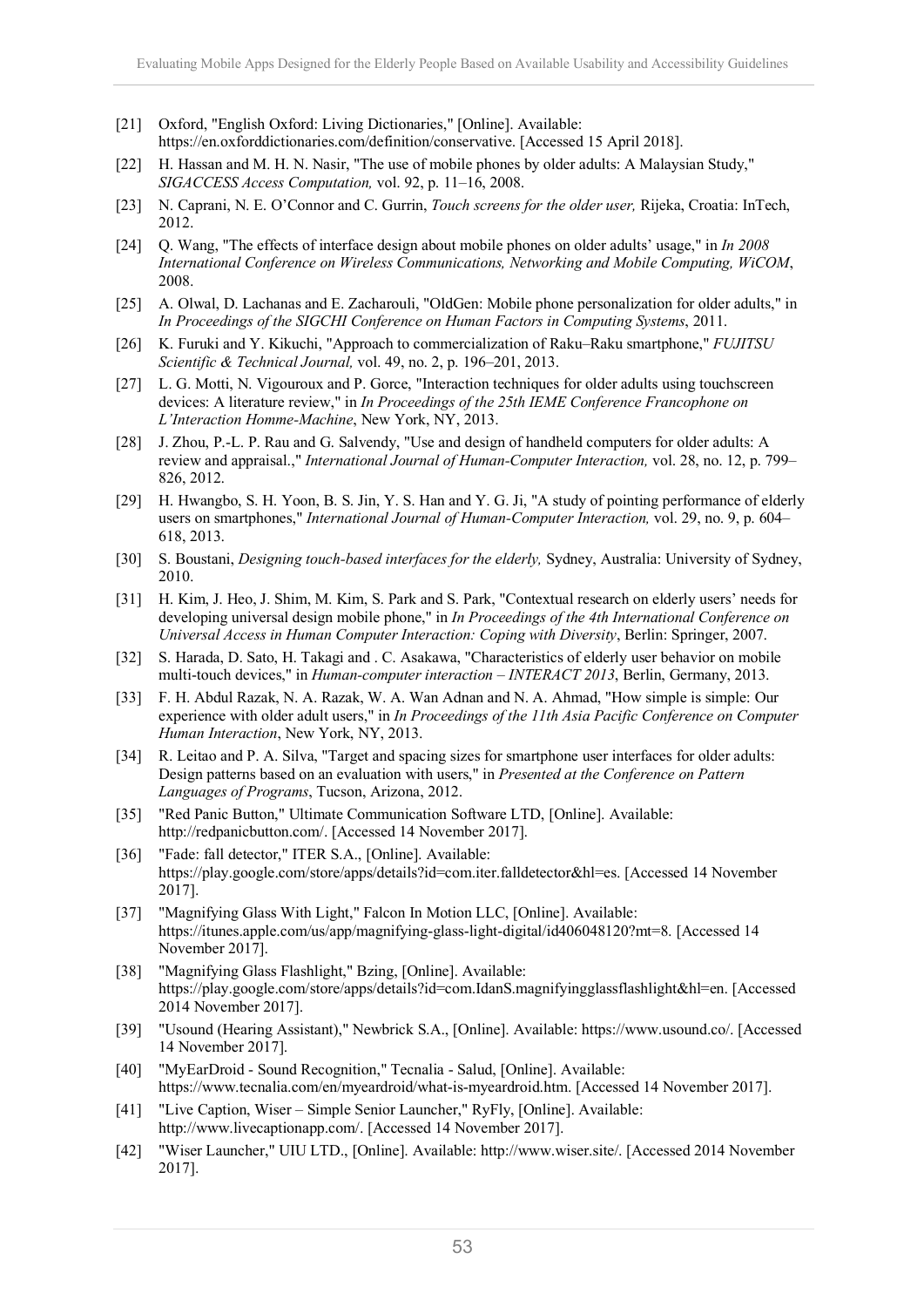[21] Oxford, "English Oxford: Living Dictionaries," [Online]. Available: https://en.oxforddictionaries.com/definition/conservative. [Accessed 15 April 2018].

[22] H. Hassan and M. H. N. Nasir, "The use of mobile phones by older adults: A Malaysian Study," *SIGACCESS Access Computation,* vol. 92, p. 11–16, 2008.

[23] N. Caprani, N. E. O'Connor and C. Gurrin, *Touch screens for the older user,* Rijeka, Croatia: InTech, 2012.

[24] Q. Wang, "The effects of interface design about mobile phones on older adults' usage," in *In 2008 International Conference on Wireless Communications, Networking and Mobile Computing, WiCOM*, 2008.

[25] A. Olwal, D. Lachanas and E. Zacharouli, "OldGen: Mobile phone personalization for older adults," in *In Proceedings of the SIGCHI Conference on Human Factors in Computing Systems*, 2011.

[26] K. Furuki and Y. Kikuchi, "Approach to commercialization of Raku–Raku smartphone," *FUJITSU Scientific & Technical Journal,* vol. 49, no. 2, p. 196–201, 2013.

[27] L. G. Motti, N. Vigouroux and P. Gorce, "Interaction techniques for older adults using touchscreen devices: A literature review," in *In Proceedings of the 25th IEME Conference Francophone on L'Interaction Homme-Machine*, New York, NY, 2013.

[28] J. Zhou, P.-L. P. Rau and G. Salvendy, "Use and design of handheld computers for older adults: A review and appraisal.," *International Journal of Human-Computer Interaction,* vol. 28, no. 12, p. 799–826, 2012.

[29] H. Hwangbo, S. H. Yoon, B. S. Jin, Y. S. Han and Y. G. Ji, "A study of pointing performance of elderly users on smartphones," *International Journal of Human-Computer Interaction,* vol. 29, no. 9, p. 604–618, 2013.

[30] S. Boustani, *Designing touch-based interfaces for the elderly,* Sydney, Australia: University of Sydney, 2010.

[31] H. Kim, J. Heo, J. Shim, M. Kim, S. Park and S. Park, "Contextual research on elderly users' needs for developing universal design mobile phone," in *In Proceedings of the 4th International Conference on Universal Access in Human Computer Interaction: Coping with Diversity*, Berlin: Springer, 2007.

[32] S. Harada, D. Sato, H. Takagi and . C. Asakawa, "Characteristics of elderly user behavior on mobile multi-touch devices," in *Human-computer interaction – INTERACT 2013*, Berlin, Germany, 2013.

[33] F. H. Abdul Razak, N. A. Razak, W. A. Wan Adnan and N. A. Ahmad, "How simple is simple: Our experience with older adult users," in *In Proceedings of the 11th Asia Pacific Conference on Computer Human Interaction*, New York, NY, 2013.

[34] R. Leitao and P. A. Silva, "Target and spacing sizes for smartphone user interfaces for older adults: Design patterns based on an evaluation with users," in *Presented at the Conference on Pattern Languages of Programs*, Tucson, Arizona, 2012.

[35] "Red Panic Button," Ultimate Communication Software LTD, [Online]. Available: http://redpanicbutton.com/. [Accessed 14 November 2017].

[36] "Fade: fall detector," ITER S.A., [Online]. Available: https://play.google.com/store/apps/details?id=com.iter.falldetector&hl=es. [Accessed 14 November 2017].

[37] "Magnifying Glass With Light," Falcon In Motion LLC, [Online]. Available: https://itunes.apple.com/us/app/magnifying-glass-light-digital/id406048120?mt=8. [Accessed 14 November 2017].

[38] "Magnifying Glass Flashlight," Bzing, [Online]. Available: https://play.google.com/store/apps/details?id=com.IdanS.magnifyingglassflashlight&hl=en. [Accessed 2014 November 2017].

[39] "Usound (Hearing Assistant)," Newbrick S.A., [Online]. Available: https://www.usound.co/. [Accessed 14 November 2017].

[40] "MyEarDroid - Sound Recognition," Tecnalia - Salud, [Online]. Available: https://www.tecnalia.com/en/myeardroid/what-is-myeardroid.htm. [Accessed 14 November 2017].

[41] "Live Caption, Wiser – Simple Senior Launcher," RyFly, [Online]. Available: http://www.livecaptionapp.com/. [Accessed 14 November 2017].

[42] "Wiser Launcher," UIU LTD., [Online]. Available: http://www.wiser.site/. [Accessed 2014 November 2017].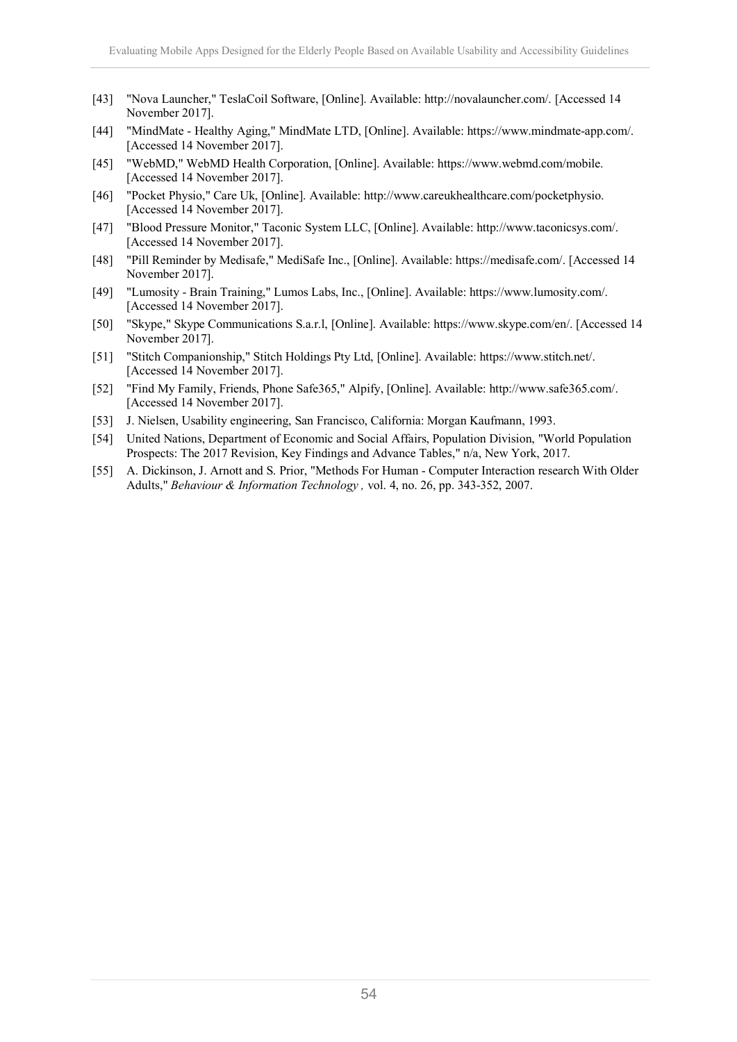[43] "Nova Launcher," TeslaCoil Software, [Online]. Available: http://novalauncher.com/. [Accessed 14 November 2017].

[44] "MindMate - Healthy Aging," MindMate LTD, [Online]. Available: https://www.mindmate-app.com/. [Accessed 14 November 2017].

[45] "WebMD," WebMD Health Corporation, [Online]. Available: https://www.webmd.com/mobile. [Accessed 14 November 2017].

[46] "Pocket Physio," Care Uk, [Online]. Available: http://www.careukhealthcare.com/pocketphysio. [Accessed 14 November 2017].

[47] "Blood Pressure Monitor," Taconic System LLC, [Online]. Available: http://www.taconicsys.com/. [Accessed 14 November 2017].

[48] "Pill Reminder by Medisafe," MediSafe Inc., [Online]. Available: https://medisafe.com/. [Accessed 14 November 2017].

[49] "Lumosity - Brain Training," Lumos Labs, Inc., [Online]. Available: https://www.lumosity.com/. [Accessed 14 November 2017].

[50] "Skype," Skype Communications S.a.r.l, [Online]. Available: https://www.skype.com/en/. [Accessed 14 November 2017].

[51] "Stitch Companionship," Stitch Holdings Pty Ltd, [Online]. Available: https://www.stitch.net/. [Accessed 14 November 2017].

[52] "Find My Family, Friends, Phone Safe365," Alpify, [Online]. Available: http://www.safe365.com/. [Accessed 14 November 2017].

[53] J. Nielsen, Usability engineering, San Francisco, California: Morgan Kaufmann, 1993.

[54] United Nations, Department of Economic and Social Affairs, Population Division, "World Population Prospects: The 2017 Revision, Key Findings and Advance Tables," n/a, New York, 2017.

[55] A. Dickinson, J. Arnott and S. Prior, "Methods For Human - Computer Interaction research With Older Adults," *Behaviour & Information Technology ,* vol. 4, no. 26, pp. 343-352, 2007.